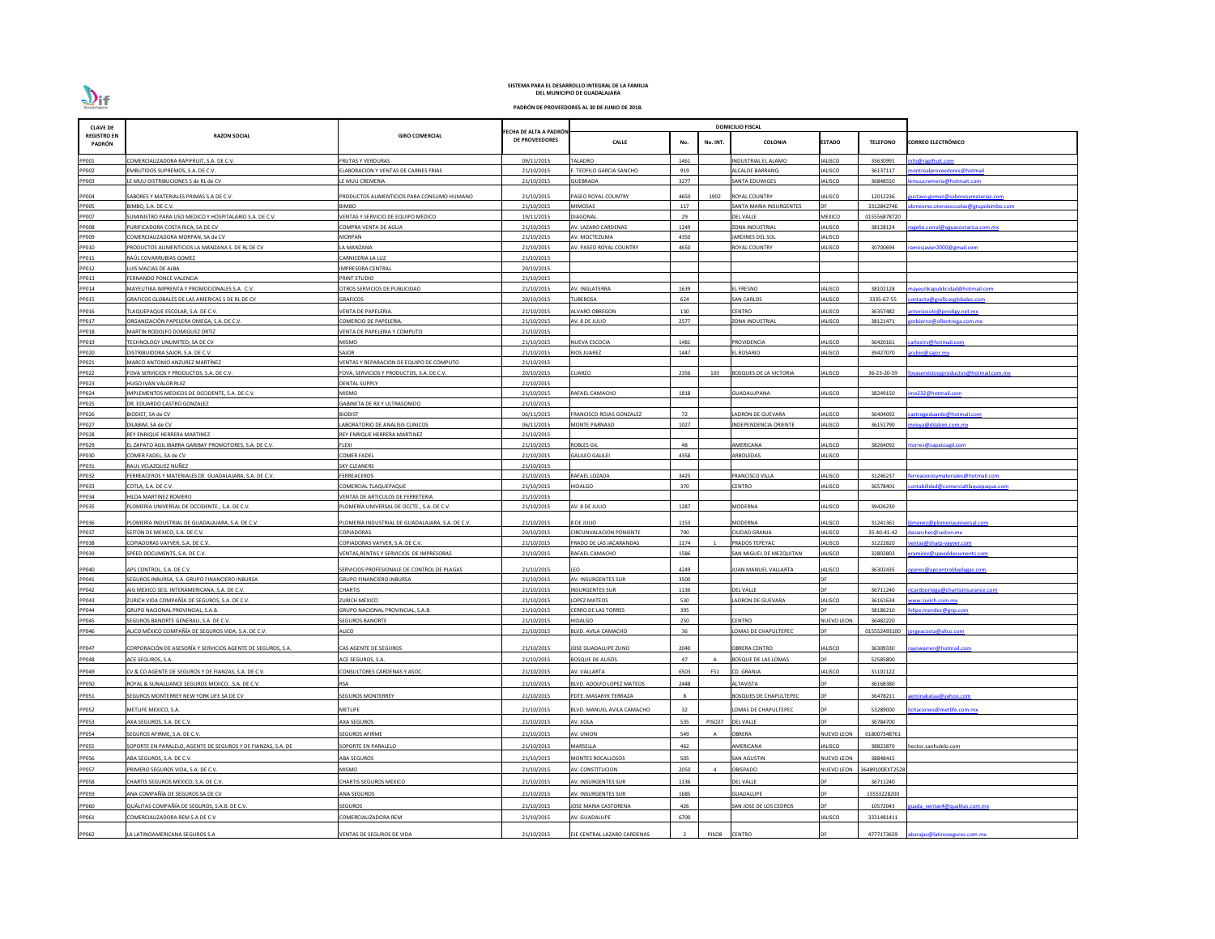# SISTEMA PARA EL DESARROLLO INTEGRAL DE LA FAMILIA DEL MUNICIPIO DE GUADALAJARA

## PADRÓN DE PROVEEDORES AL 30 DE JUNIO DE 2018.

| CLAVE DE REGISTRO EN PADRÓN | RAZON SOCIAL | GIRO COMERCIAL | FECHA DE ALTA A PADRÓN DE PROVEEDORES | DOMICILIO FISCAL | | | | | | CORREO ELECTRÓNICO |
|---|---|---|---|---|---|---|---|---|---|---|
| | | | | CALLE | No. | No. INT. | COLONIA | ESTADO | TELEFONO | |
| PP001 | COMERCIALIZADORA RAPIFRUIT, S.A. DE C.V. | FRUTAS Y VERDURAS | 09/11/2015 | TALADRO | 1461 | | INDUSTRIAL EL ALAMO | JALISCO | 35630991 | info@rapifruit.com |
| PP002 | EMBUTIDOS SUPREMOS, S.A. DE C.V. | ELABORACION Y VENTAS DE CARNES FRIAS | 21/10/2015 | F. TEOFILO GARCIA SANCHO | 919 | | ALCALDE BARRANQ | JALISCO | 36137117 | montrealproveedores@hotmail |
| PP003 | LE MUU DISTRIBUCIONES S de RL de CV | LE MUU CREMERIA | 21/10/2015 | QUEBRADA | 3277 | | SANTA EDUWIGES | JALISCO | 36848550 | lemuucremeria@hotmail.com |
| PP004 | SABORES Y MATERIALES PRIMAS S.A DE C.V. | PRODUCTOS ALIMENTICIOS PARA CONSUMO HUMANO | 21/10/2015 | PASEO ROYAL COUNTRY | 4650 | 1902 | ROYAL COUNTRY | JALISCO | 12012236 | gustavo.gomez@saboresymaterias.com |
| PP005 | BIMBO, S.A. DE C.V. | BIMBO | 21/10/2015 | MIMOSAS | 117 | | SANTA MARIA INSURGENTES | DF | 3312842746 | obmexmo.oteroescuelas@grupobimbo.com |
| PP007 | SUMINISTRO PARA USO MEDICO Y HOSPITALARIO S.A. DE C.V. | VENTAS Y SERVICIO DE EQUIPO MEDICO | 19/11/2015 | DIAGONAL | 29 | | DEL VALLE | MEXICO | 015556878720 | |
| PP008 | PURIFICADORA COSTA RICA, SA DE CV | COMPRA VENTA DE AGUA | 21/10/2015 | AV. LAZARO CARDENAS | 1249 | | ZONA INDUSTRIAL | JALISCO | 38128124 | rogelio.corral@aguacostarica.com.mx |
| PP009 | COMERCIALIZADORA MORPAN, SA de CV | MORPAN | 21/10/2015 | AV. MOCTEZUMA | 4350 | | JARDINES DEL SOL | JALISCO | | |
| PP010 | PRODUCTOS ALIMENTICIOS LA MANZANA S. DE RL DE CV | LA MANZANA | 21/10/2015 | AV. PASEO ROYAL COUNTRY | 4650 | | ROYAL COUNTRY | JALISCO | 30700694 | ramosjavier2000@gmail.com |
| PP011 | RAÚL COVARRUBIAS GOMEZ | CARNICERIA LA LUZ | 21/10/2015 | | | | | | | |
| PP012 | LUIS MACIAS DE ALBA | IMPRESORA CENTRAL | 20/10/2015 | | | | | | | |
| PP013 | FERNANDO PONCE VALENCIA | PRINT STUDIO | 21/10/2015 | | | | | | | |
| PP014 | MAYEUTIKA IMPRENTA Y PROMOCIONALES S.A. C.V. | OTROS SERVICIOS DE PUBLICIDAD | 21/10/2015 | AV. INGLATERRA | 1639 | | EL FRESNO | JALISCO | 38102128 | mayeutikapublicidad@hotmail.com |
| PP015 | GRAFICOS GLOBALES DE LAS AMERICAS S DE RL DE CV | GRAFICOS | 20/10/2015 | TUBEROSA | 624 | | SAN CARLOS | JALISCO | 3335-67-55 | contacto@graficosglobales.com |
| PP016 | TLAQUEPAQUE ESCOLAR, S.A. DE C.V. | VENTA DE PAPELERIA. | 21/10/2015 | ALVARO OBREGON | 130 | | CENTRO | JALISCO | 36357482 | antoniosolo@prodigy.net.mx |
| PP017 | ORGANIZACIÓN PAPELERA OMEGA, S.A. DE C.V. | COMERCIO DE PAPELERIA. | 21/10/2015 | AV. 8 DE JULIO | 2577 | | ZONA INDUSTRIAL | JALISCO | 38121471 | gorbierno@ofientrega.com.mx |
| PP018 | MARTIN RODOLFO DOMIGUEZ ORTIZ | VENTA DE PAPELERIA Y COMPUTO | 21/10/2015 | | | | | | | |
| PP019 | TECHNOLOGY UNLIMITED, SA DE CV | MISMO | 21/10/2015 | NUEVA ESCOCIA | 1481 | | PROVIDENCIA | JALISCO | 36420161 | carlostrv@hotmail.com |
| PP020 | DISTRIBUIDORA SAJOR, S.A. DE C.V. | SAJOR | 21/10/2015 | RIOS JUAREZ | 1447 | | EL ROSARIO | JALISCO | 39427070 | arubio@sajor.mx |
| PP021 | MARCO ANTONIO ANZUREZ MARTÍNEZ | VENTAS Y REPARACION DE EQUIPO DE COMPUTO | 21/10/2015 | | | | | | | |
| PP022 | FOVA SERVICIOS Y PRODUCTOS, S.A. DE C.V. | FOVA, SERVICIOS Y PRODUCTOS, S.A. DE C.V. | 20/10/2015 | CUARZO | 2356 | 103 | BOSQUES DE LA VICTORIA | JALISCO | 36-23-20-59 | fovaserviciosyproductos@hotmail.com.mx |
| PP023 | HUGO IVAN VALOR RUIZ | DENTAL SUPPLY | 21/10/2015 | | | | | | | |
| PP024 | IMPLEMENTOS MEDICOS DE OCCIDENTE, S.A. DE C.V. | MISMO | 21/10/2015 | RAFAEL CAMACHO | 1818 | | GUADALUPANA | JALISCO | 38249150 | imo232@hotmail.com |
| PP025 | DR. EDUARDO CASTRO GONZALEZ | GABINETA DE RX Y ULTRASONIDO | 21/10/2015 | | | | | | | |
| PP026 | BIODIST, SA de CV | BIODIST | 06/11/2015 | FRANCISCO ROJAS GONZALEZ | 72 | | LADRON DE GUEVARA | JALISCO | 36404092 | castrogeduardo@hotmail.com |
| PP027 | DILABIM, SA de CV | LABORATORIO DE ANALISIS CLINICOS | 06/11/2015 | MONTE PARNASO | 1027 | | INDEPENDENCIA ORIENTE | JALISCO | 36151790 | mireya@dilabim.com.mx |
| PP028 | REY ENRIQUE HERRERA MARTINEZ | REY ENRIQUE HERRERA MARTINEZ | 21/10/2015 | | | | | | | |
| PP029 | EL ZAPATO AGIL IBARRA GARIBAY PROMOTORES, S.A. DE C.V. | FLEXI | 21/10/2015 | ROBLES GIL | 48 | | AMERICANA | JALISCO | 38264092 | rtorres@zapatoagil.com |
| PP030 | COMER FADEL, SA de CV | COMER FADEL | 21/10/2015 | GALILEO GALILEI | 4358 | | ARBOLEDAS | JALISCO | | |
| PP031 | RAUL VELAZQUEZ NUÑEZ | SKY CLEANERS | 21/10/2015 | | | | | | | |
| PP032 | FERREACEROS Y MATERIALES DE GUADALAJARA, S.A. DE C.V. | FERREACEROS | 21/10/2015 | RAFAEL LOZADA | 3425 | | FRANCISCO VILLA | JALISCO | 31246237 | ferreacerosymateriales@hotmail.com |
| PP033 | COTLA, S.A. DE C.V. | COMERCIAL TLAQUEPAQUE | 21/10/2015 | HIDALGO | 370 | | CENTRO | JALISCO | 36578401 | contabilidad@comercialtlaquepaque.com |
| PP034 | HILDA MARTINEZ ROMERO | VENTAS DE ARTICULOS DE FERRETERIA | 21/10/2015 | | | | | | | |
| PP035 | PLOMERÍA UNIVERSAL DE OCCIDENTE., S.A. DE C.V. | PLOMERÍA UNIVERSAL DE OCCTE., S.A. DE C.V. | 21/10/2015 | AV. 8 DE JULIO | 1287 | | MODERNA | JALISCO | 39426230 | |
| PP036 | PLOMERÍA INDUSTRIAL DE GUADALAJARA, S.A. DE C.V. | PLOMERÍA INDUSTRIAL DE GUADALAJARA, S.A. DE C.V. | 21/10/2015 | 8 DE JULIO | 1153 | | MODERNA | JALISCO | 31241361 | ljimenez@plomeriauniversal.com |
| PP037 | SEITON DE MEXICO, S.A. DE C.V. | COPIADORAS | 20/10/2015 | CIRCUNVALACION PONIENTE | 790 | | CIUDAD GRANJA | JALISCO | 35-40-41-42 | dasanchez@seiton.mx |
| PP038 | COPIADORAS VAYVER, S.A. DE C.V. | COPIADORAS VAYVER, S.A. DE C.V. | 21/10/2015 | PRADO DE LAS JACARANDAS | 1174 | 1 | PRADOS TEPEYAC | JALISCO | 31222820 | ventas@sharp-vayver.com |
| PP039 | SPEED DOCUMENTS, S.A. DE C.V. | VENTAS,RENTAS Y SERVICIOS DE IMPRESORAS | 21/10/2015 | RAFAEL CAMACHO | 1586 | | SAN MIGUEL DE MEZQUITAN | JALISCO | 32802803 | eramirez@speeddocuments.com |
| PP040 | APS CONTROL, S.A. DE C.V. | SERVICIOS PROFESIONALE DE CONTROL DE PLAGAS | 21/10/2015 | LEO | 4249 | | JUAN MANUEL VALLARTA | JALISCO | 36302435 | operez@apcontroldeplagas.com |
| PP041 | SEGUROS INBURSA, S.A. GRUPO FINANCIERO INBURSA | GRUPO FINANCIERO INBURSA | 21/10/2015 | AV. INSURGENTES SUR | 3500 | | | DF | | |
| PP042 | AIG MEXICO SEG. INTERAMERICANA, S.A. DE C.V. | CHARTIS | 21/10/2015 | INSURGENTES SUR | 1136 | | DEL VALLE | DF | 36711240 | ricardoortega@chartisinsurance.com |
| PP043 | ZURICH VIDA COMPAÑÍA DE SEGUROS, S.A. DE C.V. | ZURICH MEXICO | 21/10/2015 | LOPEZ MATEOS | 530 | | LADRON DE GUEVARA | JALISCO | 36161634 | www.zurich.com.mx |
| PP044 | GRUPO NACIONAL PROVINCIAL, S.A.B. | GRUPO NACIONAL PROVINCIAL, S.A.B. | 21/10/2015 | CERRO DE LAS TORRES | 395 | | | DF | 38186210 | felipe.mendez@gnp.com |
| PP045 | SEGUROS BANORTE GENERALI, S.A. DE C.V. | SEGUROS BANORTE | 21/10/2015 | HIDALGO | 250 | | CENTRO | NUEVO LEON | 36482220 | |
| PP046 | ALICO MÉXICO COMPAÑÍA DE SEGUROS VIDA, S.A. DE C.V. | ALICO | 21/10/2015 | BLVD. AVILA CAMACHO | 36 | | LOMAS DE CHAPULTEPEC | DF | 015552493100 | jorgeacosta@alico.com |
| PP047 | CORPORACIÓN DE ASESORÍA Y SERVICIOS AGENTE DE SEGUROS, S.A. | CAS AGENTE DE SEGUROS | 21/10/2015 | JOSE GUADALUPE ZUNO | 2040 | | OBRERA CENTRO | JALISCO | 36309330 | rayowarren@hotmail.com |
| PP048 | ACE SEGUROS, S.A. | ACE SEGUROS, S.A. | 21/10/2015 | BOSQUE DE ALISOS | 47 | A | BOSQUE DE LAS LOMAS | DF | 52585800 | |
| PP049 | CV & CO AGENTE DE SEGUROS Y DE FIANZAS, S.A. DE C.V. | CONSULTORES CÁRDENAS Y ASOC. | 21/10/2015 | AV. VALLARTA | 6503 | F51 | CD. GRANJA | JALISCO | 31101122 | |
| PP050 | ROYAL & SUNALLIANCE SEGUROS MEXICO, .S.A. DE C.V. | RSA | 21/10/2015 | BLVD. ADOLFO LOPEZ MATEOS | 2448 | | ALTAVISTA | DF | 36168380 | |
| PP051 | SEGUROS MONTERREY NEW YORK LIFE SA DE CV | SEGUROS MONTERREY | 21/10/2015 | PDTE. MASARYK TERRAZA | 8 | | BOSQUES DE CHAPULTEPEC | DF | 36478211 | aeminakataa@yahoo.com |
| PP052 | METLIFE MEXICO, S.A. | METLIFE | 21/10/2015 | BLVD. MANUEL AVILA CAMACHO | 32 | | LOMAS DE CHAPULTEPEC | DF | 53289000 | licitaciones@metlife.com.mx |
| PP053 | AXA SEGUROS, S.A. DE C.V. | AXA SEGUROS | 21/10/2015 | AV. XOLA | 535 | PISO27 | DEL VALLE | DF | 36784700 | |
| PP054 | SEGUROS AFIRME, S.A. DE C.V. | SEGUROS AFIRME | 21/10/2015 | AV. UNION | 549 | A | OBRERA | NUEVO LEON | 018007348761 | |
| PP055 | SOPORTE EN PARALELO, AGENTE DE SEGUROS Y DE FIANZAS, S.A. DE | SOPORTE EN PARALELO | 21/10/2015 | MARSELLA | 462 | | AMERICANA | JALISCO | 38823870 | hector.sanhulelo.com |
| PP056 | ABA SEGUROS, S.A. DE C.V. | ABA SEGUROS | 21/10/2015 | MONTES ROCALLOSOS | 505 | | SAN AGUSTIN | NUEVO LEON | 38848415 | |
| PP057 | PRIMERO SEGUROS VIDA, S.A. DE C.V. | MISMO | 21/10/2015 | AV. CONSTITUCION | 2050 | 4 | OBISPADO | NUEVO LEON | 36489100EXT2528 | |
| PP058 | CHARTIS SEGUROS MEXICO, S.A. DE C.V. | CHARTIS SEGUROS MEXICO | 21/10/2015 | AV. INSURGENTES SUR | 1136 | | DEL VALLE | DF | 36711240 | |
| PP059 | ANA COMPAÑÍA DE SEGUROS SA DE CV | ANA SEGUROS | 21/10/2015 | AV. INSURGENTES SUR | 1685 | | GUADALUPE | DF | 15553228200 | |
| PP060 | QUÁLITAS COMPAÑÍA DE SEGUROS, S.A.B. DE C.V. | SEGUROS | 21/10/2015 | JOSE MARIA CASTORENA | 426 | | SAN JOSE DE LOS CEDROS | DF | 10572043 | guada_ventas4@qualitas.com.mx |
| PP061 | COMERCIALIZADORA REM S.A DE C.V | COMERCIALIZADORA REM | 21/10/2015 | AV. GUADALUPE | 6700 | | | JALISCO | 3331481411 | |
| PP062 | LA LATINOAMERICANA SEGUROS S.A | VENTAS DE SEGUROS DE VIDA | 21/10/2015 | EJE CENTRAL LAZARO CARDENAS | 2 | PISO8 | CENTRO | DF | 4777173659 | abarajas@latinoseguros.com.mx |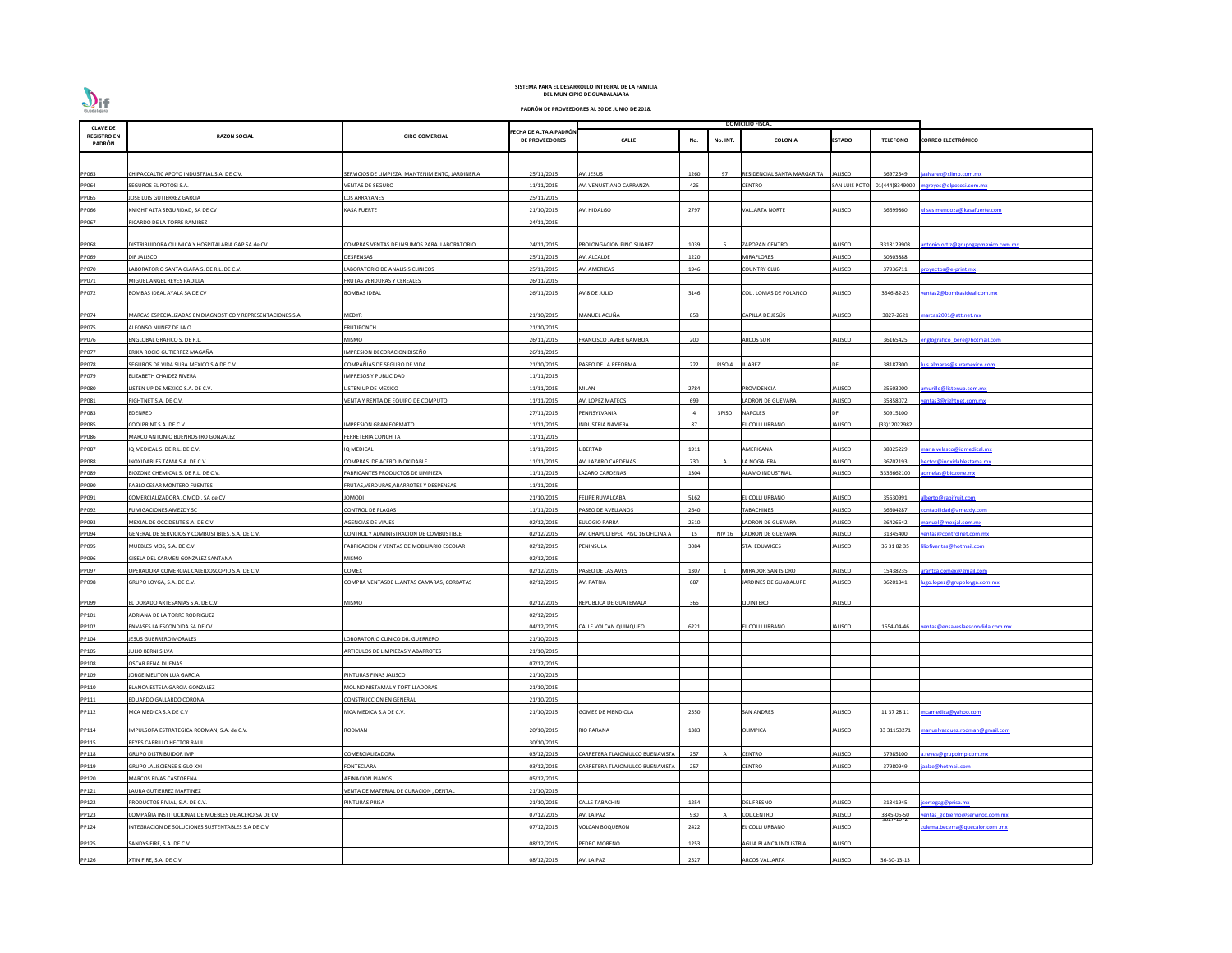**SISTEMA PARA EL DESARROLLO INTEGRAL DE LA FAMILIA DEL MUNICIPIO DE GUADALAJARA**

**PADRÓN DE PROVEEDORES AL 30 DE JUNIO DE 2018.**

| CLAVE DE REGISTRO EN PADRÓN | RAZON SOCIAL | GIRO COMERCIAL | FECHA DE ALTA A PADRÓN DE PROVEEDORES | DOMICILIO FISCAL | | | | | | CORREO ELECTRÓNICO |
|---|---|---|---|---|---|---|---|---|---|---|
| | | | | CALLE | No. | No. INT. | COLONIA | ESTADO | TELEFONO | |
| PP063 | CHIPACCALTIC APOYO INDUSTRIAL S.A. DE C.V. | SERVICIOS DE LIMPIEZA, MANTENIMIENTO, JARDINERIA | 25/11/2015 | AV. JESUS | 1260 | 97 | RESIDENCIAL SANTA MARGARITA | JALISCO | 36972549 | jaalvarez@xlimp.com.mx |
| PP064 | SEGUROS EL POTOSI S.A. | VENTAS DE SEGURO | 11/11/2015 | AV. VENUSTIANO CARRANZA | 426 | | CENTRO | SAN LUIS POTO | 01(444)8349000 | mgreyes@elpotosi.com.mx |
| PP065 | JOSE LUIS GUTIERREZ GARCIA | LOS ARRAYANES | 25/11/2015 | | | | | | | |
| PP066 | KNIGHT ALTA SEGURIDAD, SA DE CV | KASA FUERTE | 21/10/2015 | AV. HIDALGO | 2797 | | VALLARTA NORTE | JALISCO | 36699860 | ulises.mendoza@kasafuerte.com |
| PP067 | RICARDO DE LA TORRE RAMIREZ | | 24/11/2015 | | | | | | | |
| PP068 | DISTRIBUIDORA QUIMICA Y HOSPITALARIA GAP SA de CV | COMPRAS VENTAS DE INSUMOS PARA LABORATORIO | 24/11/2015 | PROLONGACION PINO SUAREZ | 1039 | 5 | ZAPOPAN CENTRO | JALISCO | 3318129903 | antonio.ortiz@grupogapmexico.com.mx |
| PP069 | DIF JALISCO | DESPENSAS | 25/11/2015 | AV. ALCALDE | 1220 | | MIRAFLORES | JALISCO | 30303888 | |
| PP070 | LABORATORIO SANTA CLARA S. DE R.L. DE C.V. | LABORATORIO DE ANALISIS CLINICOS | 25/11/2015 | AV. AMERICAS | 1946 | | COUNTRY CLUB | JALISCO | 37936711 | proyectos@e-print.mx |
| PP071 | MIGUEL ANGEL REYES PADILLA | FRUTAS VERDURAS Y CEREALES | 26/11/2015 | | | | | | | |
| PP072 | BOMBAS IDEAL AYALA SA DE CV | BOMBAS IDEAL | 26/11/2015 | AV 8 DE JULIO | 3146 | | COL . LOMAS DE POLANCO | JALISCO | 3646-82-23 | ventas2@bombasideal.com.mx |
| PP074 | MARCAS ESPECIALIZADAS EN DIAGNOSTICO Y REPRESENTACIONES S.A | MEDYR | 21/10/2015 | MANUEL ACUÑA | 858 | | CAPILLA DE JESÚS | JALISCO | 3827-2621 | marcas2001@att.net.mx |
| PP075 | ALFONSO NUÑEZ DE LA O | FRUTIPONCH | 21/10/2015 | | | | | | | |
| PP076 | ENGLOBAL GRAFICO S. DE R.L. | MISMO | 26/11/2015 | FRANCISCO JAVIER GAMBOA | 200 | | ARCOS SUR | JALISCO | 36165425 | englografico_bere@hotmail.com |
| PP077 | ERIKA ROCIO GUTIERREZ MAGAÑA | IMPRESION DECORACION DISEÑO | 26/11/2015 | | | | | | | |
| PP078 | SEGUROS DE VIDA SURA MEXICO S.A DE C.V. | COMPAÑIAS DE SEGURO DE VIDA | 21/10/2015 | PASEO DE LA REFORMA | 222 | PISO 4 | JUAREZ | DF | 38187300 | luis.almaras@suramexico.com |
| PP079 | ELIZABETH CHAIDEZ RIVERA | IMPRESOS Y PUBLICIDAD | 11/11/2015 | | | | | | | |
| PP080 | LISTEN UP DE MEXICO S.A. DE C.V. | LISTEN UP DE MEXICO | 11/11/2015 | MILAN | 2784 | | PROVIDENCIA | JALISCO | 35603000 | amurillo@listenup.com.mx |
| PP081 | RIGHTNET S.A. DE C.V. | VENTA Y RENTA DE EQUIPO DE COMPUTO | 11/11/2015 | AV. LOPEZ MATEOS | 699 | | LADRON DE GUEVARA | JALISCO | 35858072 | ventas3@rightnet.com.mx |
| PP083 | EDENRED | | 27/11/2015 | PENNSYLVANIA | 4 | 3PISO | NAPOLES | DF | 50915100 | |
| PP085 | COOLPRINT S.A. DE C.V. | IMPRESION GRAN FORMATO | 11/11/2015 | INDUSTRIA NAVIERA | 87 | | EL COLLI URBANO | JALISCO | (33)12022982 | |
| PP086 | MARCO ANTONIO BUENROSTRO GONZALEZ | FERRETERIA CONCHITA | 11/11/2015 | | | | | | | |
| PP087 | IQ MEDICAL S. DE R.L. DE C.V. | IQ MEDICAL | 11/11/2015 | LIBERTAD | 1911 | | AMERICANA | JALISCO | 38325229 | maria.velasco@iqmedical.mx |
| PP088 | INOXIDABLES TAMA S.A. DE C.V. | COMPRAS DE ACERO INOXIDABLE. | 11/11/2015 | AV. LAZARO CARDENAS | 730 | A | LA NOGALERA | JALISCO | 36702193 | hector@inoxidablestama.mx |
| PP089 | BIOZONE CHEMICAL S. DE R.L. DE C.V. | FABRICANTES PRODUCTOS DE LIMPIEZA | 11/11/2015 | LAZARO CARDENAS | 1304 | | ALAMO INDUSTRIAL | JALISCO | 3336662100 | aornelas@biozone.mx |
| PP090 | PABLO CESAR MONTERO FUENTES | FRUTAS,VERDURAS,ABARROTES Y DESPENSAS | 11/11/2015 | | | | | | | |
| PP091 | COMERCIALIZADORA JOMODI, SA de CV | JOMODI | 21/10/2015 | FELIPE RUVALCABA | 5162 | | EL COLLI URBANO | JALISCO | 35630991 | alberto@rapifruit.com |
| PP092 | FUMIGACIONES AMEZDY SC | CONTROL DE PLAGAS | 11/11/2015 | PASEO DE AVELLANOS | 2640 | | TABACHINES | JALISCO | 36604287 | contabilidad@amezdy.com |
| PP093 | MEXJAL DE OCCIDENTE S.A. DE C.V. | AGENCIAS DE VIAJES | 02/12/2015 | EULOGIO PARRA | 2510 | | LADRON DE GUEVARA | JALISCO | 36426642 | manuel@mexjal.com.mx |
| PP094 | GENERAL DE SERVICIOS Y COMBUSTIBLES, S.A. DE C.V. | CONTROL Y ADMINISTRACION DE COMBUSTIBLE | 02/12/2015 | AV. CHAPULTEPEC PISO 16 OFICINA A | 15 | NIV 16 | LADRON DE GUEVARA | JALISCO | 31345400 | ventas@controlnet.com.mx |
| PP095 | MUEBLES MOS, S.A. DE C.V. | FABRICACION Y VENTAS DE MOBILIARIO ESCOLAR | 02/12/2015 | PENINSULA | 3084 | | STA. EDUWIGES | JALISCO | 36 31 82 35 | lilioflventas@hotmail.com |
| PP096 | GISELA DEL CARMEN GONZALEZ SANTANA | MISMO | 02/12/2015 | | | | | | | |
| PP097 | OPERADORA COMERCIAL CALEIDOSCOPIO S.A. DE C.V. | COMEX | 02/12/2015 | PASEO DE LAS AVES | 1307 | 1 | MIRADOR SAN ISIDRO | JALISCO | 15438235 | arantxa.comex@gmail.com |
| PP098 | GRUPO LOYGA, S.A. DE C.V. | COMPRA VENTASDE LLANTAS CAMARAS, CORBATAS | 02/12/2015 | AV. PATRIA | 687 | | JARDINES DE GUADALUPE | JALISCO | 36201841 | lugo.lopez@grupoloyga.com.mx |
| PP099 | EL DORADO ARTESANIAS S.A. DE C.V. | MISMO | 02/12/2015 | REPUBLICA DE GUATEMALA | 366 | | QUINTERO | JALISCO | | |
| PP101 | ADRIANA DE LA TORRE RODRIGUEZ | | 02/12/2015 | | | | | | | |
| PP102 | ENVASES LA ESCONDIDA SA DE CV | | 04/12/2015 | CALLE VOLCAN QUINQUEO | 6221 | | EL COLLI URBANO | JALISCO | 1654-04-46 | ventas@ensaveslaescondida.com.mx |
| PP104 | JESUS GUERRERO MORALES | LOBORATORIO CLINICO DR. GUERRERO | 21/10/2015 | | | | | | | |
| PP105 | JULIO BERNI SILVA | ARTICULOS DE LIMPIEZAS Y ABARROTES | 21/10/2015 | | | | | | | |
| PP108 | OSCAR PEÑA DUEÑAS | | 07/12/2015 | | | | | | | |
| PP109 | JORGE MELITON LUA GARCIA | PINTURAS FINAS JALISCO | 21/10/2015 | | | | | | | |
| PP110 | BLANCA ESTELA GARCIA GONZALEZ | MOLINO NISTAMAL Y TORTILLADORAS | 21/10/2015 | | | | | | | |
| PP111 | EDUARDO GALLARDO CORONA | CONSTRUCCION EN GENERAL | 21/10/2015 | | | | | | | |
| PP112 | MCA MEDICA S.A DE C.V | MCA MEDICA S.A DE C.V. | 21/10/2015 | GOMEZ DE MENDIOLA | 2550 | | SAN ANDRES | JALISCO | 11 37 28 11 | mcamedica@yahoo.com |
| PP114 | IMPULSORA ESTRATEGICA RODMAN, S.A. de C.V. | RODMAN | 20/10/2015 | RIO PARANA | 1383 | | OLIMPICA | JALISCO | 33 31153271 | manuelvazquez.rodman@gmail.com |
| PP115 | REYES CARRILLO HECTOR RAUL | | 30/10/2015 | | | | | | | |
| PP118 | GRUPO DISTRIBUIDOR IMP | COMERCIALIZADORA | 03/12/2015 | CARRETERA TLAJOMULCO BUENAVISTA | 257 | A | CENTRO | JALISCO | 37985100 | a.reyes@grupoimp.com.mx |
| PP119 | GRUPO JALISCIENSE SIGLO XXI | FONTECLARA | 03/12/2015 | CARRETERA TLAJOMULCO BUENAVISTA | 257 | | CENTRO | JALISCO | 37980949 | jaalze@hotmail.com |
| PP120 | MARCOS RIVAS CASTORENA | AFINACION PIANOS | 05/12/2015 | | | | | | | |
| PP121 | LAURA GUTIERREZ MARTINEZ | VENTA DE MATERIAL DE CURACION , DENTAL | 21/10/2015 | | | | | | | |
| PP122 | PRODUCTOS RIVIAL, S.A. DE C.V. | PINTURAS PRISA | 21/10/2015 | CALLE TABACHIN | 1254 | | DEL FRESNO | JALISCO | 31341945 | jcortegag@prisa.mx |
| PP123 | COMPAÑIA INSTITUCIONAL DE MUEBLES DE ACERO SA DE CV | | 07/12/2015 | AV. LA PAZ | 930 | A | COL.CENTRO | JALISCO | 3345-06-50 | ventas_gobierno@servinox.com.mx |
| PP124 | INTEGRACION DE SOLUCIONES SUSTENTABLES S.A DE C.V | | 07/12/2015 | VOLCAN BOQUERON | 2422 | | EL COLLI URBANO | JALISCO | 3627-2672 | zulema.becerra@quecalor.com .mx |
| PP125 | SANDYS FIRE, S.A. DE C.V. | | 08/12/2015 | PEDRO MORENO | 1253 | | AGUA BLANCA INDUSTRIAL | JALISCO | | |
| PP126 | XTIN FIRE, S.A. DE C.V. | | 08/12/2015 | AV. LA PAZ | 2527 | | ARCOS VALLARTA | JALISCO | 36-30-13-13 | |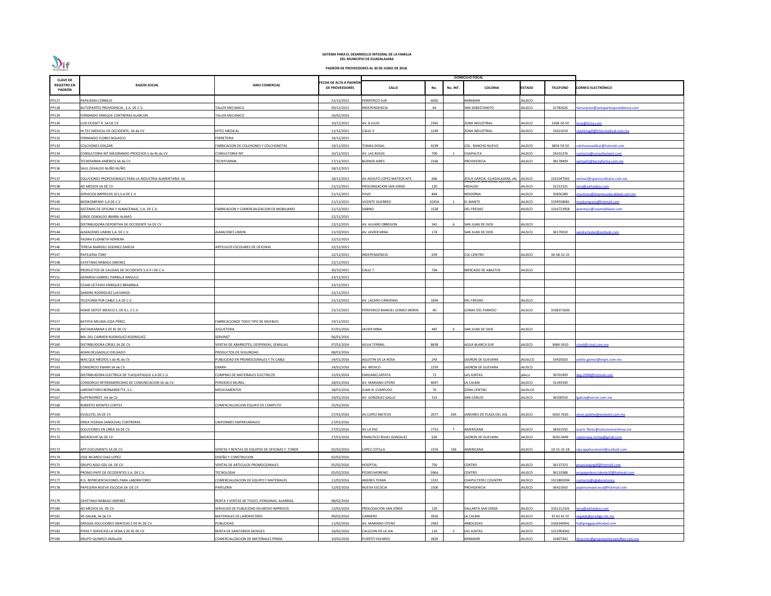**SISTEMA PARA EL DESARROLLO INTEGRAL DE LA FAMILIA DEL MUNICIPIO DE GUADALAJARA**

**PADRÓN DE PROVEEDORES AL 30 DE JUNIO DE 2018.**

| CLAVE DE REGISTRO EN PADRÓN | RAZON SOCIAL | GIRO COMERCIAL | FECHA DE ALTA A PADRÓN DE PROVEEDORES | DOMICILIO FISCAL | | | | | | CORREO ELECTRÓNICO |
|---|---|---|---|---|---|---|---|---|---|---|
| | | | | CALLE | No. | No. INT. | COLONIA | ESTADO | TELEFONO | |
| PP127 | PAPELERIA CORNEJO | | 21/12/2015 | PERIFERICO SUR | 6002 | | MIRAMAR | JALISCO | | |
| PP128 | AUTOPARTES PROVIDENCIA , S.A. DE C.V. | TALLER MECANICO | 09/12/2015 | INDEPENDENCIA | 64 | | SAN SEBASTIANITO | JALISCO | 15781626 | facturacion@autopartesprovidencia.com |
| PP129 | FERNANDO ENRIQUE CONTRERAS ALARCON | TALLER MECANICO | 26/02/2016 | | | | | | | |
| PP130 | LUIS OUSSET R. SA DE CV | | 10/12/2015 | AV. 8 JULIO | 2365 | | ZONA INDUSTRIAL | JALISCO | 3268-20-50 | lorsa@lorsa.com |
| PP131 | HI-TEC MEDICAL DE OCCIDENTE, SA de CV | HITEC MEDICAL | 11/12/2015 | CALLE 3 | 1149 | | ZONA INDUSTRIAL | JALISCO | 31621019 | vtashtmgdl@hitecmedical.com.mx |
| PP132 | FERNANDO FLORES NOLASCO | FERRETERIA | 14/12/2015 | | | | | | | |
| PP133 | COLCHONES EDILZAR | FABRICACION DE COLCHONES Y COLCHONETAS | 19/11/2015 | TOMAS DOSAL | 4199 | | COL . RANCHO NUEVO | JALISCO | 3854-59-50 | colchonesedilzar@hotmail.com |
| PP134 | CONSULTORIA INT MEJORANDO PROCESOS S de RL de CV | CONSULTORIA INT | 16/12/2015 | AV. LAS ROSAS | 700 | 1 | CHAPALITA | JALISCO | 24101276 | contacto@consultoriaint.com |
| PP135 | TECNIFARMA AMERICA SA de CV | TECNYFARMA | 17/12/2015 | BUENOS AIRES | 2260 | | PROVIDENCIA | JALISCO | 38178409 | ventashr@tecnyfarma.com.mx |
| PP136 | SAUL OSVALDO NUÑO NUÑO | | 18/12/2015 | | | | | | | |
| PP137 | SOLUCIONES PROFESIONALES PARA LA INDUSTRIA ALIMENTARIA SA | | 18/12/2015 | AV.ADOLFO LOPEZ MATEOS NTE. | 666 | | JESUS GARCIA, GUADALAJARA, JAL | JALISCO | 3331047002 | ventas2@spacioculinario.com.mx |
| PP138 | AD MEDIOS SA DE CV | | 21/12/2015 | PROLONGACION SAN JORGE | 120 | | VALLARTA SAN JORGE SECTOR: HIDALGO | JALISCO | 31212101 | tony@admedios.com |
| PP139 | SERVICIOS IMPRESOS 321,S.A DE C.V | | 21/12/2015 | PAVO | 844 | | MODERNA | JALISCO | 35856289 | imartinez@impresosdecalidad.com.mx |
| PP140 | MOSKOMPANY S.A DE C.V | | 21/12/2015 | VICENTE GUERREO | 1035A | 1 | EL MANTE | JALISCO | 3339558081 | moskompany@hotmail.com |
| PP141 | SISTEMAS DE OFICINA Y ALMACENAJE, S.A. DE C.V. | FABRICACION Y COMERCIALIZACION DE MOBILIARIO | 21/12/2015 | SABINO | 1528 | | DEL FRESNO | JALISCO | 3316723958 | ipventas1@soamobiliario.com |
| PP142 | JORGE OSWALDO IBARRA ALAMO | | 22/12/2015 | | | | | | | |
| PP143 | DISTRIBUIDORA DEPORTIVA DE OCCIDENTE SA DE CV | | 22/12/2015 | AV. ALVARO OBREGON | 341 | 6 | SAN JUAN DE DIOS | JALISCO | | |
| PP144 | ALMACENES LIMON S.A. DE C.V. | ALMACENES LIMON | 21/10/2015 | AV. JAVIER MINA | 174 | | SAN JUAN DE DIOS | JALISCO | 36170010 | sandra.faster@outlook.com |
| PP145 | YADIRA ELIZABETH HERRERA | | 22/12/2015 | | | | | | | |
| PP146 | TERESA MARGELI GODINEZ GARCIA | ARTICULOS ESCOLARES DE OFICINAS | 22/12/2015 | | | | | | | |
| PP147 | PAPELERIA TONY | | 22/12/2015 | INDEPENDENCIA | 639 | | COL CENTRO | JALISCO | 36-58-52-22 | |
| PP148 | CAYETANO RABAGO JIMENEZ | | 22/12/2015 | | | | | | | |
| PP150 | PRODUCTOS DE CALIDAD DE OCCIDENTE S.A.P.I DE C.V. | | 30/10/2015 | CALLE 7 | 704 | | MERCADO DE ABASTOS | JALISCO | | |
| PP151 | GERARDO GABRIEL PARRILLA ANGULO | | 23/12/2015 | | | | | | | |
| PP152 | CESAR OCTAVIO ENRIQUEZ BRAMBILA | | 23/12/2015 | | | | | | | |
| PP153 | SANDRA RODRIGUEZ LUEVANOS | | 23/12/2015 | | | | | | | |
| PP154 | TELEFONÍA POR CABLE S.A DE C.V. | | 23/12/2015 | AV. LÁZARO CÁRDENAS | 1694 | | DEL FRESNO | JALISCO | | |
| PP155 | HOME DEPOT MEXICO S. DE R.L. E C.V. | | 23/12/2015 | PERIFERICO MANUEL GOMEZ MORIN | 40 | | LOMAS DEL PARAÍSO | JALISCO | 3338371600 | |
| PP157 | KATHYA MELINA LOZA PÉREZ | FABRICACIONDE TODO TIPO DE MUEBLES | 19/11/2015 | | | | | | | |
| PP158 | ANTAHKARANA S DE RL DE CV | JUGUETERIA | 07/01/2016 | JAVIER MINA | 487 | 6 | SAN JUAN DE DIOS | JALISCO | | |
| PP159 | MA. DEL CARMEN RODRIGUEZ RODRIGUEZ | SERVINET | 06/01/2016 | | | | | | | |
| PP160 | DISTRIBUIDORA CRISEL SA DE CV | VENTAS DE ABARROTES, DESPENSAS, SEMILLAS | 07/01/2016 | AGUA TERMAL | 8638 | | AGUA BLANCA SUR | JALISCO | 3684-5010 | crisel@crisel.com.mx |
| PP161 | ADAN DELGADILLO DELGADO | PRODUCTOS DE SEGURIDAD | 08/01/2016 | | | | | | | |
| PP162 | MAS QUE MEDIOS S de RL de CV | PUBLICIDAD EN PROMOCIONALES Y TV CABLE | 14/01/2016 | AGUSTIN DE LA ROSA | 243 | | LADRON DE GUEVARA | JALISLCO | 33420503 | yvette.gomez@mqm.com.mx |
| PP163 | CONSORCIO ENARH SA de CV | ENARH | 14/01/2016 | AV. MEXICO | 2259 | | LADRON DE GUEVARA | JALISCO | | |
| PP164 | DISTRIBUIDORA ELECTRICA DE TLAQUEPAQUE S.A DE C.U. | COMPRAS DE MATERIALES ELECTRICOS | 15/01/2016 | EMILIANO ZAPATA | 72 | | LAS JUNTAS | jalisco | 36701909 | deg-2004@hotmail.com |
| PP165 | CONSORCIO INTERAMERICANO DE COMUNICACION SA de CV | PERIODICO MURAL | 18/01/2016 | AV. MARIANO OTERO | 4047 | | LA CALMA | JALISCO | 31343500 | |
| PP166 | LABORATORIO BERNARDETTE, S.C. | MEDICAMENTOS | 18/01/2016 | JUAN N. CUMPLIDO | 76 | | ZONA CENTRO | JALISLCO | | |
| PP167 | SUPERSERROT, SA de CV | | 19/01/2016 | AV. GONZALEZ GALLO | 313 | | SAN CARLOS | JALISCO | 36500550 | lgalicia@serrot.com.mx |
| PP168 | ROBERTO MONTES CORTES | COMERCIALIZACION EQUIPO DE COMPUTO | 25/01/2016 | | | | | | | |
| PP169 | EVOLUTEL SA DE CV | | 27/01/2016 | AV.LOPEZ MATEOS | 2077 | 24A | JARDINES DE PLAZA DEL SOL | JALISCO | 3030-7020 | omar.palafox@evolutel.com.mx |
| PP170 | ERIKA YESENIA SANDOVAL CONTRERAS | UNIFORMES EMPRESARIALES | 27/01/2016 | | | | | | | |
| PP171 | SOLUCIONES EN LINEA SA DE CV | | 27/01/2016 | AV LA PAZ | 1753 | F | AMERICANA | JALISCO | 38261550 | osactr.flores@solucionesenlinea.mx |
| PP172 | MICROCHIP SA DE CV | | 27/01/2016 | FRANCISCO ROJAS GONZALEZ | 626 | | LADRON DE GUEVARA | JALISCO | 3630-0449 | rubennava.mchip@gmail.com |
| PP173 | APP DOCUMENTS SA DE CV | VENTAS Y RENTAS DE EQUIPOS DE OFICINAS Y TONER | 02/02/2016 | LOPEZ COTILLA | 1554 | 106 | AMERICANA | JALISCO | 10-31-15-18 | raja.appducoment@outlook.com |
| PP174 | JOSE RICARDO DIAZ LOPEZ | DISEÑO Y CONSTRUCION | 02/02/2016 | | | | | | | |
| PP175 | GRUPO AGIO GDL SA. DE CV. | VENTAS DE ARTICULOS PROMOCIONALES | 05/02/2016 | HOSPITAL | 750 | | CENTRO | JALISCO | 36137323 | grupoangiogdl@hotmail.com |
| PP176 | PROMO PAPE DE OCCIDENTES S.A. DE C.V. | TECNOLOGIA | 05/02/2016 | PEDRO MORENO | 596A | | CENTRO | JALISCO | 36133388 | propapedeoccidente10@hotmail.com |
| PP177 | R.G. REPRESENTACIONES PARA LABORATORIO | COMERCIALIZACION DE EQUIPO Y MATERIALES | 11/02/2016 | ANDRES TERAN | 1322 | | CHAPULTEPEC COUNTRY | JALISCO | 3313800394 | contacto@rglaboratorios |
| PP178 | PAPELERIA NUEVA ESCOCIA SA. DE CV | PAPELERIA | 12/02/2016 | NUEVA ESCOCIA | 1500 | | PROVIDENCIA | JALISCO | 36421650 | papenuevaescocia@hotmail.com |
| PP179 | CAYETANO RABAGO JIMENEZ | RENTA Y VENTAS DE TOLDO ,PERSIANAS, ALARMAS | 08/02/2016 | | | | | | | |
| PP180 | AD MEDIOS SA. DE CV. | SERVICIOS DE PUBLICIDAD EN MEDIO IMPRESOS | 12/02/2016 | PROLOGACION SAN JORGE | 120 | | VALLARTA SAN JORGE | JALISCO | 3331212101 | tony@admedios.com |
| PP181 | VE-GALAB, SA de CV | MATERIALES DE LABORATORIO | 09/02/2016 | CARNERO | 3926 | | LA CALMA | JALISCO | 35 63 41 10 | vegalab@prodigy.net.mx |
| PP182 | GREGGA SOLUCIONES GRAFICAS S DE RL DE CV | PUBLICIDAD | 11/02/2016 | AV. MARIANO OTERO | 2963 | | ARBOLEDAS | JALISCO | 3336340941 | liz@greggapublicidad.com |
| PP183 | PIPAS Y SERVICIOS LA VENA S DE RL DE CV | RENTA DE SANITARIOS MOVILES | 16/02/2016 | CALLEJON DE LA VIA | 116 | 5 | LAS JUNTAS | JALISCO | 3222903042 | |
| PP184 | GRUPO QUIMICO AMILLAN | COMERCIALIZACION DE MATERIALES PRIMA | 10/02/2016 | PUERTO YAVAROS | 2820 | | MIRAMAR | JALISCO | 31807342 | direccion@grupoquimicoamillan.com.mx |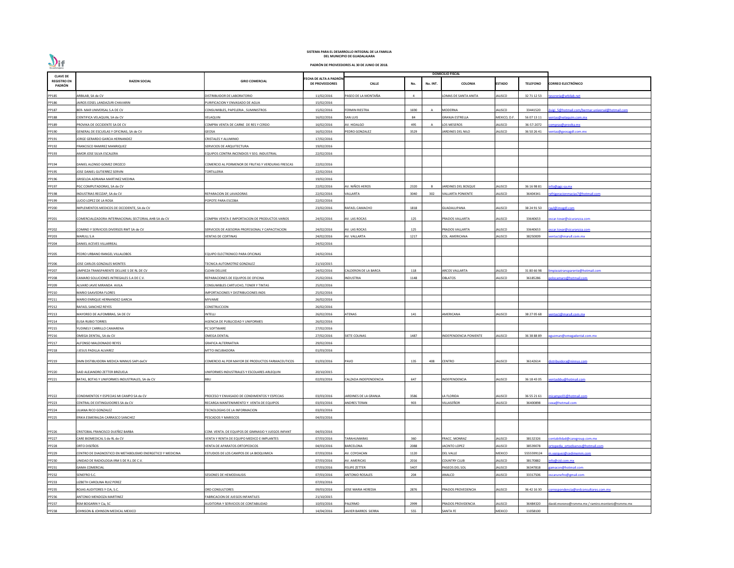**SISTEMA PARA EL DESARROLLO INTEGRAL DE LA FAMILIA**
**DEL MUNICIPIO DE GUADALAJARA**

**PADRÓN DE PROVEEDORES AL 30 DE JUNIO DE 2018.**

| CLAVE DE REGISTRO EN PADRÓN | RAZON SOCIAL | GIRO COMERCIAL | FECHA DE ALTA A PADRÓN DE PROVEEDORES | DOMICILIO FISCAL | | | | | | |
|---|---|---|---|---|---|---|---|---|---|---|
| | | | | CALLE | No. | No. INT. | COLONIA | ESTADO | TELEFONO | CORREO ELECTRÓNICO |
| PP185 | ARBILAB, SA de CV | DISTRIBUIDOR DE LABORATORIO | 11/02/2016 | PASEO DE LA MONTAÑA | 4 | | LOMAS DE SANTA ANITA | JALISCO | 32 71 12 53 | tesoreria@arbilab.net |
| PP186 | JAIROS EDSEL LANDAZURI CHAVARIN | PURIFICACION Y ENVASADO DE AGUA | 15/02/2016 | | | | | | | |
| PP187 | BER- MAR UNIVERSAL S.A DE CV | CONSUMIBLES, PAPELERIA , SUMINISTROS | 15/02/2016 | FERMIN RIESTRA | 1690 | A | MODERNA | JALISCO | 33441520 | luigi_5@hotmail.com/bermar.universal@hotmail.com |
| PP188 | CIENTIFICA VELAQUIN, SA de CV | VELAQUIN | 16/02/2016 | SAN LUIS | 84 | | GRANJA ESTRELLA | MEXICO, D.F. | 56 07 13 11 | ventas@velaquim.com.mx |
| PP189 | PROVIKA DE OCCIDENTE SA DE CV | COMPRA VENTA DE CARNE DE RES Y CERDO | 16/02/2016 | AV. HIDALGO | 495 | A | LOS MESEROS | JALISCO | 36-57-2072 | compras@provika.mx |
| PP190 | GENERAL DE ESCUELAS Y OFICINAS, SA de CV | GEOSA | 16/02/2016 | PEDRO GONZALEZ | 3529 | | JARDINES DEL NILO | JALISCO | 36 50 26 41 | ventas@geosagdl.com.mx |
| PP191 | JORGE GERARDO GARCIA HERNANDEZ | CRISTALES Y ALUMINIO | 17/02/2016 | | | | | | | |
| PP192 | FRANCISCO RAMIREZ MANRIQUEZ | SERVICIOS DE ARQUITECTURA | 19/02/2016 | | | | | | | |
| PP193 | AMOR JOSE SILVA ESCALERA | EQUIPOS CONTRA INCENDIOS Y SEG. INDUSTRIAL | 22/02/2016 | | | | | | | |
| PP194 | DANIEL ALONSO GOMEZ OROZCO | COMERCIO AL PORMENOR DE FRUTAS Y VERDURAS FRESCAS | 22/02/2016 | | | | | | | |
| PP195 | JOSE DANIEL GUTIERREZ SERVIN | TORTILLERIA | 22/02/2016 | | | | | | | |
| PP196 | GRISELDA ADRIANA MARTINEZ MEDINA | | 19/02/2016 | | | | | | | |
| PP197 | PGC COMPUTADORAS, SA de CV | | 22/02/2016 | AV. NIÑOS HEROS | 2320 | B | JARDINES DEL BOSQUE | JALISCO | 36 16 98 81 | info@pgc-sa.mx |
| PP198 | INDUSTRIAS RECIZAP, SA de CV | REPARACION DE LAVADORAS | 22/02/2016 | VALLARTA | 3040 | 302 | VALLARTA PONIENTE | JALISCO | 36404341 | refrigeracionmacias7@hotmail.com |
| PP199 | LUCIO LOPEZ DE LA ROSA | POPOTE PARA ESCOBA | 22/02/2016 | | | | | | | |
| PP200 | IMPLEMENTOS MEDICOS DE OCCIDENTE, SA de CV | | 23/02/2016 | RAFAEL CAMACHO | 1818 | | GUADALUPANA | JALISCO | 38 24 91 50 | raul@imogdl.com |
| PP201 | COMERCIALIZADORA INTERNACIONAL SECTORIAL AHB SA de CV | COMPRA VENTA E IMPORTACION DE PRODUCTOS VARIOS | 24/02/2016 | AV. LAS ROCAS | 125 | | PRADOS VALLARTA | JALISCO | 33640653 | oscar.tovar@sicuranzza.com |
| PP202 | COMIND Y SERVICIOS DIVERSOS RMT SA de CV | SERVICIOS DE ASESORIA PROFESIONAL Y CAPACITACION | 24/02/2016 | AV. LAS ROCAS | 125 | | PRADOS VALLARTA | JALISCO | 33640653 | oscar.tovar@sicuranzza.com |
| PP203 | MARULL S.A | VENTAS DE CORTINAS | 24/02/2016 | AV. VALLARTA | 1217 | | COL. AMERICANA | JALISCO | 38250009 | ventas1@marull.com.mx |
| PP204 | DANIEL ACEVES VILLARREAL | | 24/02/2016 | | | | | | | |
| PP205 | PEDRO URBANO RANGEL VILLALOBOS | EQUIPO ELECTRONICO PARA OFICINAS | 24/02/2016 | | | | | | | |
| PP206 | JOSE CARLOS GONZALES MONTES | TECNICA AUTOMOTRIZ GONZALEZ | 21/10/2015 | | | | | | | |
| PP207 | LIMPIEZA TRANSPARENTE DELUXE S DE RL DE CV | CLEAN DELUXE | 24/02/2016 | CALDERON DE LA BARCA | 118 | | ARCOS VALLARTA | JALISCO | 31 80 66 98 | limpiezatransparente@hotmail.com |
| PP208 | CAMARO SOLUCIONES INTREGALES S.A DE C.V. | REPARACIONES DE EQUIPOS DE OFICINA | 25/02/2016 | INDUSTRIA | 1148 | | OBLATOS | JALISCO | 36185286 | polocamaro@hotmail.com |
| PP209 | ALVARO JAVIE MIRANDA AVILA | CONSUMIBLES CARTUCHO, TONER Y TINTAS | 25/02/2016 | | | | | | | |
| PP210 | MARIO SAAVEDRA FLORES | IMPORTACIONES Y DISTRIBUCIONES INDS | 25/02/2016 | | | | | | | |
| PP211 | MARIO ENRIQUE HERNANDEZ GARCIA | MYVAME | 26/02/2016 | | | | | | | |
| PP212 | RAFAEL SANCHEZ REYES | CONSTRUCCION | 26/02/2016 | | | | | | | |
| PP213 | MAYOREO DE ALFOMBRAS, SA DE CV | INTELLI | 26/02/2016 | ATENAS | 141 | | AMERICANA | JALISCO | 38 27 05 68 | ventas1@marull.com.mx |
| PP214 | ELISA RUBIO TORRES | AGENCIA DE PUBLICIDAD Y UNIFORMES | 26/02/2016 | | | | | | | |
| PP215 | YUDINELY CARRILLO CAMARENA | PC SOFTWARE | 27/02/2016 | | | | | | | |
| PP216 | OMEGA DENTAL, SA de CV | OMEGA DENTAL | 27/02/2016 | SIETE COLINAS | 1487 | | INDEPENDENCIA PONIENTE | JALISCO | 36 38 88 89 | eguzman@omegadental.com.mx |
| PP217 | ALFONSO MALDONADO REYES | GRAFICA ALTERNATIVA | 29/02/2016 | | | | | | | |
| PP218 | J.JESUS PADILLA ALVAREZ | MTTO INCUBADORA | 01/03/2016 | | | | | | | |
| PP219 | DMN DISTIBUIDORA MEDICA NINNUS SAPI deCV | COMERCIO AL POR MAYOR DE PRODUCTOS FARMACEUTICOS | 01/03/2016 | PAVO | 135 | 408 | CENTRO | JALISCO | 36142614 | distribuidora@ninnus.com |
| PP220 | SAID ALEJANDRO ZETTER BRIZUELA | UNIFORMES INDUSTRIALES Y ESCOLARES ARLEQUIN | 20/10/2015 | | | | | | | |
| PP221 | BATAS, BOTAS Y UNIFORMES INDUSTRIALES, SA de CV | BBU | 02/03/2016 | CALZADA INDEPENDENCIA | 647 | | INDEPENDENCIA | JALISCO | 36 18 43 05 | ventasbbu@hotmail.com |
| PP222 | CONDIMENTOS Y ESPECIAS MI CAMPO SA de CV | PROCESO Y ENVASADO DE CONDIMENTOS Y ESPECIAS | 03/03/2016 | JARDINES DE LA GRANJA | 3586 | | LA FLORIDA | JALISCO | 36 55 21 61 | micampo01@hotmail.com |
| PP223 | CENTRAL DE EXTINGUIDORES SA de CV | RECARGA MANTENIMIENTO Y VENTA DE EQUIPOS | 03/03/2016 | ANDRES TERAN | 903 | | VILLASEÑOR | JALISCO | 36400898 | cexa@hotmail.com |
| PP224 | LILIANA RICO GONZALEZ | TECNOLOGIAS DE LA INFORMACION | 03/03/2016 | | | | | | | |
| PP225 | ERIKA ESMERALDA CARRASCO SANCHEZ | PESCADOS Y MARISCOS | 04/03/2016 | | | | | | | |
| PP226 | CRISTOBAL FRANCISCO DUEÑEZ BARBA | COM. VENTA. DE EQUIPOS DE GIMNASIO Y JUEGOS INFANT | 04/03/2016 | | | | | | | |
| PP227 | CARE BIOMEDICAL S de RL de CV | VENTA Y RENTA DE EQUIPO MEDICO E IMPLANTES | 07/03/2016 | TARAHUMARAS | 360 | | FRACC. MONRAZ | JALISCO | 38132326 | contabilidad@caregroup.com.mx |
| PP228 | ORTO DISEÑOS | VENTA DE APARATOS ORTOPEDICOS | 04/03/2016 | BARCELONA | 2088 | | JACINTO LOPEZ | JALISCO | 38539078 | ortopedia_ortodisenos@hotmail.com |
| PP229 | CENTRO DE DIAGNOSTICO EN METABOLISMO ENERGETICO Y MEDICINA | ESTUDIOS DE LOS CAMPOS DE LA BIOQUIMICA | 07/03/2016 | AV. COYOACAN | 1120 | | DEL VALLE | MEXICO | 5555599124 | m.vazquez@cedimemm.com |
| PP230 | UNIDAD DE RADIOLOGIA IRM S DE R.L DE C.V. | | 07/03/2016 | AV. AMERICAS | 2016 | | COUNTRY CLUB | JALISCO | 38170882 | info@cid.com.mx |
| PP231 | GAMA COMERCIAL | | 07/03/2016 | FELIPE ZETTER | 5407 | | PASEOS DEL SOL | JALISCO | 36347818 | gamacon@hotmail.com |
| PP232 | SENEFRO S.C. | SESIONES DE HEMODIALISIS | 07/03/2016 | ANTONIO ROSALES | 204 | | ANALCO | JALISCO | 33317506 | oscarunefro@gmail.com |
| PP233 | LIZBETH CAROLINA RUIZ PEREZ | | 07/03/2016 | | | | | | | |
| PP235 | ROJAS AUDITORES Y CIA, S.C. | ORD CONSULTORES | 09/03/2016 | JOSE MARIA HEREDIA | 2876 | | PRADOS PROVEDENCIA | JALISCO | 36 42 16 30 | correspondencia@ordconsultores.com.mx |
| PP236 | ANTONIO MENDOZA MARTINEZ | FABRICACION DE JUEGOS INFANTILES | 21/10/2015 | | | | | | | |
| PP237 | RSM BOGARIN Y Cia, SC | AUDITORIA Y SERVICIOS DE CONTABILIDAD | 10/03/2016 | PALERMO | 2999 | | PRADOS PROVIDENCIA | JALISCO | 36484320 | david.moreno@rsmmx.mx / ramiro.montero@rsmmx.mx |
| PP238 | JOHNSON & JOHNSON MEDICAL MEXICO | | 14/04/2016 | JAVIER BARROS SIERRA | 555 | | SANTA FE | MEXICO | 11058100 | |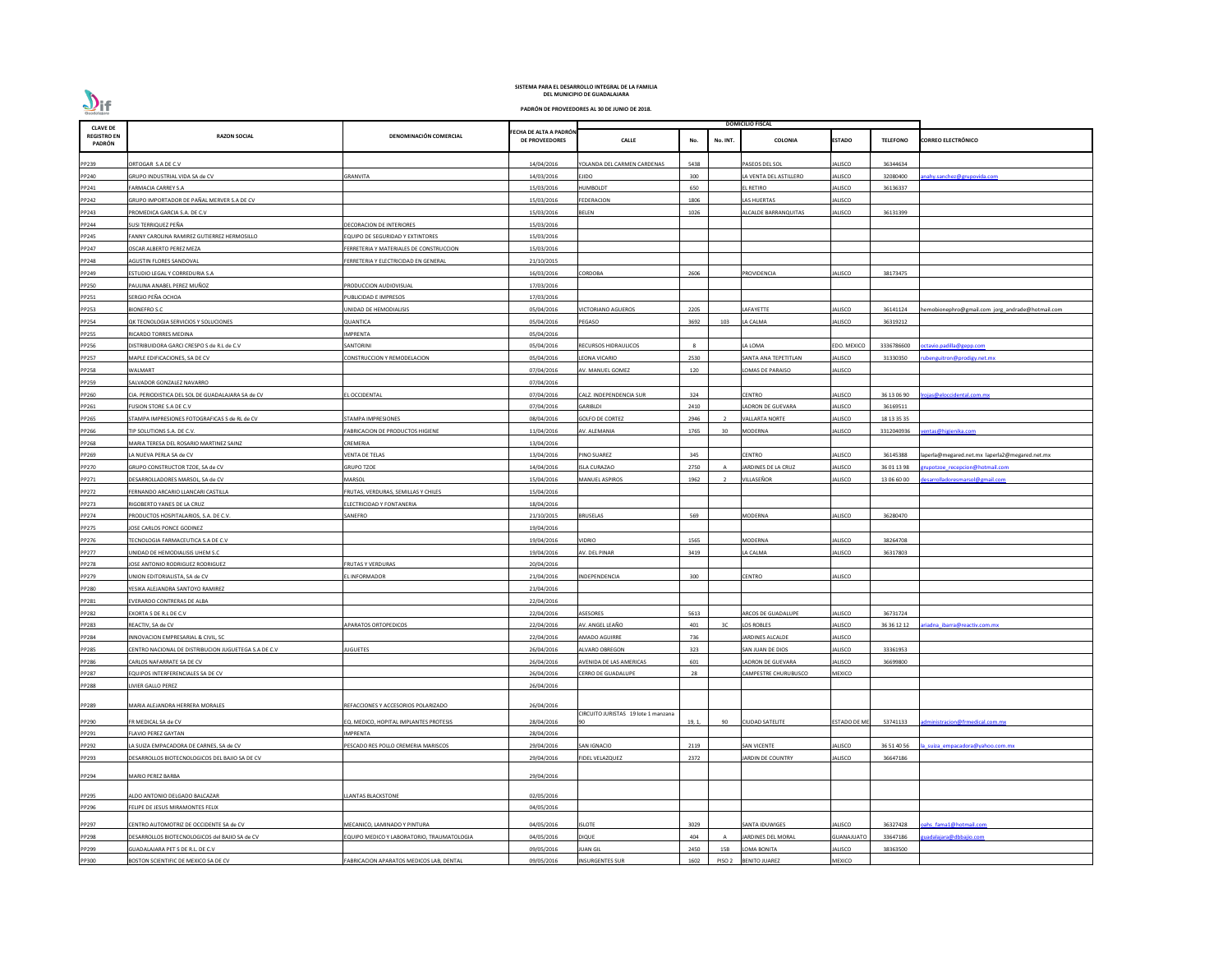**SISTEMA PARA EL DESARROLLO INTEGRAL DE LA FAMILIA DEL MUNICIPIO DE GUADALAJARA**

**PADRÓN DE PROVEEDORES AL 30 DE JUNIO DE 2018.**

| CLAVE DE REGISTRO EN PADRÓN | RAZON SOCIAL | DENOMINACIÓN COMERCIAL | FECHA DE ALTA A PADRÓN DE PROVEEDORES | DOMICILIO FISCAL | | | | | | | CORREO ELECTRÓNICO |
|---|---|---|---|---|---|---|---|---|---|---|---|
| | | | | CALLE | No. | No. INT. | COLONIA | ESTADO | TELEFONO | | |
| PP239 | ORTOGAR S.A DE C.V | | 14/04/2016 | YOLANDA DEL CARMEN CARDENAS | 5438 | | PASEOS DEL SOL | JALISCO | 36344634 | | |
| PP240 | GRUPO INDUSTRIAL VIDA SA de CV | GRANVITA | 14/03/2016 | EJIDO | 300 | | LA VENTA DEL ASTILLERO | JALISCO | 32080400 | | anahy.sanchez@grupovida.com |
| PP241 | FARMACIA CARREY S.A | | 15/03/2016 | HUMBOLDT | 650 | | EL RETIRO | JALISCO | 36136337 | | |
| PP242 | GRUPO IMPORTADOR DE PAÑAL MERVER S.A DE CV | | 15/03/2016 | FEDERACION | 1806 | | LAS HUERTAS | JALISCO | | | |
| PP243 | PROMEDICA GARCIA S.A. DE C.V | | 15/03/2016 | BELEN | 1026 | | ALCALDE BARRANQUITAS | JALISCO | 36131399 | | |
| PP244 | SUSI TERRIQUEZ PEÑA | DECORACION DE INTERIORES | 15/03/2016 | | | | | | | | |
| PP245 | FANNY CAROLINA RAMIREZ GUTIERREZ HERMOSILLO | EQUIPO DE SEGURIDAD Y EXTINTORES | 15/03/2016 | | | | | | | | |
| PP247 | OSCAR ALBERTO PEREZ MEZA | FERRETERIA Y MATERIALES DE CONSTRUCCION | 15/03/2016 | | | | | | | | |
| PP248 | AGUSTIN FLORES SANDOVAL | FERRETERIA Y ELECTRICIDAD EN GENERAL | 21/10/2015 | | | | | | | | |
| PP249 | ESTUDIO LEGAL Y CORREDURIA S.A | | 16/03/2016 | CORDOBA | 2606 | | PROVIDENCIA | JALISCO | 38173475 | | |
| PP250 | PAULINA ANABEL PEREZ MUÑOZ | PRODUCCION AUDIOVISUAL | 17/03/2016 | | | | | | | | |
| PP251 | SERGIO PEÑA OCHOA | PUBLICIDAD E IMPRESOS | 17/03/2016 | | | | | | | | |
| PP253 | BIONEFRO S.C | UNIDAD DE HEMODIALISIS | 05/04/2016 | VICTORIANO AGUEROS | 2205 | | LAFAYETTE | JALISCO | 36141124 | | hemobionephro@gmail.com jorg_andrade@hotmail.com |
| PP254 | QK TECNOLOGIA SERVICIOS Y SOLUCIONES | QUANTICA | 05/04/2016 | PEGASO | 3692 | 103 | LA CALMA | JALISCO | 36319212 | | |
| PP255 | RICARDO TORRES MEDINA | IMPRENTA | 05/04/2016 | | | | | | | | |
| PP256 | DISTRIBUIDORA GARCI CRESPO S de R.L de C.V | SANTORINI | 05/04/2016 | RECURSOS HIDRAULICOS | 8 | | LA LOMA | EDO. MEXICO | 3336786600 | | octavio.padilla@gepp.com |
| PP257 | MAPLE EDIFICACIONES, SA DE CV | CONSTRUCCION Y REMODELACION | 05/04/2016 | LEONA VICARIO | 2530 | | SANTA ANA TEPETITLAN | JALISCO | 31330350 | | rubenguitron@prodigy.net.mx |
| PP258 | WALMART | | 07/04/2016 | AV. MANUEL GOMEZ | 120 | | LOMAS DE PARAISO | JALISCO | | | |
| PP259 | SALVADOR GONZALEZ NAVARRO | | 07/04/2016 | | | | | | | | |
| PP260 | CIA. PERIODISTICA DEL SOL DE GUADALAJARA SA de CV | EL OCCIDENTAL | 07/04/2016 | CALZ. INDEPENDENCIA SUR | 324 | | CENTRO | JALISCO | 36 13 06 90 | | lrojas@eloccidental.com.mx |
| PP261 | FUSION STORE S.A DE C.V | | 07/04/2016 | GARIBLDI | 2410 | | LADRON DE GUEVARA | JALISCO | 36169511 | | |
| PP265 | STAMPA IMPRESIONES FOTOGRAFICAS S de RL de CV | STAMPA IMPRESIONES | 08/04/2016 | GOLFO DE CORTEZ | 2946 | 2 | VALLARTA NORTE | JALISCO | 18 13 35 35 | | |
| PP266 | TIP SOLUTIONS S.A. DE C.V. | FABRICACION DE PRODUCTOS HIGIENE | 11/04/2016 | AV. ALEMANIA | 1765 | 30 | MODERNA | JALISCO | 3312040936 | | ventas@higienika.com |
| PP268 | MARIA TERESA DEL ROSARIO MARTINEZ SAINZ | CREMERIA | 13/04/2016 | | | | | | | | |
| PP269 | LA NUEVA PERLA SA de CV | VENTA DE TELAS | 13/04/2016 | PINO SUAREZ | 345 | | CENTRO | JALISCO | 36145388 | | laperla@megared.net.mx laperla2@megared.net.mx |
| PP270 | GRUPO CONSTRUCTOR TZOE, SA de CV | GRUPO TZOE | 14/04/2016 | ISLA CURAZAO | 2750 | A | JARDINES DE LA CRUZ | JALISCO | 36 01 13 98 | | grupotzoe_recepcion@hotmail.com |
| PP271 | DESARROLLADORES MARSOL, SA de CV | MARSOL | 15/04/2016 | MANUEL ASPIROS | 1962 | 2 | VILLASEÑOR | JALISCO | 13 06 60 00 | | desarrolladoresmarsol@gmail.com |
| PP272 | FERNANDO ARCARIO LLANCARI CASTILLA | FRUTAS, VERDURAS, SEMILLAS Y CHILES | 15/04/2016 | | | | | | | | |
| PP273 | RIGOBERTO YANES DE LA CRUZ | ELECTRICIDAD Y FONTANERIA | 18/04/2016 | | | | | | | | |
| PP274 | PRODUCTOS HOSPITALARIOS, S.A. DE C.V. | SANEFRO | 21/10/2015 | BRUSELAS | 569 | | MODERNA | JALISCO | 36280470 | | |
| PP275 | JOSE CARLOS PONCE GODINEZ | | 19/04/2016 | | | | | | | | |
| PP276 | TECNOLOGIA FARMACEUTICA S.A DE C.V | | 19/04/2016 | VIDRIO | 1565 | | MODERNA | JALISCO | 38264708 | | |
| PP277 | UNIDAD DE HEMODIALISIS UHEM S.C | | 19/04/2016 | AV. DEL PINAR | 3419 | | LA CALMA | JALISCO | 36317803 | | |
| PP278 | JOSE ANTONIO RODRIGUEZ RODRIGUEZ | FRUTAS Y VERDURAS | 20/04/2016 | | | | | | | | |
| PP279 | UNION EDITORIALISTA, SA de CV | EL INFORMADOR | 21/04/2016 | INDEPENDENCIA | 300 | | CENTRO | JALISCO | | | |
| PP280 | YESIKA ALEJANDRA SANTOYO RAMIREZ | | 21/04/2016 | | | | | | | | |
| PP281 | EVERARDO CONTRERAS DE ALBA | | 22/04/2016 | | | | | | | | |
| PP282 | EXORTA S DE R.L DE C.V | | 22/04/2016 | ASESORES | 5613 | | ARCOS DE GUADALUPE | JALISCO | 36731724 | | |
| PP283 | REACTIV, SA de CV | APARATOS ORTOPEDICOS | 22/04/2016 | AV. ANGEL LEAÑO | 401 | 3C | LOS ROBLES | JALISCO | 36 36 12 12 | | ariadna_ibarra@reactiv.com.mx |
| PP284 | INNOVACION EMPRESARIAL & CIVIL, SC | | 22/04/2016 | AMADO AGUIRRE | 736 | | JARDINES ALCALDE | JALISCO | | | |
| PP285 | CENTRO NACIONAL DE DISTRIBUCION JUGUETEGA S.A DE C.V | JUGUETES | 26/04/2016 | ALVARO OBREGON | 323 | | SAN JUAN DE DIOS | JALISCO | 33361953 | | |
| PP286 | CARLOS NAFARRATE SA DE CV | | 26/04/2016 | AVENIDA DE LAS AMERICAS | 601 | | LADRON DE GUEVARA | JALISCO | 36699800 | | |
| PP287 | EQUIPOS INTERFERENCIALES SA DE CV | | 26/04/2016 | CERRO DE GUADALUPE | 28 | | CAMPESTRE CHURUBUSCO | MEXICO | | | |
| PP288 | LIVIER GALLO PEREZ | | 26/04/2016 | | | | | | | | |
| PP289 | MARIA ALEJANDRA HERRERA MORALES | REFACCIONES Y ACCESORIOS POLARIZADO | 26/04/2016 | | | | | | | | |
| PP290 | FR MEDICAL SA de CV | EQ. MEDICO, HOPITAL IMPLANTES PROTESIS | 28/04/2016 | CIRCUITO JURISTAS 19 lote 1 manzana 90 | 19, 1, | 90 | CIUDAD SATELITE | ESTADO DE ME | 53741133 | | administracion@frmedical.com.mx |
| PP291 | FLAVIO PEREZ GAYTAN | IMPRENTA | 28/04/2016 | | | | | | | | |
| PP292 | LA SUIZA EMPACADORA DE CARNES, SA de CV | PESCADO RES POLLO CREMERIA MARISCOS | 29/04/2016 | SAN IGNACIO | 2119 | | SAN VICENTE | JALISCO | 36 51 40 56 | | la_suiza_empacadora@yahoo.com.mx |
| PP293 | DESARROLLOS BIOTECNOLOGICOS DEL BAJIO SA DE CV | | 29/04/2016 | FIDEL VELAZQUEZ | 2372 | | JARDIN DE COUNTRY | JALISCO | 36647186 | | |
| PP294 | MARIO PEREZ BARBA | | 29/04/2016 | | | | | | | | |
| PP295 | ALDO ANTONIO DELGADO BALCAZAR | LLANTAS BLACKSTONE | 02/05/2016 | | | | | | | | |
| PP296 | FELIPE DE JESUS MIRAMONTES FELIX | | 04/05/2016 | | | | | | | | |
| PP297 | CENTRO AUTOMOTRIZ DE OCCIDENTE SA de CV | MECANICO, LAMINADO Y PINTURA | 04/05/2016 | ISLOTE | 3029 | | SANTA IDUWIGES | JALISCO | 36327428 | | oahs_fama1@hotmail.com |
| PP298 | DESARROLLOS BIOTECNOLOGICOS del BAJIO SA de CV | EQUIPO MEDICO Y LABORATORIO, TRAUMATOLOGIA | 04/05/2016 | DIQUE | 404 | A | JARDINES DEL MORAL | GUANAJUATO | 33647186 | | guadalajara@dbbajio.com |
| PP299 | GUADALAJARA PET S DE R.L. DE C.V | | 09/05/2016 | JUAN GIL | 2450 | 15B | LOMA BONITA | JALISCO | 38363500 | | |
| PP300 | BOSTON SCIENTIFIC DE MEXICO SA DE CV | FABRICACION APARATOS MEDICOS LAB, DENTAL | 09/05/2016 | INSURGENTES SUR | 1602 | PISO 2 | BENITO JUAREZ | MEXICO | | | |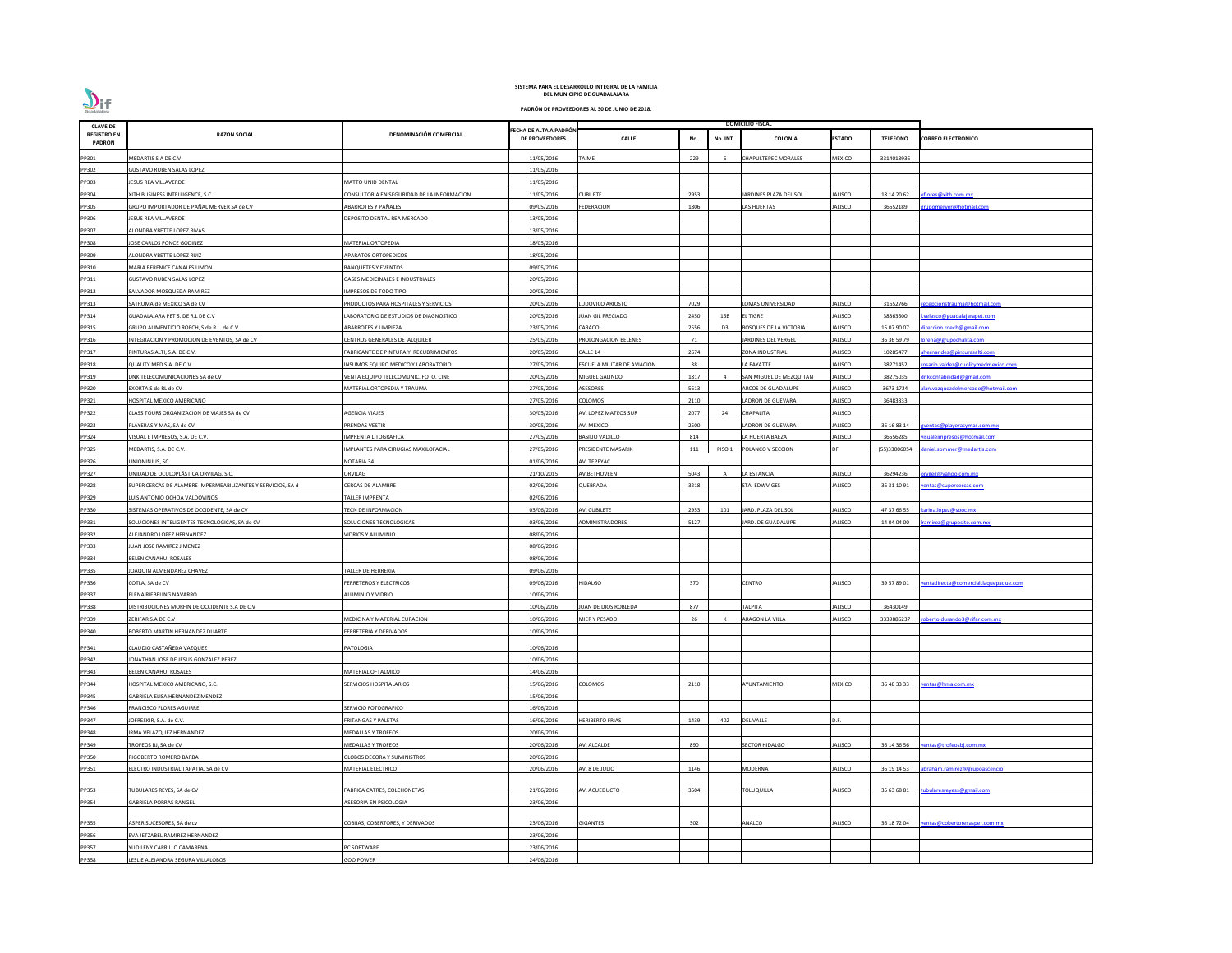**SISTEMA PARA EL DESARROLLO INTEGRAL DE LA FAMILIA DEL MUNICIPIO DE GUADALAJARA**

**PADRÓN DE PROVEEDORES AL 30 DE JUNIO DE 2018.**

| CLAVE DE REGISTRO EN PADRÓN | RAZON SOCIAL | DENOMINACIÓN COMERCIAL | FECHA DE ALTA A PADRÓN DE PROVEEDORES | DOMICILIO FISCAL | | | | | | | |
|---|---|---|---|---|---|---|---|---|---|---|---|
| | | | | CALLE | No. | No. INT. | COLONIA | ESTADO | TELEFONO | CORREO ELECTRÓNICO |
| PP301 | MEDARTIS S.A DE C.V | | 11/05/2016 | TAIME | 229 | 6 | CHAPULTEPEC MORALES | MEXICO | 3314013936 | |
| PP302 | GUSTAVO RUBEN SALAS LOPEZ | | 11/05/2016 | | | | | | | |
| PP303 | JESUS REA VILLAVERDE | MATTO UNID DENTAL | 11/05/2016 | | | | | | | |
| PP304 | XITH BUSINESS INTELLIGENCE, S.C. | CONSULTORIA EN SEGURIDAD DE LA INFORMACION | 11/05/2016 | CUBILETE | 2953 | | JARDINES PLAZA DEL SOL | JALISCO | 18 14 20 62 | eflores@xith.com.mx |
| PP305 | GRUPO IMPORTADOR DE PAÑAL MERVER SA de CV | ABARROTES Y PAÑALES | 09/05/2016 | FEDERACION | 1806 | | LAS HUERTAS | JALISCO | 36652189 | grupomerver@hotmail.com |
| PP306 | JESUS REA VILLAVERDE | DEPOSITO DENTAL REA MERCADO | 13/05/2016 | | | | | | | |
| PP307 | ALONDRA YBETTE LOPEZ RIVAS | | 13/05/2016 | | | | | | | |
| PP308 | JOSE CARLOS PONCE GODINEZ | MATERIAL ORTOPEDIA | 18/05/2016 | | | | | | | |
| PP309 | ALONDRA YBETTE LOPEZ RUIZ | APARATOS ORTOPEDICOS | 18/05/2016 | | | | | | | |
| PP310 | MARIA BERENICE CANALES LIMON | BANQUETES Y EVENTOS | 09/05/2016 | | | | | | | |
| PP311 | GUSTAVO RUBEN SALAS LOPEZ | GASES MEDICINALES E INDUSTRIALES | 20/05/2016 | | | | | | | |
| PP312 | SALVADOR MOSQUEDA RAMIREZ | IMPRESOS DE TODO TIPO | 20/05/2016 | | | | | | | |
| PP313 | SATRUMA de MEXICO SA de CV | PRODUCTOS PARA HOSPITALES Y SERVICIOS | 20/05/2016 | LUDOVICO ARIOSTO | 7029 | | LOMAS UNIVERSIDAD | JALISCO | 31652766 | recepcionstrauma@hotmail.com |
| PP314 | GUADALAJARA PET S. DE R.L DE C.V | LABORATORIO DE ESTUDIOS DE DIAGNOSTICO | 20/05/2016 | JUAN GIL PRECIADO | 2450 | 15B | EL TIGRE | JALISCO | 38363500 | l.velasco@guadalajarapet.com |
| PP315 | GRUPO ALIMENTICIO ROECH, S de R.L. de C.V. | ABARROTES Y LIMPIEZA | 23/05/2016 | CARACOL | 2556 | D3 | BOSQUES DE LA VICTORIA | JALISCO | 15 07 90 07 | direccion.roech@gmail.com |
| PP316 | INTEGRACION Y PROMOCION DE EVENTOS, SA de CV | CENTROS GENERALES DE ALQUILER | 25/05/2016 | PROLONGACION BELENES | 71 | | JARDINES DEL VERGEL | JALISCO | 36 36 59 79 | lorena@grupochalita.com |
| PP317 | PINTURAS ALTI, S.A. DE C.V. | FABRICANTE DE PINTURA Y RECUBRIMIENTOS | 20/05/2016 | CALLE 14 | 2674 | | ZONA INDUSTRIAL | JALISCO | 10285477 | ahernandez@pinturasalti.com |
| PP318 | QUALITY MED S.A. DE C.V | INSUMOS EQUIPO MEDICO Y LABORATORIO | 27/05/2016 | ESCUELA MILITAR DE AVIACION | 38 | | LA FAYATTE | JALISCO | 38271452 | rosario.valdez@cualitymedmexico.com |
| PP319 | DNK TELECOMUNICACIONES SA de CV | VENTA EQUIPO TELECOMUNIC. FOTO. CINE | 20/05/2016 | MIGUEL GALINDO | 1817 | 4 | SAN MIGUEL DE MEZQUITAN | JALISCO | 38275035 | dnkcontabilidad@gmail.com |
| PP320 | EXORTA S de RL de CV | MATERIAL ORTOPEDIA Y TRAUMA | 27/05/2016 | ASESORES | 5613 | | ARCOS DE GUADALUPE | JALISCO | 3673 1724 | alan.vazquezdelmercado@hotmail.com |
| PP321 | HOSPITAL MEXICO AMERICANO | | 27/05/2016 | COLOMOS | 2110 | | LADRON DE GUEVARA | JALISCO | 36483333 | |
| PP322 | CLASS TOURS ORGANIZACION DE VIAJES SA de CV | AGENCIA VIAJES | 30/05/2016 | AV. LOPEZ MATEOS SUR | 2077 | 24 | CHAPALITA | JALISCO | | |
| PP323 | PLAYERAS Y MAS, SA de CV | PRENDAS VESTIR | 30/05/2016 | AV. MEXICO | 2500 | | LADRON DE GUEVARA | JALISCO | 36 16 83 14 | gventas@playerasymas.com.mx |
| PP324 | VISUAL E IMPRESOS, S.A. DE C.V. | IMPRENTA LITOGRAFICA | 27/05/2016 | BASILIO VADILLO | 814 | | LA HUERTA BAEZA | JALISCO | 36556285 | visualeimpresos@hotmail.com |
| PP325 | MEDARTIS, S.A. DE C.V. | IMPLANTES PARA CIRUGIAS MAXILOFACIAL | 27/05/2016 | PRESIDENTE MASARIK | 111 | PISO 1 | POLANCO V SECCION | DF | (55)33006054 | daniel.sommer@medartis.com |
| PP326 | UNIONINJUS, SC | NOTARIA 34 | 01/06/2016 | AV. TEPEYAC | | | | | | |
| PP327 | UNIDAD DE OCULOPLÁSTICA ORVILAG, S.C. | ORVILAG | 21/10/2015 | AV.BETHOVEEN | 5043 | A | LA ESTANCIA | JALISCO | 36294236 | orvilag@yahoo.com.mx |
| PP328 | SUPER CERCAS DE ALAMBRE IMPERMEABILIZANTES Y SERVICIOS, SA d | CERCAS DE ALAMBRE | 02/06/2016 | QUEBRADA | 3218 | | STA. EDWVIGES | JALISCO | 36 31 10 91 | ventas@supercercas.com |
| PP329 | LUIS ANTONIO OCHOA VALDOVINOS | TALLER IMPRENTA | 02/06/2016 | | | | | | | |
| PP330 | SISTEMAS OPERATIVOS DE OCCIDENTE, SA de CV | TECN DE INFORMACION | 03/06/2016 | AV. CUBILETE | 2953 | 101 | JARD. PLAZA DEL SOL | JALISCO | 47 37 66 55 | karina.lopez@sooc.mx |
| PP331 | SOLUCIONES INTELIGENTES TECNOLOGICAS, SA de CV | SOLUCIONES TECNOLOGICAS | 03/06/2016 | ADMINISTRADORES | 5127 | | JARD. DE GUADALUPE | JALISCO | 14 04 04 00 | lramirez@gruposite.com.mx |
| PP332 | ALEJANDRO LOPEZ HERNANDEZ | VIDRIOS Y ALUMINIO | 08/06/2016 | | | | | | | |
| PP333 | JUAN JOSE RAMIREZ JIMENEZ | | 08/06/2016 | | | | | | | |
| PP334 | BELEN CANAHUI ROSALES | | 08/06/2016 | | | | | | | |
| PP335 | JOAQUIN ALMENDAREZ CHAVEZ | TALLER DE HERRERIA | 09/06/2016 | | | | | | | |
| PP336 | COTLA, SA de CV | FERRETEROS Y ELECTRICOS | 09/06/2016 | HIDALGO | 370 | | CENTRO | JALISCO | 39 57 89 01 | ventadirecta@comercialtlaquepaque.com |
| PP337 | ELENA RIEBELING NAVARRO | ALUMINIO Y VIDRIO | 10/06/2016 | | | | | | | |
| PP338 | DISTRIBUCIONES MORFIN DE OCCIDENTE S.A DE C.V | | 10/06/2016 | JUAN DE DIOS ROBLEDA | 877 | | TALPITA | JALISCO | 36430149 | |
| PP339 | ZERIFAR S.A DE C.V | MEDICINA Y MATERIAL CURACION | 10/06/2016 | MIER Y PESADO | 26 | K | ARAGON LA VILLA | JALISCO | 3339886237 | roberto.durando3@rifar.com.mx |
| PP340 | ROBERTO MARTIN HERNANDEZ DUARTE | FERRETERIA Y DERIVADOS | 10/06/2016 | | | | | | | |
| PP341 | CLAUDIO CASTAÑEDA VAZQUEZ | PATOLOGIA | 10/06/2016 | | | | | | | |
| PP342 | JONATHAN JOSE DE JESUS GONZALEZ PEREZ | | 10/06/2016 | | | | | | | |
| PP343 | BELEN CANAHUI ROSALES | MATERIAL OFTALMICO | 14/06/2016 | | | | | | | |
| PP344 | HOSPITAL MEXICO AMERICANO, S.C. | SERVICIOS HOSPITALARIOS | 15/06/2016 | COLOMOS | 2110 | | AYUNTAMIENTO | MEXICO | 36 48 33 33 | ventas@hma.com.mx |
| PP345 | GABRIELA ELISA HERNANDEZ MENDEZ | | 15/06/2016 | | | | | | | |
| PP346 | FRANCISCO FLORES AGUIRRE | SERVICIO FOTOGRAFICO | 16/06/2016 | | | | | | | |
| PP347 | JOFRESKIR, S.A. de C.V. | FRITANGAS Y PALETAS | 16/06/2016 | HERIBERTO FRIAS | 1439 | 402 | DEL VALLE | D.F. | | |
| PP348 | IRMA VELAZQUEZ HERNANDEZ | MEDALLAS Y TROFEOS | 20/06/2016 | | | | | | | |
| PP349 | TROFEOS BJ, SA de CV | MEDALLAS Y TROFEOS | 20/06/2016 | AV. ALCALDE | 890 | | SECTOR HIDALGO | JALISCO | 36 14 36 56 | ventas@trofeosbj.com.mx |
| PP350 | RIGOBERTO ROMERO BARBA | GLOBOS DECORA Y SUMINISTROS | 20/06/2016 | | | | | | | |
| PP351 | ELECTRO INDUSTRIAL TAPATIA, SA de CV | MATERIAL ELECTRICO | 20/06/2016 | AV. 8 DE JULIO | 1146 | | MODERNA | JALISCO | 36 19 14 53 | abraham.ramirez@grupoascencio |
| PP353 | TUBULARES REYES, SA de CV | FABRICA CATRES, COLCHONETAS | 21/06/2016 | AV. ACUEDUCTO | 3504 | | TOLUQUILLA | JALISCO | 35 63 68 81 | tubularesreyess@gmail.com |
| PP354 | GABRIELA PORRAS RANGEL | ASESORIA EN PSICOLOGIA | 23/06/2016 | | | | | | | |
| PP355 | ASPER SUCESORES, SA de cv | COBIJAS, COBERTORES, Y DERIVADOS | 23/06/2016 | GIGANTES | 302 | | ANALCO | JALISCO | 36 18 72 04 | ventas@cobertoresasper.com.mx |
| PP356 | EVA JETZABEL RAMIREZ HERNANDEZ | | 23/06/2016 | | | | | | | |
| PP357 | YUDILENY CARRILLO CAMARENA | PC SOFTWARE | 23/06/2016 | | | | | | | |
| PP358 | LESLIE ALEJANDRA SEGURA VILLALOBOS | GOO POWER | 24/06/2016 | | | | | | | |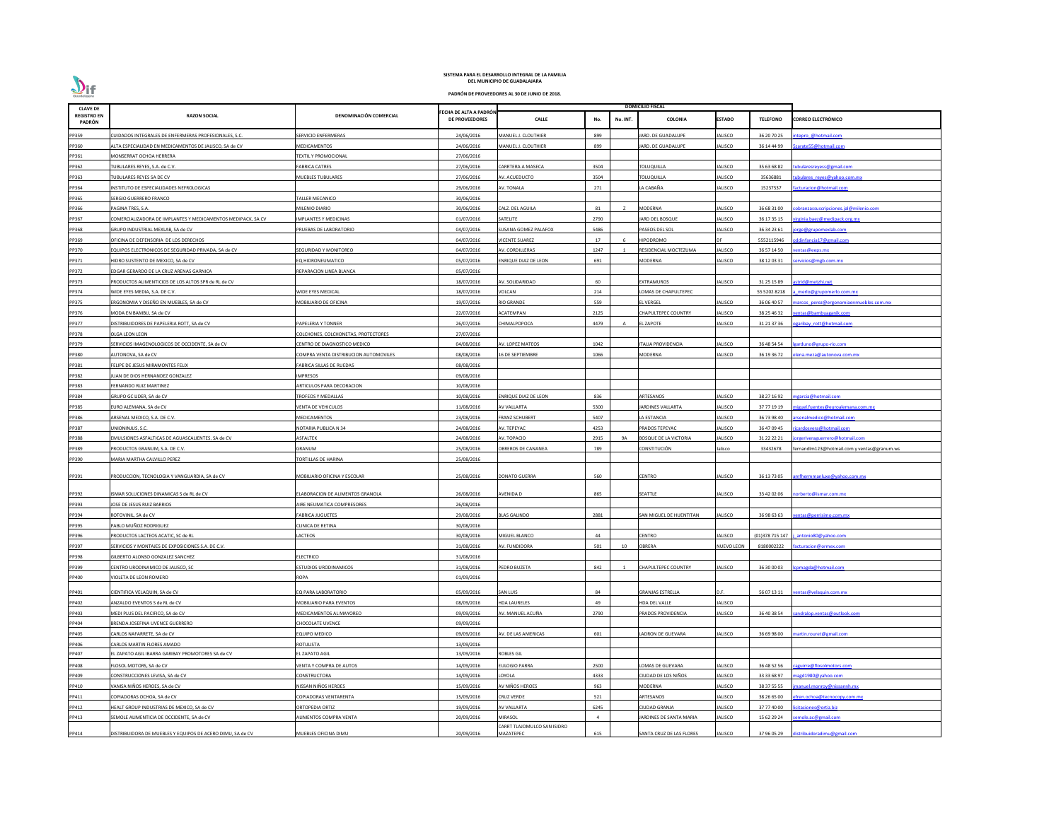**SISTEMA PARA EL DESARROLLO INTEGRAL DE LA FAMILIA**
**DEL MUNICIPIO DE GUADALAJARA**

**PADRÓN DE PROVEEDORES AL 30 DE JUNIO DE 2018.**

| CLAVE DE REGISTRO EN PADRÓN | RAZON SOCIAL | DENOMINACIÓN COMERCIAL | FECHA DE ALTA A PADRÓN DE PROVEEDORES | DOMICILIO FISCAL | | | | | | |
|---|---|---|---|---|---|---|---|---|---|---|
| | | | | CALLE | No. | No. INT. | COLONIA | ESTADO | TELEFONO | CORREO ELECTRÓNICO |
| PP359 | CUIDADOS INTEGRALES DE ENFERMERAS PROFESIONALES, S.C. | SERVICIO ENFERMERAS | 24/06/2016 | MANUEL J. CLOUTHIER | 899 | | JARD. DE GUADALUPE | JALISCO | 36 20 70 25 | intepro_@hotmail.com |
| PP360 | ALTA ESPECIALIDAD EN MEDICAMENTOS DE JALISCO, SA de CV | MEDICAMENTOS | 24/06/2016 | MANUEL J. CLOUTHIER | 899 | | JARD. DE GUADALUPE | JALISCO | 36 14 44 99 | Szarate55@hotmail.com |
| PP361 | MONSERRAT OCHOA HERRERA | TEXTIL Y PROMOCIONAL | 27/06/2016 | | | | | | | |
| PP362 | TUBULARES REYES, S.A. de C.V. | FABRICA CATRES | 27/06/2016 | CARRTERA A MASECA | 3504 | | TOLUQUILLA | JALISCO | 35 63 68 82 | tubularesreyess@gmail.com |
| PP363 | TUBULARES REYES SA DE CV | MUEBLES TUBULARES | 27/06/2016 | AV. ACUEDUCTO | 3504 | | TOLUQUILLA | JALISCO | 35636881 | tubulares_reyes@yahoo.com.mx |
| PP364 | INSTITUTO DE ESPECIALIDADES NEFROLOGICAS | | 29/06/2016 | AV. TONALA | 271 | | LA CABAÑA | JALISCO | 15237537 | facturacion@hotmail.com |
| PP365 | SERGIO GUERRERO FRANCO | TALLER MECANICO | 30/06/2016 | | | | | | | |
| PP366 | PAGINA TRES, S.A. | MILENIO DIARIO | 30/06/2016 | CALZ. DEL AGUILA | 81 | Z | MODERNA | JALISCO | 36 68 31 00 | cobranzassuscripciones.jal@milenio.com |
| PP367 | COMERCIALIZADORA DE IMPLANTES Y MEDICAMENTOS MEDIPACK, SA CV | IMPLANTES Y MEDICINAS | 01/07/2016 | SATELITE | 2790 | | JARD DEL BOSQUE | JALISCO | 36 17 35 15 | virginia.baez@medipack.org.mx |
| PP368 | GRUPO INDUSTRIAL MEXLAB, SA de CV | PRUEBAS DE LABORATORIO | 04/07/2016 | SUSANA GOMEZ PALAFOX | 5486 | | PASEOS DEL SOL | JALISCO | 36 34 23 61 | jorge@grupomexlab.com |
| PP369 | OFICINA DE DEFENSORIA DE LOS DERECHOS | | 04/07/2016 | VICENTE SUAREZ | 17 | 6 | HIPODROMO | DF | 5552115946 | oddinfancia17@gmail.com |
| PP370 | EQUIPOS ELECTRONICOS DE SEGURIDAD PRIVADA, SA de CV | SEGURIDAD Y MONITOREO | 04/07/2016 | AV. CORDILLERAS | 1247 | 1 | RESIDENCIAL MOCTEZUMA | JALISCO | 36 57 14 50 | ventas@eeps.mx |
| PP371 | HIDRO SUSTENTO DE MEXICO, SA de CV | EQ HIDRONEUMATICO | 05/07/2016 | ENRIQUE DIAZ DE LEON | 691 | | MODERNA | JALISCO | 38 12 03 31 | servicios@mgb.com.mx |
| PP372 | EDGAR GERARDO DE LA CRUZ ARENAS GARNICA | REPARACION LINEA BLANCA | 05/07/2016 | | | | | | | |
| PP373 | PRODUCTOS ALIMENTICIOS DE LOS ALTOS SPR de RL de CV | | 18/07/2016 | AV. SOLIDARIDAD | 60 | | EXTRAMUROS | JALISCO | 31 25 15 89 | astrid@metzhi.net |
| PP374 | WIDE EYES MEDIA, S.A. DE C.V. | WIDE EYES MEDICAL | 18/07/2016 | VOLCAN | 214 | | LOMAS DE CHAPULTEPEC | | 55 5202 8218 | a_merlo@grupomerlo.com.mx |
| PP375 | ERGONOMIA Y DISEÑO EN MUEBLES, SA de CV | MOBILIARIO DE OFICINA | 19/07/2016 | RIO GRANDE | 559 | | EL VERGEL | JALISCO | 36 06 40 57 | marcos_perez@ergonomiaenmuebles.com.mx |
| PP376 | MODA EN BAMBU, SA de CV | | 22/07/2016 | ACATEMPAN | 2125 | | CHAPULTEPEC COUNTRY | JALISCO | 38 25 46 32 | ventas@bambuaganik.com |
| PP377 | DISTRIBUIDORES DE PAPELERIA ROTT, SA de CV | PAPELERIA Y TONNER | 26/07/2016 | CHIMALPOPOCA | 4479 | A | EL ZAPOTE | JALISCO | 31 21 37 36 | ogaribay_rott@hotmail.com |
| PP378 | OLGA LEON LEON | COLCHONES, COLCHONETAS, PROTECTORES | 27/07/2016 | | | | | | | |
| PP379 | SERVICIOS IMAGENOLOGICOS DE OCCIDENTE, SA de CV | CENTRO DE DIAGNOSTICO MEDICO | 04/08/2016 | AV. LOPEZ MATEOS | 1042 | | ITALIA PROVIDENCIA | JALISCO | 36 48 54 54 | lgarduno@grupo-rio.com |
| PP380 | AUTONOVA, SA de CV | COMPRA VENTA DISTRIBUCION AUTOMOVILES | 08/08/2016 | 16 DE SEPTIEMBRE | 1066 | | MODERNA | JALISCO | 36 19 36 72 | elena.meza@autonova.com.mx |
| PP381 | FELIPE DE JESUS MIRAMONTES FELIX | FABRICA SILLAS DE RUEDAS | 08/08/2016 | | | | | | | |
| PP382 | JUAN DE DIOS HERNANDEZ GONZALEZ | IMPRESOS | 09/08/2016 | | | | | | | |
| PP383 | FERNANDO RUIZ MARTINEZ | ARTICULOS PARA DECORACION | 10/08/2016 | | | | | | | |
| PP384 | GRUPO GC LIDER, SA de CV | TROFEOS Y MEDALLAS | 10/08/2016 | ENRIQUE DIAZ DE LEON | 836 | | ARTESANOS | JALISCO | 38 27 16 92 | mgarcia@hotmail.com |
| PP385 | EURO ALEMANA, SA de CV | VENTA DE VEHICULOS | 11/08/2016 | AV VALLARTA | 5300 | | JARDINES VALLARTA | JALISCO | 37 77 19 19 | miguel.fuentes@euroalemana.com.mx |
| PP386 | ARSENAL MEDICO, S.A. DE C.V. | MEDICAMENTOS | 23/08/2016 | FRANZ SCHUBERT | 5407 | | LA ESTANCIA | JALISCO | 36 73 98 40 | arsenalmedico@hotmail.com |
| PP387 | UNIONINJUS, S.C. | NOTARIA PUBLICA N 34 | 24/08/2016 | AV. TEPEYAC | 4253 | | PRADOS TEPEYAC | JALISCO | 36 47 09 45 | ricardosvera@hotmail.com |
| PP388 | EMULSIONES ASFALTICAS DE AGUASCALIENTES, SA de CV | ASFALTEK | 24/08/2016 | AV. TOPACIO | 2915 | 9A | BOSQUE DE LA VICTORIA | JALISCO | 31 22 22 21 | jorgeriveraguerrero@hotmail.com |
| PP389 | PRODUCTOS GRANUM, S.A. DE C.V. | GRANUM | 25/08/2016 | OBREROS DE CANANEA | 789 | | CONSTITUCIÓN | Jalisco | 33432678 | fernandlm123@hotmail.com y ventas@granum.ws |
| PP390 | MARIA MARTHA CALVILLO PEREZ | TORTILLAS DE HARINA | 25/08/2016 | | | | | | | |
| PP391 | PRODUCCION, TECNOLOGIA Y VANGUARDIA, SA de CV | MOBILIARIO OFICINA Y ESCOLAR | 25/08/2016 | DONATO GUERRA | 560 | | CENTRO | JALISCO | 36 13 73 05 | amfhermmanluxe@yahoo.com.mx |
| PP392 | ISMAR SOLUCIONES DINAMICAS S de RL de CV | ELABORACION DE ALIMENTOS GRANOLA | 26/08/2016 | AVENIDA D | 865 | | SEATTLE | JALISCO | 33 42 02 06 | norberto@ismar.com.mx |
| PP393 | JOSE DE JESUS RUIZ BARRIOS | AIRE NEUMATICA COMPRESORES | 26/08/2016 | | | | | | | |
| PP394 | ROTOVINIL, SA de CV | FABRICA JUGUETES | 29/08/2016 | BLAS GALINDO | 2881 | | SAN MIGUEL DE HUENTITAN | JALISCO | 36 98 63 63 | ventas@perrisimo.com.mx |
| PP395 | PABLO MUÑOZ RODRIGUEZ | CLINICA DE RETINA | 30/08/2016 | | | | | | | |
| PP396 | PRODUCTOS LACTEOS ACATIC, SC de RL | LACTEOS | 30/08/2016 | MIGUEL BLANCO | 44 | | CENTRO | JALISCO | (01)378 715 147 | j_antonio80@yahoo.com |
| PP397 | SERVICIOS Y MONTAJES DE EXPOSICIONES S.A. DE C.V. | | 31/08/2016 | AV. FUNDIDORA | 501 | 10 | OBRERA | NUEVO LEON | 8180002222 | facturacion@ormex.com |
| PP398 | GILBERTO ALONSO GONZALEZ SANCHEZ | ELECTRICO | 31/08/2016 | | | | | | | |
| PP399 | CENTRO URODINAMICO DE JALISCO, SC | ESTUDIOS URODINAMICOS | 31/08/2016 | PEDRO BUZETA | 842 | 1 | CHAPULTEPEC COUNTRY | JALISCO | 36 30 00 03 | lcpmagda@hotmail.com |
| PP400 | VIOLETA DE LEON ROMERO | ROPA | 01/09/2016 | | | | | | | |
| PP401 | CIENTIFICA VELAQUIN, SA de CV | EQ PARA LABORATORIO | 05/09/2016 | SAN LUIS | 84 | | GRANJAS ESTRELLA | D.F. | 56 07 13 11 | ventas@velaquin.com.mx |
| PP402 | ANZALDO EVENTOS S de RL de CV | MOBILIARIO PARA EVENTOS | 08/09/2016 | HDA LAURELES | 49 | | HDA DEL VALLE | JALISCO | | |
| PP403 | MEDI PLUS DEL PACIFICO, SA de CV | MEDICAMENTOS AL MAYOREO | 09/09/2016 | AV. MANUEL ACUÑA | 2790 | | PRADOS PROVIDENCIA | JALISCO | 36 40 38 54 | sandralop.ventas@outlook.com |
| PP404 | BRENDA JOSEFINA UVENCE GUERRERO | CHOCOLATE UVENCE | 09/09/2016 | | | | | | | |
| PP405 | CARLOS NAFARRETE, SA de CV | EQUIPO MEDICO | 09/09/2016 | AV. DE LAS AMERICAS | 601 | | LADRON DE GUEVARA | JALISCO | 36 69 98 00 | martin.rouret@gmail.com |
| PP406 | CARLOS MARTIN FLORES AMADO | ROTULISTA | 13/09/2016 | | | | | | | |
| PP407 | EL ZAPATO AGIL IBARRA GARIBAY PROMOTORES SA de CV | EL ZAPATO AGIL | 13/09/2016 | ROBLES GIL | | | | | | |
| PP408 | FLOSOL MOTORS, SA de CV | VENTA Y COMPRA DE AUTOS | 14/09/2016 | EULOGIO PARRA | 2500 | | LOMAS DE GUEVARA | JALISCO | 36 48 52 56 | caguirre@flosolmotors.com |
| PP409 | CONSTRUCCIONES LEVISA, SA de CV | CONSTRUCTORA | 14/09/2016 | LOYOLA | 4333 | | CIUDAD DE LOS NIÑOS | JALISCO | 33 33 68 97 | magd1980@yahoo.com |
| PP410 | VAMSA NIÑOS HEROES, SA de CV | NISSAN NIÑOS HEROES | 15/09/2016 | AV NIÑOS HEROES | 963 | | MODERNA | JALISCO | 38 37 55 55 | jmanuel.monroy@nissannh.mx |
| PP411 | COPIADORAS OCHOA, SA de CV | COPIADORAS VENTARENTA | 15/09/2016 | CRUZ VERDE | 521 | | ARTESANOS | JALISCO | 38 26 65 00 | efren.ochoa@tecnocopy.com.mx |
| PP412 | HEALT GROUP INDUSTRIAS DE MEXICO, SA de CV | ORTOPEDIA ORTIZ | 19/09/2016 | AV VALLARTA | 6245 | | CIUDAD GRANJA | JALISCO | 37 77 40 00 | licitaciones@ortiz.biz |
| PP413 | SEMOLE ALIMENTICIA DE OCCIDENTE, SA de CV | ALIMENTOS COMPRA VENTA | 20/09/2016 | MIRASOL | 4 | | JARDINES DE SANTA MARIA | JALISCO | 15 62 29 24 | semole.ac@gmail.com |
| PP414 | DISTRIBUIDORA DE MUEBLES Y EQUIPOS DE ACERO DIMU, SA de CV | MUEBLES OFICINA DIMU | 20/09/2016 | CARRT TLAJOMULCO SAN ISIDRO MAZATEPEC | 615 | | SANTA CRUZ DE LAS FLORES | JALISCO | 37 96 05 29 | distribuidoradimu@gmail.com |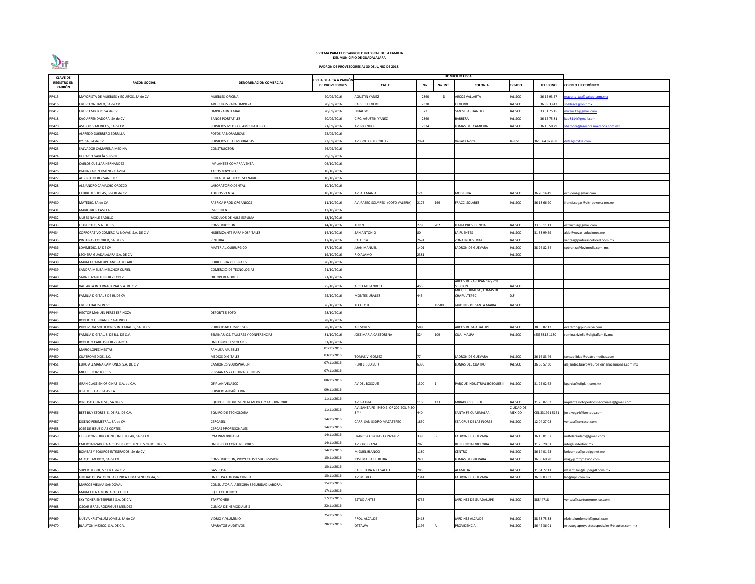**SISTEMA PARA EL DESARROLLO INTEGRAL DE LA FAMILIA**
**DEL MUNICIPIO DE GUADALAJARA**

**PADRÓN DE PROVEEDORES AL 30 DE JUNIO DE 2018.**

| CLAVE DE REGISTRO EN PADRÓN | RAZON SOCIAL | DENOMINACIÓN COMERCIAL | FECHA DE ALTA A PADRÓN DE PROVEEDORES | DOMICILIO FISCAL | | | | | | |
|---|---|---|---|---|---|---|---|---|---|---|
| | | | | CALLE | No. | No. INT. | COLONIA | ESTADO | TELEFONO | CORREO ELECTRÓNICO |
| PP415 | MAYORISTA DE MUEBLES Y EQUIPOS, SA de CV | MUEBLES OFICINA | 20/09/2016 | AGUSTIN YAÑEZ | 2360 | D | ARCOS VALLARTA | JALISCO | 36 15 93 57 | mayoris_tas@yahoo.com.mx |
| PP416 | GRUPO ONITMEX, SA de CV | ARTICULOS PARA LIMPIEZA | 20/09/2016 | CARRET EL VERDE | 2320 | | EL VERDE | JALISCO | 36 89 33 43 | sballesca@onit.mx |
| PP417 | GRUPO MIXZOC, SA de CV | LIMPIEZA INTEGRAL | 20/09/2016 | HIDALGO | 72 | | SAN SEBASTIANITO | JALISCO | 33 31 75 15 | mixzoc12@gmail.com |
| PP418 | KAO ARRENDADORA, SA de CV | BAÑOS PORTATILES | 20/09/2016 | CIRC. AGUSTIN YAÑEZ | 2360 | | BARRERA | JALISCO | 36 15 75 81 | kao8114@gmail.com |
| PP420 | ASESORES MEDICOS, SA de CV | SERVICIOS MEDICOS AMBULATORIOS | 21/09/2016 | AV. RIO NILO | 7324 | | LOMAS DEL CAMICHIN | JALISCO | 36 15 50 29 | ybarboza@asesoresmedicos.com.mx |
| PP421 | ALFREDO GUERRERO ZORRILLA | FOTOS PANORAMICAS | 22/09/2016 | | | | | | | |
| PP422 | DYTSA, SA de CV | SERVICIOS DE HEMODIALISIS | 23/09/2016 | AV. GOLFO DE CORTEZ | 2974 | | Vallarta Norte | Jalisco | 3615 64 87 y 88 | dytsa@dytsa.com |
| PP423 | SALVADOR CAMARENA MEDINA | CONSTRUCTOR | 26/09/2016 | | | | | | | |
| PP424 | HORACIO GARCÍA SERVIN | | 29/09/2016 | | | | | | | |
| PP425 | CARLOS CUELLAR HERNANDEZ | IMPLANTES COMPRA VENTA | 06/10/2016 | | | | | | | |
| PP426 | DIANA KAREN JIMÉNEZ DÁVILA | TACOS MAYOREO | 10/10/2016 | | | | | | | |
| PP427 | ALBERTO PEREZ SANCHEZ | RENTA DE AUDIO Y ESCENARIO | 10/10/2016 | | | | | | | |
| PP428 | ALEJANDRO CAMACHO OROZCO | LABORATORIO DENTAL | 10/10/2016 | | | | | | | |
| PP429 | EXHIBE TUS IDEAS, Sde RL de CV | TOLDOS VENTA | 10/10/2016 | AV. ALEMANIA | 1216 | | MODERNA | JALISCO | 36 20 14 49 | exhideas@gmail.com |
| PP430 | MATEDIC, SA de CV | FABRICA PROD ORGANICOS | 11/10/2016 | AV. PASEO SOLARES (COTO VALERIA) | 2175 | 169 | FRACC. SOLARES | JALISCO | 36 13 66 90 | franciscogas@citripower.com.mx |
| PP431 | MARIO RIOS CASILLAS | IMPRENTA | 13/10/2016 | | | | | | | |
| PP432 | ULISES NAHLE BADILLO | MODULOS DE HULE ESPUMA | 13/10/2016 | | | | | | | |
| PP433 | ESTRUCTUS, S.A. DE C.V. | CONSTRUCCION | 14/10/2016 | TURIN | 2796 | 202 | ITALIA PROVIDENCIA | JALISCO | 33 65 11 11 | estructus@gmail.com |
| PP434 | CORPORATIVO COMERCIAL NOVAS, S.A. DE C.V. | HIGIENIZANTE PARA HOSPITALES | 14/10/2016 | SAN ANTONIO | 80 | | LA FUENTES | JALISCO | 31 33 99 59 | aldo@novas-soluciones.mx |
| PP435 | PINTURAS COLORED, SA DE CV | PINTURA | 17/10/2016 | CALLE 14 | 2674 | | ZONA INDUSTRIAL | JALISCO | | ventas@pinturascolored.com.mx |
| PP436 | LOVIMEDIC, SA DE CV | MATERIAL QUIRURGICO | 17/10/2016 | JUAN MANUEL | 1401 | | LADRON DE GUEVARA | JALISCO | 38 26 82 54 | cobranza@lovimedic.com.mx |
| PP437 | LECHERA GUADALAJARA S.A. DE C.V. | | 19/10/2016 | RIO ALAMO | 2381 | | | JALISCO | | |
| PP438 | MARIA GUADALUPE ANDRADE LARES | FERRETERIA Y HERRAJES | 20/10/2016 | | | | | | | |
| PP439 | SANDRA MELISA MELCHOR CURIEL | COMERCIO DE TECNOLOGIAS | 21/10/2016 | | | | | | | |
| PP440 | SARA ELIZABETH PEREZ LOPEZ | ORTOPEDIA ORTIZ | 21/10/2016 | | | | | | | |
| PP441 | VALLARTA INTERNACIONAL S.A. DE C.V. | | 25/10/2016 | ARCO ALEJANDRO | 455 | | ARCOS DE ZAPOPAN 1a y 2da SECCION | JALISCO | | |
| PP442 | FAMILIA DIGITAL S DE RL DE CV | | 25/10/2016 | MONTES URALES | 445 | | MIGUEL HIDALGO, LOMAS DE CHAPULTEPEC | D.F. | | |
| PP443 | GRUPO DAHIVON SC | | 26/10/2016 | TECOLOTE | 2 | 45580 | JARDINES DE SANTA MARIA | JALISCO | | |
| PP444 | HECTOR MANUEL PEREZ ESPINOZA | DEPORTES SOTO | 28/10/2016 | | | | | | | |
| PP445 | ROBERTO FERNANDEZ GALINDO | | 28/10/2016 | | | | | | | |
| PP446 | PUBLIVILVA SOLUCIONES INTEGRALES, SA DE CV | PUBLICIDAD E IMPRESOS | 28/10/2016 | ASESORES | 5880 | | ARCOS DE GUADALUPE | JALISCO | 38 55 82 13 | everardo@publivilva.com |
| PP447 | FAMILIA DIGITAL, S. DE R.L. DE C.V. | SEMINARIOS, TALLERES Y CONFERENCIAS | 31/10/2016 | JOSE MARIA CASTORENA | 324 | 109 | CUAJIMALPA | JALISCO | (55) 5812 1130 | romina.riviello@digitalfamily.mx |
| PP448 | ROBERTO CARLOS PEREZ GARCIA | UNIFORMES ESCOLARES | 31/10/2016 | | | | | | | |
| PP449 | MARIO LOPEZ MESTAS | FAMUSA MUEBLES | 01/11/2016 | | | | | | | |
| PP450 | CUATROMEDIOS, S.C. | MEDIOS DIGITALES | 03/11/2016 | TOMAS V. GOMEZ | 77 | | LADRON DE GUEVARA | JALISCO | 36 16 83 46 | contabilidad@cuatromedios.com |
| PP451 | EURO ALEMANA CAMIONES, S.A. DE C.V. | CAMIONES VOLKSWAGEN | 07/11/2016 | PERIFERICO SUR | 6396 | | LOMAS DEL CUATRO | JALISCO | 36 68 57 30 | alejandro.bravo@euroalemanacamiones.com.mx |
| PP452 | MIGUEL RUIZ TORRES | PERSIANAS Y CORTINAS GENESIS | 07/11/2016 | | | | | | | |
| PP453 | GRAN CLASE EN OFICINAS, S.A. de C.V. | OFIPLAN VELASCO | 08/11/2016 | AV DEL BOSQUE | 1300 | 1 | PARQUE INDUSTRIAL BOSQUES II | JALISCO | 31 25 02 62 | bgarcia@ofiplan.com.mx |
| PP454 | JOSE LUIS GARCIA AVILA | SERVICIO ALBAÑILERIA | 09/11/2016 | | | | | | | |
| PP455 | ION OSTEOSINTESIS, SA de CV | EQUIPO E INSTRUMENTAL MEDICO Y LABORATORIO | 11/11/2016 | AV. PATRIA | 1150 | 13 F | MIRADOR DEL SOL | JALISCO | 31 25 02 62 | implantesortopedicosnacionales@gmail.com |
| PP456 | BEST BUY STORES, S. DE R.L. DE C.V. | EQUIPO DE TECNOLOGIA | 11/11/2016 | AV. SANTA FE PISO 2, OF 202-203, PISO 3 Y 4 | 440 | | SANTA FE CUAJIMALPA | CIUDAD DE MEXICO | CEL 331991 5151 | jose.vega4@bestbuy.com |
| PP457 | DISEÑO PERIMETRAL, SA de CV | CERCASEL | 14/11/2016 | CARR. SAN ISIDRO MAZATEPEC | 1850 | | STA CRUZ DE LAS FLORES | JALISCO | 12 04 27 08 | ventas@cercasel.com |
| PP458 | JOSE DE JESUS DIAZ CORTES | CERCAS PROFESIONALES | 14/11/2016 | | | | | | | |
| PP459 | FERROCONSTRUCCIONES IND. TOLAR, SA de CV | LYM INMOBILIARIA | 14/11/2016 | FRANCISCO ROJAS GONZALEZ | 339 | B | LADRON DE GUEVARA | JALISCO | 36 15 01 57 | indtolarsadecv@gmail.com |
| PP460 | CMERCIALIZADORA ARCOS DE OCCIDENTE, S de R.L. de C.V. | UNDERBOX CONTENEDORES | 14/11/2016 | AV. OBSIDIANA | 2825 | | RESIDENCIAL VICTORIA | JALISCO | 31 25 20 81 | info@underbox.mx |
| PP461 | BOMBAS Y EQUIPOS INTEGRADOS, SA de CV | | 14/11/2016 | MIGUEL BLANCO | 1180 | | CENTRO | JALISCO | 36 14 01 93 | beipumps@prodigy.net.mx |
| PP462 | MTQ DE MEXICO, SA de CV | CONSTRUCCION, PROYECTOS Y SUOERVISION | 15/11/2016 | JOSE MARIA HEREDIA | 2405 | | LOMAS DE GUEVARA | JALISCO | 36 30 60 28 | magy@mtqmexico.com |
| PP463 | SUPER DE GDL, S de R.L. de C.V. | GAS ROSA | 15/11/2016 | CARRETERA A EL SALTO | 285 | | ALAMEDA | JALISCO | 31 64 72 11 | mfsantillan@supergdl.com.mx |
| PP464 | UNIDAD DE PATOLOGIA CLINICA E IMAGENOLOGIA, S.C. | UN DE PATOLOGIA CLINICA | 15/11/2016 | AV. MEXICO | 2341 | | LADRON DE GUEVARA | JALISCO | 36 69 03 32 | lab@upc.com.mx |
| PP465 | MARCOS VIELMA SANDOVAL | CONSULTORIA, ASESORIA SEGURIDAD LABORAL | 15/11/2016 | | | | | | | |
| PP466 | MARIA ELENA MONJARAS CURIEL | EQ ELECTRONICO | 17/11/2016 | | | | | | | |
| PP467 | SKY TONER ENTERPRISE S.A. DE C.V. | STARTONER | 17/11/2016 | ESTUDIANTES | 4735 | | JARDINES DE GUADALUPE | JALISCO | 38844718 | ventas@startonermexico.com |
| PP468 | OSCAR ISRAEL RODRIGUEZ MENDEZ | CLINICA DE HEMODIALISIS | 22/11/2016 | | | | | | | |
| PP469 | NUEVA KRISTALUM LOMELI, SA de CV | VIDRIO Y ALUMINIO | 25/11/2016 | PROL. ALCALDE | 2418 | | JARDINES ALCALDE | JALISCO | 38 53 75 83 | nkristalumlomeli@gmail.com |
| PP470 | BLAUTON MEXICO, S.A. DE C.V. | APARATOS AUDITIVOS | 28/11/2016 | OTTAWA | 1196 | A | PROVIDENCIA | JALISCO | 36 42 36 01 | estrategiaproyectosespeciales@blauton.com.mx |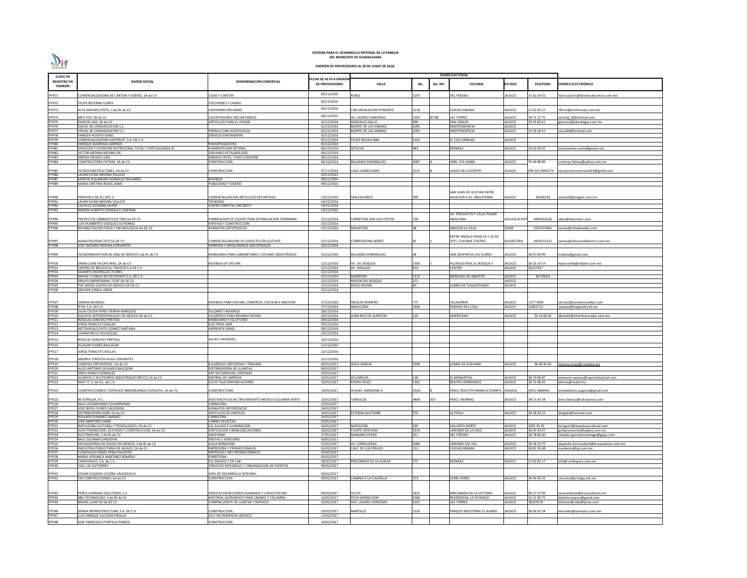**SISTEMA PARA EL DESARROLLO INTEGRAL DE LA FAMILIA**
**DEL MUNICIPIO DE GUADALAJARA**

**PADRÓN DE PROVEEDORES AL 30 DE JUNIO DE 2018.**

| CLAVE DE REGISTRO EN PADRÓN | RAZON SOCIAL | DENOMINACIÓN COMERCIAL | FECHA DE ALTA A PADRÓN DE PROVEEDORES | DOMICILIO FISCAL | | | | | | |  |
|---|---|---|---|---|---|---|---|---|---|---|---|
| | | | | CALLE | No. | No. INT. | COLONIA | ESTADO | TELEFONO | CORREO ELECTRÓNICO |
| PP471 | COMERCIALIZADORA DE CARTON Y DISEÑO, SA de CV | CAJAS Y CARTON | 30/11/2016 | ROBLE | 1297 | | DEL FRESNO | JALISCO | 31 62 14 01 | facturacion1@diseñosdecarton.com.mx |
| PP472 | FELIPE BECERRA FLORES | COLCHONES Y CAMAS | 30/11/2016 | | | | | | | |
| PP473 | ALTA IMAGEN TEXTIL, S de RL de CV | UNIFORMES BIG BANG | 30/11/2016 | CIRCUNVALACION PONIENTE | 1539 | | CIUDAD GRANJA | JALISCO | 15 62 03 27 | rflores@uniformart.com.mx |
| PP474 | MEX TOP, SA de CV | CALENTADORES INSTANTANEOS | 30/11/2016 | AV. LAZARO CARDENAS | 2305 | B7 B8 | LAS TORRES | JALISCO | 36 71 12 75 | victordj_8@hotmail.com |
| PP475 | EKAR DE GAS, SA de CV | ARTICULOS PARA EL HOGAR | 02/12/2016 | GONZALEZ GALLO | 496 | | SAN CARLOS | JALISCO | 33 45 60 61 | gerencia@ekardegas.com.mx |
| PP476 | VISUAL 46 COMUNICACION S.C. | | 02/12/2016 | MONTE DE LAS ANIMAS | 1092 | | INDEPENDENCIA | JALISCO | | |
| PP477 | VISUAL 46 COMUNICACION S.C. | PRODUCCION AUDIOVISUAL | 02/12/2016 | MONTE DE LAS ANIMAS | 1092 | | INDEPENDENCIA | JALISCO | 33 36 18 15 | visual46@hotmail.com |
| PP478 | FABIOLA HUERTA SAINZ | SERVICIO ENFERMERAS | 02/12/2016 | | | | | | | |
| PP479 | COMERCIALIZADORA RAPIFRUIT, S.A. DE C.V. | | 05/12/2016 | FELIPE RUVALCABA | 5162 | | EL COLI URBANO | JALISCO | | |
| PP480 | ENRIQUE MADRIGAL BARRIOS | PAIDOPSIQUIATRA | 05/12/2016 | | | | | | | |
| PP481 | SERVICIOS Y ATENCION NUTRICIONAL TOTAL Y ESPECIALIZADA SC | ALIMENTACION ENTERAL | 06/12/2016 | AZTECAS | 443 | | MONRAZ | JALISCO | 35 63 30 02 | lauraramirez.sante@gmail.com |
| PP482 | VICTOR MEDINA MEDINA DR. | CIRUJANO OFTALMOLOGO | 06/12/2016 | | | | | | | |
| PP483 | JIMENA OROZCO LIRA | IMAGEN TEXTIL TENIS CONVERSE | 06/12/2016 | | | | | | | |
| PP484 | CONSTRUCTORA FATIMA, SA de CV | CONSTRUCCION | 06/12/2016 | BELISARIO DOMINGUEZ | 3007 | A | JARD. STA ISABEL | JALISCO | 33 44 88 89 | cnstruye.fatima@yahoo.com.mx |
| PP485 | TECNOCONSTRUCTORES, SA de CV | CONSTRUCCION | 07/12/2016 | LAGO CAMECUARO | 2515 | 8 | LAGOS DEL COUNTRY | JALISCO | 044 333 4042274 | tecnoconstructores2013@gmail.com |
| PP486 | LAURA ELENA MEDINA VALLEJO | | 20/11/2015 | | | | | | | |
| PP487 | MARTIN ALEJANDRO GONZALEZ NAVARRO | MUEBLES | 09/12/2016 | | | | | | | |
| PP489 | MARIA CRISTINA ROJAS JAIME | PUBLICIDAD Y DISEÑO | 09/12/2016 | | | | | | | |
| PP490 | PROGYM S.DE R.L.DEC.V. | COMERCIALIZACION ARTICULOS DEPORTIVOS | 13/12/2016 | SAN EDUARDO | 399 | | SAN JUAN DE OCOTAN ENTRE AVIACION Y AV. INGLATERRA | JALISCO | 36304216 | ventas2@progym.com.mx |
| PP491 | LAURA ELENA MEDINA VALLEJO | TECNOSOL | 14/12/2016 | | | | | | | |
| PP492 | CASTILLO GUZMAN JAVIER | VIVERO FORESTAL ENCANTO | 14/12/2016 | | | | | | | |
| PP493 | RAMON ALBERTO GONZALEZ LEDESMA | | 14/12/2016 | | | | | | | |
| PP494 | PROYECTOS URBANISTICOS TMG SA DE CV | FABRICACION DE EQUIPO PARA ESTIMULACION TEMPRANA | 15/12/2016 | CARRETERA SAN LUIS POTOSI | 728 | | AV. POLIDUCTO Y CALLE PALMA MEXICANA | AGUASCALIENT | 4499162626 | sales@kidscolors.com |
| PP495 | LUIS HUMBERTO VAZQUEZ GUTIERREZ | PERITAJE Y CONSTRUCCION | 15/12/2016 | | | | | | | |
| PP496 | REHABILITACION FISICA Y NEUROLOGICA SA DE CV | APARATOS ORTOPEDICOS | 15/12/2016 | MALINTZIN | 48 | | ARAGON LA VILLA | CDMX | 5555472441 | ventas@rehabimedic.com |
| PP497 | ALMACEN DIDACTICO SA DE CV | COMERCIALIZADORA DE JUGUETES EDUCATIVOS | 15/12/2016 | CORREGIDORA NORTE | 42 | 1 | ENTRE ANGELA PERALTA Y 16 DE SEPT. COLONIA CENTRO | QUERETARO | 4424131132 | ventas@almacendidactico.com.mx |
| PP498 | JOSE NAZARIO MEDINA CERVANTES | HERRERIA Y MAQUINADOS INDUSTRIALES | 20/12/2016 | | | | | | | |
| PP499 | TECNOINNOVATION IN LABS DE MEXICO S de RL de CV | MOBILIARIO PARA LABORATORIO Y COCINAS INDUSTRIALES | 22/12/2016 | BELISARIO DOMINGUEZ | 38 | | SAN GASPAR DE LAS FLORES | JALISCO | 36 07 69 99 | mobela@gmail.com |
| PP500 | GRAN CLASE EN OFICINAS, SA de CV | MUEBLES DE OFICINA | 22/12/2016 | AV. DEL BOSQUE | 1300 | 1 | PQ INDUSTRIAL EL BOSQUE II | JALISCO | 36 16 19 19 | lopezcotilla@ofiplan.com.mx |
| PP501 | CENTRO DE BELLEZA EL TAPATIO S.A DE C.V | | 22/12/2016 | AV. HIDALGO | 674 | | CENTRO | JALISCO | 36137457 | |
| PP502 | GILBERTO RODRIGUEZ FLORES | | 22/12/2016 | | | | | | | |
| PP503 | RAFIAS Y CABLES DE OCCIDENTE S.A. DE C.V. | | 22/12/2016 | MARIPOSA | 1215 | | MERCADO DE ABASTOS | JALISCO | 36719023 | |
| PP504 | GRUPO EMPRESARIAL TICAF SA DE CV | | 22/12/2016 | MISION DEL BOSQUE | 371 | | | JALISCO | | |
| PP505 | THE WOOD CENTER OF MEXICO SA DE CV | | 22/12/2016 | DIEGO RIVERA | 60 | | LOMAS DE TLAQUEPAQUE | JALISCO | | |
| PP506 | GROVER LOMELI JORGE | | 22/12/2016 | | | | | | | |
| PP507 | OSMAN MUEBLES | MUEBLES PARA OFICINA, COMERCIO, ESCOLAR E INDUSTRI | 27/12/2016 | NICOLAS ROMERO | 775 | | VILLASEÑOR | JALISCO | 1377 4605 | ventas2@osmanmuebles.com |
| PP508 | IFTAL S.A. DE C.V. | | 27/12/2016 | ARAUCARIA | 1406 | | PARAISO DEL COLLI | JALISCO | 31801712 | pympsi@megared.net.mx |
| PP509 | OLGA CECILIA PEREZ VERDIA MARQUEZ | SILLONES Y MUEBLES | 28/12/2016 | | | | | | | |
| PP510 | EQUIPOS INTERFERENCIALES DE MEXICO SA de CV | EQ MEDICO PARA REHABILITACION | 29/12/2016 | JUAN RUIZ DE ALARCON | 126 | | AMERICANA | JALISCO | 36 16 68 26 | dbotello@interferenciales.com.mx |
| PP511 | ROGELIO SANCHEZ PARTIDA | MOBILIARIO Y EQ OFICINA | 29/12/2016 | | | | | | | |
| PP512 | JORGE PERALTA CASILLAS | ELECTRICA JADE | 29/12/2016 | | | | | | | |
| PP513 | NETZAHUALCOYOTL GOMEZ SANTANA | IMPRENTA ISRAEL | 09/12/2016 | | | | | | | |
| PP514 | LILIANA RELLO VELAZQUEZ | | 19/12/2016 | | | | | | | |
| PP515 | ROGELIO SANCHEZ PARTIDA | SILLAS Y MUEBLES | 20/12/2016 | | | | | | | |
| PP516 | ELEAZAR FLORES BALCAZAR | | 21/12/2016 | | | | | | | |
| PP517 | JORGE PERALTA CASILLAS | | 22/12/2016 | | | | | | | |
| PP518 | ANDREA TERESITA AVILA CERVANTES | | 22/12/2016 | | | | | | | |
| PP519 | COMPLEX ORTHOPEDIC, SA de CV | EQ MEDICO ORTOPEDIA Y TRAUMA | 06/01/2017 | JESUS GARCIA | 2590 | | LOMAS DE GUEVARA | JALISCO | 36 40 34 30 | vianney.mayo@complex.mx |
| PP520 | ALDO ANTONIO DELGADO BALCAZAR | DISTRIBUIDORA DE LLANTAS | 06/01/2017 | | | | | | | |
| PP521 | ERIKA ROBLES GONZALEZ | ART DECORACION, CORTINAS | 10/01/2017 | | | | | | | |
| PP522 | GUANTES Y ACCESORIOS INDUSTRIALES REYCO, SA de CV | MATRIAL DE LIMPIEZA | 10/01/2017 | ACUARELAS | 128 | | EL MANANTIAL | JALISCO | 36 70 06 87 | emanuel.reynoso@reycoindustrial.com |
| PP523 | NEAT IT, S. de R.L. de C.V. | EQ DE TELECOMUNICACIONES | 16/01/2017 | PEDRO VELEZ | 1302 | | BEATRIZ HERNANDEZ | JALISCO | 36 72 48 20 | admon@neatit.mx |
| PP524 | CONSTRUCCIONES Y ESPACIOS INMOBILIARIOS AUGUSTA, SA de CV | CONSTRUCTORA | 19/01/2017 | HUAJES MANZANA 9 | CASA | 8 | FRACC RESD STA MARIA ATZOMPA | OAXACA | (951) 5684442 | inmobiliarios.augusta@gmail.com |
| PP525 | RE-ESPALDA, A.C. | ASISTENCIA SOCIAL TRATAMIENTO MEDICO COLUMNA VERTE | 20/01/2017 | TARASCOS | 3469 | 507 | FRACC MONRAZ | JALISCO | 38 13 30 38 | larios.blanca@cdcolumna.com |
| PP526 | RAUL COVARRUBIAS COVARRUBIAS | CARNICERIA | 23/01/2017 | | | | | | | |
| PP527 | JOSE REYES FLORES CALDERON | APARATOS ORTOPEDICOS | 24/01/2017 | | | | | | | |
| PP528 | DISTRIBUIDORA GOBI, SA de CV | ARTICULOS DE LIMPIEZA | 24/01/2017 | ESTEBAN ALATORRE | 970 | | LA PERLA | JALISCO | 36 58 20 22 | distgobi@hotmail.com |
| PP529 | ROLANDO RAMIREZ JIMENEZ | CARNICERIA | 24/01/2017 | | | | | | | |
| PP530 | JOSE MARTINEZ SAINZ | CARNES SELECTAS | 25/01/2017 | | | | | | | |
| PP531 | IMPULSORA CULTURAL Y TECNOLOGICA, SA de CV | EQ. AULDIO E ILUMINACION | 26/01/2017 | NAPOLEON | 239 | | VALLARTA NORTE | JALISCO | 2001 45 45 | larreguin@impulsoracultural.com |
| PP532 | GUFE PROMOCION, ESTUDIOS Y CONSTRUCCION, SA de CV | EDIFICACION Y REMEODELACIONES | 26/01/2017 | FUERTE VENTURA | 2454 | | JARDINES DE LA CRUZ | JALISCO | 36 45 19 47 | gufepromocion@yahoo.com.mx |
| PP533 | ELECTROPURA, S de RL de CV | SANTORINI | 27/01/2017 | MARIANO OTERO | 911 | | DEL FRESNO | JALISCO | 36 78 66 00 | salvador.gonzalezsantiago@gepp.com |
| PP534 | RAUL GUZMAN SANDOVAL | FRUTAS Y VERDURAS | 30/01/2017 | | | | | | | |
| PP535 | ENVASADORAS DE AGUAS EN MEXICO, S de RL de CV | AGUA BONAFONT | 01/02/2017 | AV. CORDILLERAS | 1060 | | JARDINES DEL SOL | JALISCO | 36 28 19 75 | alejandro.hernandezh@envasadoras.com.mx |
| PP536 | INDUSTRIA PUBLICITARIA DE JALISCO, SA de CV | IMPRESORA Y PROMOCIONALES | 01/02/2017 | CALZ. DE LOS PIRULES | 113 | | CIUDAD GRANJA | JALISCO | 36 82 24 68 | maraboto@ipj.com.mx |
| PP537 | CLODOALDO ISRAEL PEÑA PALACIOS | IMPRESOS Y ART PROMOCIONALES | 03/02/2017 | | | | | | | |
| PP538 | MARIA VERONICA MARTINEZ ROMERO | FERRETERIA | 03/02/2017 | | | | | | | |
| PP539 | CARDIOPACE, S.A. de C.V. | EQ. MEDICO Y DE LAB | 08/02/2017 | RINCONADA DE LA AZALEA | 275 | | MONRAZ | JALISCO | 22 82 82 17 | info@cardiopace.com.mx |
| PP540 | YAEL CID GUTIERREZ | SERVICIOS INTEGRALES Y ORGANZACION DE EVENTOS | 09/02/2017 | | | | | | | |
| PP541 | EDGAR EUGENIO CESEÑA VALENZUELA | SERV DE DESARROLLO INTEGRAL | 09/02/2017 | | | | | | | |
| PP542 | SM CONSTRUCCIONES, SA de CV | CONSTRUCCION | 09/02/2017 | CAMINO A LA CALERILLA | 373 | | LOMA VERDE | JALISCO | 36 94 43 03 | cincomc@prodigy.net.mx |
| PP543 | PERFIL HUMANO SOLUTIONS, S.C. | SERVICIO EN RECURSOS HUMANOS Y CAPACITACION | 09/02/2017 | ISLOTE | 2425 | | RINCONADA DE LA VICTORIA | JALISCO | 96 27 57 99 | terecardenas@tcconsultores.mx |
| PP544 | B&S TECHNOLOGY, S de RL de CV | MATERIAL QUIRURGICO PARA CRANEO Y COLUMNA | 10/02/2017 | FELIX MENDELSON | 5580 | | RESIDENCIAL LA ESTANCIA | JALISCO | 31 21 06 75 | bstechcompras@gmail.com |
| PP545 | RADIAL LLANTAS SA DE CV | COMPRA VENTA DE LLANTAS Y SERVICIO | 10/02/2017 | AVE. LAZARO CARDENAS | 2107 | | LAS TORRES | JALISCO | 38107676 | lolivares@radialllantas.com |
| PP546 | SEMSA INFRAESTRUCTURA, S.A. DE C.V. | CONSTRUCCION | 10/02/2017 | MARTILLO | 2150 | | PARQUE INDUSTRIAL EL ALAMO | JALISCO | 36 66 93 54 | emorales@semsaco.com.mx |
| PP547 | LUIS ENRIQUE ALCAZAR PADILLA | EQ E INSTRIMENTAL MEDICO | 13/02/2017 | | | | | | | |
| PP548 | JOSE FRANCISCO PORTILLO PABLOS | CONSTRUCCION | 14/02/2017 | | | | | | | |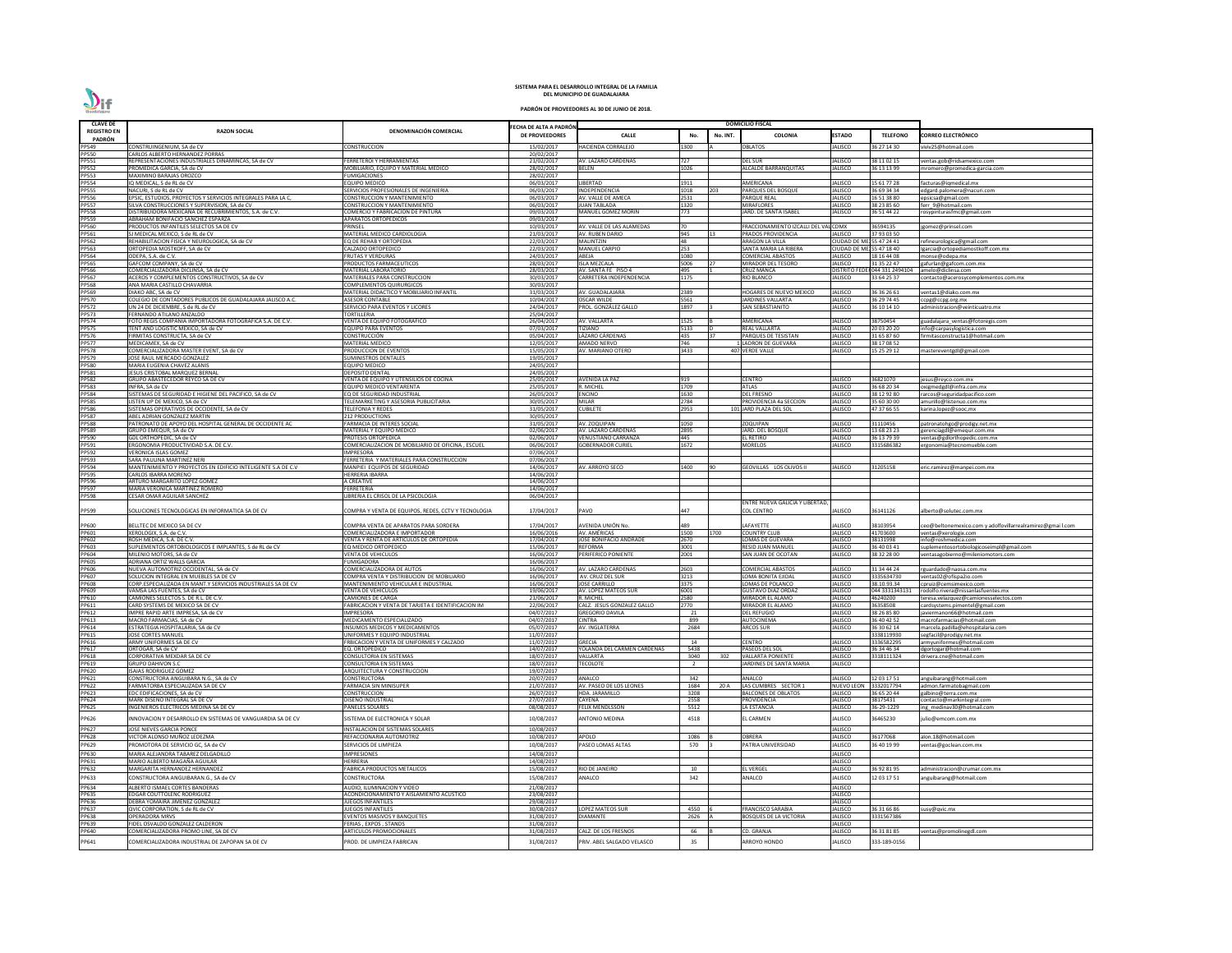**SISTEMA PARA EL DESARROLLO INTEGRAL DE LA FAMILIA**
**DEL MUNICIPIO DE GUADALAJARA**

**PADRÓN DE PROVEEDORES AL 30 DE JUNIO DE 2018.**

| CLAVE DE REGISTRO EN PADRÓN | RAZON SOCIAL | DENOMINACIÓN COMERCIAL | FECHA DE ALTA A PADRÓN DE PROVEEDORES | DOMICILIO FISCAL | | | | | | |
|---|---|---|---|---|---|---|---|---|---|---|
| | | | | CALLE | No. | No. INT. | COLONIA | ESTADO | TELEFONO | CORREO ELECTRÓNICO |
| PP549 | CONSTRUINGENIUM, SA de CV | CONSTRUCCION | 15/02/2017 | HACIENDA CORRALEJO | 1300 | A | OBLATOS | JALISCO | 36 27 14 30 | viviv25@hotmail.com |
| PP550 | CARLOS ALBERTO HERNANDEZ PORRAS | | 20/02/2017 | | | | | | | |
| PP551 | REPRESENTACIONES INDUSTRIALES DINAMINCAS, SA de CV | FERRETERIA Y HERRAMIENTAS | 21/02/2017 | AV. LAZARO CARDENAS | 727 | | DEL SUR | JALISCO | 38 11 02 15 | ventas.gob@ridsamexico.com |
| PP552 | PROMEDICA GARCIA, SA de CV | MOBILIARIO, EQUIPO Y MATERIAL MEDICO | 28/02/2017 | BELEN | 1026 | | ALCALDE BARRANQUITAS | JALISCO | 36 13 13 99 | mromero@promedica-garcia.com |
| PP553 | MAXIMINO BARAJAS OROZCO | FUMIGACIONES | 28/02/2017 | | | | | | | |
| PP554 | IQ MEDICAL, S de RL de CV | EQUIPO MEDICO | 06/03/2017 | LIBERTAD | 1911 | | AMERICANA | JALISCO | 15 61 77 28 | facturas@iqmedical.mx |
| PP555 | NACURI, S de RL de CV | SERVICIOS PROFESIONALES DE INGENIERIA | 06/03/2017 | INDEPENDENCIA | 1018 | 203 | PARQUES DEL BOSQUE | JALISCO | 36 69 34 34 | edgard.palomera@nacuri.com |
| PP556 | EPSIC, ESTUDIOS, PROYECTOS Y SERVICIOS INTEGRALES PARA LA C, | CONSTRUCCION Y MANTENIMIENTO | 06/03/2017 | AV. VALLE DE AMECA | 2531 | | PARQUE REAL | JALISCO | 16 51 38 80 | epsicsa@gmail.com |
| PP557 | SILVA CONSTRUCCIONES Y SUPERVISION, SA de CV | CONSTRUCCION Y MANTENIMIENTO | 06/03/2017 | JUAN TABLADA | 1320 | | MIRAFLORES | JALISCO | 38 23 85 60 | ferr_9@hotmail.com |
| PP558 | DISTRIBUIDORA MEXICANA DE RECUBRIMIENTOS, S.A. de C.V. | COMERCIO Y FABRICACION DE PINTURA | 09/03/2017 | MANUEL GOMEZ MORIN | 773 | | JARD. DE SANTA ISABEL | JALISCO | 36 51 44 22 | rosypinturasfmc@gmail.com |
| PP559 | ABRAHAM BONIFACIO SANCHEZ ESPARZA | APARATOS ORTOPEDICOS | 09/03/2017 | | | | | | | |
| PP560 | PRODUCTOS INFANTILES SELECTOS SA DE CV | PRINSEL | 10/03/2017 | AV. VALLE DE LAS ALAMEDAS | 70 | | FRACCIONAMIENTO IZCALLI DEL VAL | CDMX | 36594135 | jgomez@prinsel.com |
| PP561 | SJ MEDICAL MEXICO, S de RL de CV | MATERIAL MEDICO CARDIOLOGIA | 21/03/2017 | AV. RUBEN DARIO | 945 | 13 | PRADOS PROVIDENCIA | JALISCO | 37 93 03 50 | |
| PP562 | REHABILITACION FISICA Y NEUROLOGICA, SA de CV | EQ DE REHAB Y ORTOPEDIA | 22/03/2017 | MALINTZIN | 48 | | ARAGON LA VILLA | CIUDAD DE ME | 55 47 24 41 | refineurologica@gmail.com |
| PP563 | ORTOPEDIA MOSTKOFF, SA de CV | CALZADO ORTOPEDICO | 22/03/2017 | MANUEL CARPIO | 253 | | SANTA MARIA LA RIBERA | CIUDAD DE ME | 55 47 18 40 | lgarcia@ortopediamostkoff.com.mx |
| PP564 | ODEPA, S.A. de C.V. | FRUTAS Y VERDURAS | 24/03/2017 | ABEJA | 1080 | | COMERCIAL ABASTOS | JALISCO | 18 16 44 08 | monse@odepa.mx |
| PP565 | GAFCOM COMPANY, SA de CV | PRODUCTOS FARMACEUTICOS | 28/03/2017 | ISLA MEZCALA | 5006 | 27 | MIRADOR DEL TESORO | JALISCO | 31 35 22 47 | gafurlan@gafcom.com.mx |
| PP566 | COMERCIALIZADORA DICLINSA, SA de CV | MATERIAL LABORATORIO | 28/03/2017 | AV. SANTA FE PISO 4 | 495 | 1 | CRUZ MANCA | DISTRITO FEDE | 044 331 2494104 | amelo@diclinsa.com |
| PP567 | ACEROS Y COMPLEMENTOS CONSTRUCTIVOS, SA de CV | MATERIALES PARA CONSTRUCCION | 30/03/2017 | CARRETERA INDEPENDENCIA | 1175 | | RIO BLANCO | JALISCO | 33 64 25 37 | contacto@acerosycomplementos.com.mx |
| PP568 | ANA MARIA CASTILLO CHAVARRIA | COMPLEMENTOS QUIRURGICOS | 30/03/2017 | | | | | | | |
| PP569 | DIAKO ABC, SA de CV | MATERIAL DIDACTICO Y MOBILIARIO INFANTIL | 31/03/2017 | AV. GUADALAJARA | 2389 | | HOGARES DE NUEVO MEXICO | JALISCO | 36 36 26 61 | ventas1@diako.com.mx |
| PP570 | COLEGIO DE CONTADORES PUBLICOS DE GUADALAJARA JALISCO A.C. | ASESOR CONTABLE | 10/04/2017 | OSCAR WILDE | 5561 | | JARDINES VALLARTA | JALISCO | 36 29 74 45 | ccpg@ccpg.org.mx |
| PP572 | UN 24 DE DICIEMBRE, S de RL de CV | SERVICIO PARA EVENTOS Y LICORES | 24/04/2017 | PROL. GONZALEZ GALLO | 1897 | | SAN SEBASTIANITO | JALISCO | 36 10 14 10 | administracion@veinticuatro.mx |
| PP573 | FERNANDO ATILANO ANZALDO | TORTILLERIA | 25/04/2017 | | | | | | | |
| PP574 | FOTO REGIS COMPAÑIA IMPORTADORA FOTOGRAFICA S.A. DE C.V. | VENTA DE EQUIPO FOTOGRAFICO | 26/04/2017 | AV. VALLARTA | 1525 | B | AMERICANA | JALISCO | 38750454 | guadalajara_ventas@fotoregis.com |
| PP575 | TENT AND LOGISTIC MEXICO, SA de CV | EQUIPO PARA EVENTOS | 07/03/2017 | TIZIANO | 5133 | D | REAL VALLARTA | JALISCO | 20 03 20 20 | info@carpasylogistica.com |
| PP576 | FIRMITAS CONSTRUCTA, SA de CV | CONSTRUCCIÓN | 05/04/2017 | LAZARO CÁRDENAS | 435 | 37 | PARQUES DE TESISTAN | JALISCO | 31 65 87 60 | firmitasconstructa1@hotmail.com |
| PP577 | MEDICAMEX, SA de CV | MATERIAL MEDICO | 12/05/2017 | AMADO NERVO | 746 | | LADRON DE GUEVARA | JALISCO | 38 17 08 52 | |
| PP578 | COMERCIALIZADORA MASTER EVENT, SA de CV | PRODUCCION DE EVENTOS | 15/05/2017 | AV. MARIANO OTERO | 3433 | 407 | VERDE VALLE | JALISCO | 15 25 29 12 | mastereventgdl@gmail.com |
| PP579 | JOSE RAUL MERCADO GONZALEZ | SUMINISTROS DENTALES | 19/05/2017 | | | | | | | |
| PP580 | MARIA EUGENIA CHAVEZ ALANIS | EQUIPO MEDICO | 24/05/2017 | | | | | | | |
| PP581 | JESUS CRISTOBAL MARQUEZ BERNAL | DEPOSITO DENTAL | 24/05/2017 | | | | | | | |
| PP582 | GRUPO ABASTECEDOR REYCO SA DE CV | VENTA DE EQUIPO Y UTENSILIOS DE COCINA | 25/05/2017 | AVENIDA LA PAZ | 919 | | CENTRO | JALISCO | 36821070 | jesus@reyco.com.mx |
| PP583 | INFRA, SA de CV | EQUIPO MEDICO VENTARENTA | 25/05/2017 | R. MICHEL | 1709 | | ATLAS | JALISCO | 36 68 20 34 | oxigmedgdl@infra.com.mx |
| PP584 | SISTEMAS DE SEGURIDAD E HIGIENE DEL PACIFICO, SA de CV | EQ DE SEGURIDAD INDUSTRIAL | 26/05/2017 | ENCINO | 1630 | | DEL FRESNO | JALISCO | 38 12 92 80 | rarcos@seguridadpacifico.com |
| PP585 | LISTEN UP DE MEXICO, SA de CV | TELEMARKETING Y ASESORIA PUBLICITARIA | 30/05/2017 | MILAR | 2784 | | PROVIDENCIA 4a SECCION | JALISCO | 35 60 30 00 | amurillo@listenuo.com.mx |
| PP586 | SISTEMAS OPERATIVOS DE OCCIDENTE, SA de CV | TELEFONIA Y REDES | 31/05/2017 | CUBILETE | 2953 | 101 | JARD PLAZA DEL SOL | JALISCO | 47 37 66 55 | karina.lopez@sooc.mx |
| PP587 | ABEL ADRIAN GONZALEZ MARTIN | 212 PRODUCTIONS | 30/05/2017 | | | | | | | |
| PP588 | PATRONATO DE APOYO DEL HOSPITAL GENERAL DE OCCIDENTE AC | FARMACIA DE INTERES SOCIAL | 31/05/2017 | AV. ZOQUIPAN | 1050 | | ZOQUIPAN | JALISCO | 31110456 | patronatohgo@prodigy.net.mx |
| PP589 | GRUPO EMEQUR, SA de CV | MATERIAL Y EQUIPO MEDICO | 02/06/2017 | AV. LAZARO CARDENAS | 2895 | | JARD. DEL BOSQUE | JALISCO | 13 68 23 23 | gerenciagdl@emequr.com.mx |
| PP590 | GDL ORTHOPEDIC, SA de CV | PROTESIS ORTOPEDICA | 02/06/2017 | VENUSTIANO CARRANZA | 445 | | EL RETIRO | JALISCO | 36 13 79 39 | ventas@gdlorthopedic.com.mx |
| PP591 | ERGONOMIA PRODUCTIVIDAD S.A. DE C.V. | COMERCIALIZACION DE MOBILIARIO DE OFICINA , ESCUEL | 06/06/2017 | GOBERNADOR CURIEL | 1672 | | MORELOS | JALISCO | 3315686382 | ergonomia@tecnomueble.com |
| PP592 | VERONICA ISLAS GOMEZ | IMPRESORA | 07/06/2017 | | | | | | | |
| PP593 | SARA PAULINA MARTINEZ NERI | FERRETERIA Y MATERIALES PARA CONSTRUCCION | 07/06/2017 | | | | | | | |
| PP594 | MANTENIMIENTO Y PROYECTOS EN EDIFICIO INTELIGENTE S.A DE C.V | MANPIEI EQUIPOS DE SEGURIDAD | 14/06/2017 | AV. ARROYO SECO | 1400 | 90 | GEOVILLAS LOS OLIVOS II | JALISCO | 31205158 | eric.ramirez@manpei.com.mx |
| PP595 | CARLOS IBARRA MORENO | HERRERIA IBARRA | 14/06/2017 | | | | | | | |
| PP596 | ARTURO MARGARITO LOPEZ GOMEZ | A CREATIVE | 14/06/2017 | | | | | | | |
| PP597 | MARIA VERONICA MARTINEZ ROMERO | FERRETERIA | 14/06/2017 | | | | | | | |
| PP598 | CESAR OMAR AGUILAR SANCHEZ | LIBRERIA EL CRISOL DE LA PSICOLOGIA | 06/04/2017 | | | | | | | |
| PP599 | SOLUCIONES TECNOLOGICAS EN INFORMATICA SA DE CV | COMPRA Y VENTA DE EQUIPOS, REDES, CCTV Y TECNOLOGIA | 17/04/2017 | PAVO | 447 | | ENTRE NUEVA GALICIA Y LIBERTAD, COL CENTRO | JALISCO | 36141126 | alberto@solutec.com.mx |
| PP600 | BELLTEC DE MEXICO SA DE CV | COMPRA VENTA DE APARATOS PARA SORDERA | 17/04/2017 | AVENIDA UNIÓN No. | 489 | | LAFAYETTE | JALISCO | 38103954 | ceo@beltonemexico.com y adolfovillarrealramirez@gmai l.com |
| PP601 | XEROLOGIX, S.A. de C.V. | COMERCIALIZADORA E IMPORTADOR | 16/06/2016 | AV. AMÉRICAS | 1500 | 1700 | COUNTRY CLUB | JALISCO | 41703600 | ventas@xerologix.com |
| PP602 | ROSH MEDICA, S.A. DE C.V. | VENTA Y RENTA DE ARTICULOS DE ORTOPEDIA | 17/04/2017 | JOSE BONIFACIO ANDRADE | 2670 | | LOMAS DE GUEVARA | JALISCO | 38131998 | info@roshmedica.com |
| PP603 | SUPLEMENTOS ORTOBIOLOGICOS E IMPLANTES, S de RL de CV | EQ MEDICO ORTOPEDICO | 15/06/2017 | REFORMA | 3001 | | RESID JUAN MANUEL | JALISCO | 36 40 03 41 | suplementosortobiologicoseimpl@gmail.com |
| PP604 | MILENIO MOTORS, SA de CV | VENTA DE VEHICULOS | 16/06/2017 | PERIFERICO PONIENTE | 2001 | | SAN JUAN DE OCOTAN | JALISCO | 38 32 28 00 | ventasagobierno@mileniomotors.com |
| PP605 | ADRIANA ORTIZ WALLS GARCIA | FUMIGADORA | 16/06/2017 | | | | | | | |
| PP606 | NUEVA AUTOMOTRIZ OCCIDENTAL, SA de CV | COMERCIALIZADORA DE AUTOS | 16/06/2017 | AV. LAZARO CARDENAS | 2603 | | COMERCIAL ABASTOS | JALISCO | 31 34 44 24 | rguardado@naosa.com.mx |
| PP607 | SOLUCION INTEGRAL EN MUEBLES SA DE CV | COMPRA VENTA Y DISTRIBUCION DE MOBILIARIO | 16/06/2017 | AV. CRUZ DEL SUR | 3213 | | LOMA BONITA EJIDAL | JALISCO | 3335634730 | ventas02@ofispazio.com |
| PP608 | CORP.ESPECIALIZADA EN MANT.Y SERVICIOS INDUSTRIALES SA DE CV | MANTENIMIENTO VEHICULAR E INDUSTRIAL | 16/06/2017 | JOSE CARRILLO | 3375 | | LOMAS DE POLANCO | JALISCO | 38 10 93 34 | cpruiz@cemsimexico.com |
| PP609 | VAMSA LAS FUENTES, SA de CV | VENTA DE VEHICULOS | 19/06/2017 | AV. LOPEZ MATEOS SUR | 6001 | | GUSTAVO DIAZ ORDAZ | JALISCO | 044 3331343131 | rodolfo.rivera@nissanlasfuentes.mx |
| PP610 | CAMIONES SELECTOS S. DE R.L. DE C.V. | CAMIONES DE CARGA | 21/06/2017 | R. MICHEL | 2580 | | MIRADOR EL ALAMO | JALISCO | 46240200 | teresa.velazquez@camionesselectos.com |
| PP611 | CARD SYSTEMS DE MEXICO SA DE CV | FABRICACION Y VENTA DE TARJETA E IDENTIFICACION IM | 22/06/2017 | CALZ. JESUS GONZALEZ GALLO | 2770 | | MIRADOR EL ALAMO | JALISCO | 36358508 | cardsystems.pimentel@gmail.com |
| PP612 | IMPRE RAPID ARTE IMPRESA, SA de CV | IMPRESORA | 04/07/2017 | GREGORIO DAVILA | 21 | | DEL REFUGIO | JALISCO | 38 26 85 80 | javiermanon66@hotmail.com |
| PP613 | MACRO FARMACIAS, SA de CV | MEDICAMENTO ESPECIALIZADO | 04/07/2017 | CINTRA | 899 | | AUTOCINEMA | JALISCO | 36 40 42 52 | macrofarmacias@hotmail.com |
| PP614 | ESTRATEGIA HOSPITALARIA, SA de CV | INSUMOS MEDICOS Y MEDICAMENTOS | 05/07/2017 | AV. INGLATERRA | 2684 | | ARCOS SUR | JALISCO | 36 30 62 14 | marcela.padilla@ehospitalaria.com |
| PP615 | JOSE CORTES MANUEL | UNIFORMES Y EQUIPO INDUSTRIAL | 11/07/2017 | | | | | JALISCO | 3338119930 | segfacil@prodigy.net.mx |
| PP616 | ARMY UNIFORMES SA DE CV | FRBICACION Y VENTA DE UNIFORMES Y CALZADO | 11/07/2017 | GRECIA | 14 | | CENTRO | JALISCO | 3336582295 | armyuniformes@hotmail.com |
| PP617 | ORTOGAR, SA de CV | EQ. ORTOPEDICO | 14/07/2017 | YOLANDA DEL CARMEN CARDENAS | 5438 | | PASEOS DEL SOL | JALISCO | 36 34 46 34 | dgortogar@hotmail.com |
| PP618 | CORPORATIVA MEXDAR SA DE CV | CONSULTORIA EN SISTEMAS | 18/07/2017 | VALLARTA | 3040 | 302 | VALLARTA PONIENTE | JALISCO | 3318111324 | drivera.cne@hotmail.com |
| PP619 | GRUPO DAHVON S.C | CONSULTORIA EN SISTEMAS | 18/07/2017 | TECOLOTE | 2 | | JARDINES DE SANTA MARIA | JALISCO | | |
| PP620 | ISAIAS RODRIGUEZ GOMEZ | ARQUITECTURA Y CONSTRUCCION | 19/07/2017 | | | | | | | |
| PP621 | CONSTRUCTORA ANGUIBARA N.G., SA de CV | CONSTRUCTORA | 20/07/2017 | ANALCO | 342 | | ANALCO | JALISCO | 12 03 17 51 | anguibarang@hotmail.com |
| PP622 | FARMATORBA ESPECIALIZADA SA DE CV | FARMACIA SIN MINISUPER | 21/07/2017 | AV. PASEO DE LOS LEONES | 1684 | 20 A | LAS CUMBRES SECTOR 1 | NUEVO LEON | 3332017794 | admon.farmatobagmail.com |
| PP623 | EDC EDIFICACIONES, SA de CV | CONSTRUCCION | 26/07/2017 | HDA. JARAMILLO | 3208 | | BALCONES DE OBLATOS | JALISCO | 36 65 20 44 | galbino@terra.com.mx |
| PP624 | MARK DISENO INTEGRAL SA DE CV | DISEÑO INDUSTRIAL | 27/07/2017 | CAYENA | 2558 | | PROVIDENCIA | JALISCO | 38175431 | contacto@markintegral.com |
| PP625 | INGENIEROS ELECTRICOS MEDINA SA DE CV | PANELES SOLARES | 08/08/2017 | FELIX MENDLSSON | 5512 | | LA ESTANCIA | JALISCO | 36-29-1229 | ing_medinav30@hotmail.com |
| PP626 | INNOVACION Y DESARROLLO EN SISTEMAS DE VANGUARDIA SA DE CV | SISTEMA DE ELECTRONICA Y SOLAR | 10/08/2017 | ANTONIO MEDINA | 4518 | | EL CARMEN | JALISCO | 36465230 | julio@emcom.com.mx |
| PP627 | JOSE NIEVES GARCIA PONCE | INSTALACION DE SISTEMAS SOLARES | 10/08/2017 | | | | | JALISCO | | |
| PP628 | VICTOR ALONSO MUÑOZ LEDEZMA | REFACCIONARIA AUTOMOTRIZ | 10/08/2017 | APOLO | 1086 | B | OBRERA | JALISCO | 36177068 | alon.18@hotmail.com |
| PP629 | PROMOTORA DE SERVICIO GC, SA de CV | SERVICIOS DE LIMPIEZA | 10/08/2017 | PASEO LOMAS ALTAS | 570 | 3 | PATRIA UNIVERSIDAD | JALISCO | 36 40 19 99 | ventas@goclean.com.mx |
| PP630 | MARIA ALEJANDRA TABAREZ DELGADILLO | IMPRESIONES | 14/08/2017 | | | | | JALISCO | | |
| PP631 | MARIO ALBERTO MAGAÑA AGUILAR | HERRERIA | 14/08/2017 | | | | | JALISCO | | |
| PP632 | MARGARITA HERNANDEZ HERNANDEZ | FABRICA PRODUCTOS METALICOS | 15/08/2017 | RIO DE JANEIRO | 10 | | EL VERGEL | JALISCO | 36 92 81 95 | administracion@crumar.com.mx |
| PP633 | CONSTRUCTORA ANGUIBARAN.G., SA de CV | CONSTRUCTORA | 15/08/2017 | ANALCO | 342 | | ANALCO | JALISCO | 12 03 17 51 | anguibarang@hotmail.com |
| PP634 | ALBERTO ISMAEL CORTES BANDERAS | AUDIO, ILUMINACION Y VIDEO | 21/08/2017 | | | | | JALISCO | | |
| PP635 | EDGAR COUTTOLENC RODRIGUEZ | ACONDICIONAMIENTO Y AISLAMIENTO ACUSTICO | 23/08/2017 | | | | | JALISCO | | |
| PP636 | DEBRA YOMAIRA JIMENEZ GONZALEZ | JUEGOS INFANTILES | 29/08/2017 | | | | | JALISCO | | |
| PP637 | QVIC CORPORATION, S de RL de CV | JUEGOS INFANTILES | 30/08/2017 | LOPEZ MATEOS SUR | 4550 | 6 | FRANCISCO SARABIA | JALISCO | 36 31 66 86 | susy@qvic.mx |
| PP638 | OPERADORA MRVS | EVENTOS MASIVOS Y BANQUETES | 31/08/2017 | DIAMANTE | 2626 | A | BOSQUES DE LA VICTORIA | JALISCO | 3331567386 | |
| PP639 | FIDEL OSVALDO GONZALEZ CALDERON | FERIAS , EXPOS , STANDS | 31/08/2017 | | | | | JALISCO | | |
| PP640 | COMERCIALIZADORA PROMO LINE, SA DE CV | ARTICULOS PROMOCIONALES | 31/08/2017 | CALZ. DE LOS FRESNOS | 66 | B | CD. GRANJA | JALISCO | 36 31 81 85 | ventas@promolinegdl.com |
| PP641 | COMERCIALIZADORA INDUSTRIAL DE ZAPOPAN SA DE CV | PROD. DE LIMPIEZA FABRICAN | 31/08/2017 | PRIV. ABEL SALGADO VELASCO | 35 | | ARROYO HONDO | JALISCO | 333-189-0156 | |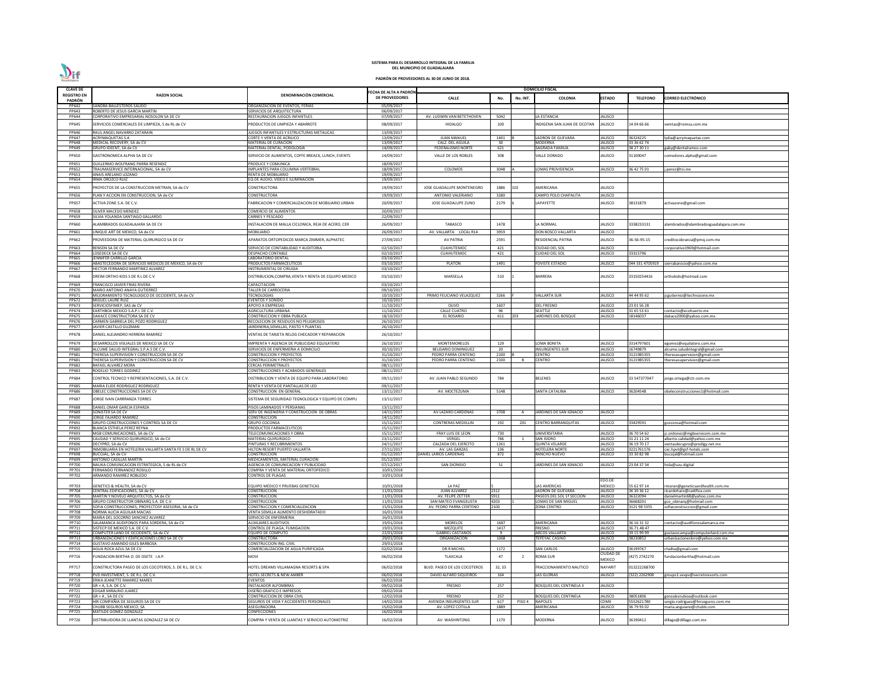**SISTEMA PARA EL DESARROLLO INTEGRAL DE LA FAMILIA DEL MUNICIPIO DE GUADALAJARA**

**PADRÓN DE PROVEEDORES AL 30 DE JUNIO DE 2018.**

| CLAVE DE REGISTRO EN PADRÓN | RAZON SOCIAL | DENOMINACIÓN COMERCIAL | FECHA DE ALTA A PADRÓN DE PROVEEDORES | DOMICILIO FISCAL | | | | | | |
|---|---|---|---|---|---|---|---|---|---|---|
| | | | | CALLE | No. | No. INT. | COLONIA | ESTADO | TELEFONO | CORREO ELECTRÓNICO |
| PP642 | SANDRA BALLESTEROS SALIDO | ORGANIZACIÓN DE EVENTOS, FERIAS | 05/09/2017 | | | | | | | |
| PP643 | ROBERTO DE JESUS GARCIA MARTIN | SERVICIOS DE ARQUITECTURA | 06/09/2017 | | | | | | | |
| PP644 | CORPORATIVO EMPRESARIAL NOSOLON SA DE CV | RESTAURACION JUEGOS INFANTILES | 07/09/2017 | AV. LUDWIN VAN BETETHOVEN | 5042 | | LA ESTANCIA | JALISCO | | |
| PP645 | SERVICIOS COMERCIALES DE LIMPIEZA, S de RL de CV | PRODUCTOS DE LIMPIEZA Y ABARROTE | 08/09/2017 | HIDALGO | 100 | | INDIGENA SAN JUAN DE OCOTAN | JALISCO | 14 04 66 66 | ventas@romsa.com.mx |
| PP646 | RAUL ANGEL NAVARRO ZATARAIN | JUEGOS INFANTILES Y ESTRUCTURAS METALICAS | 13/09/2017 | | | | | | | |
| PP647 | ACRYMAQUETAS S.A | CORTE Y VENTA DE ACRILICO | 13/09/2017 | JUAN MANUEL | 1401 | B | LADRON DE GUEVARA | JALISCO | 36324225 | lydia@acrymaquetas.com |
| PP648 | MEDICAL RECOVERY, SA de CV | MATERIAL DE CURACION | 13/09/2017 | CALZ. DEL AGUILA | 30 | | MODERNA | JALISCO | 33 36 62 74 | |
| PP649 | GRUPO IDEENT, SA de CV | MATERIAL DENTAL, PODOLOGIA | 14/09/2017 | FEDERALISMO NORTE | 621 | | SAGRADA FAMILIA | JALISCO | 38 27 30 11 | gaby@dentalramos.com |
| PP650 | GASTRONOMICA ALPHA SA DE CV | SERVICIO DE ALIMENTOS, COFFE BREACK, LUNCH, EVENTS | 14/09/2017 | VALLE DE LOS ROBLES | 308 | | VALLE DORADO | JALISCO | 31100047 | comedores.alpha@gmail.com |
| PP651 | GUILLERMO WOLFRANG PARRA RESENDIZ | PRODUCE Y COMUNICA | 18/09/2017 | | | | | | | |
| PP652 | TRAUMASERVICE INTERNACIONAL, SA de CV | IMPLANTES PARA COLUMNA VERTEBRAL | 18/09/2017 | COLOMOS | 3048 | A | LOMAS PROVIDENCIA | JALISCO | 36 42 75 01 | j.perez@tsi.mx |
| PP653 | ANAIS ARELANO LOZANO | RENTA DE MOBILIARIO | 19/09/2017 | | | | | | | |
| PP654 | IRMA OROZCO RUIZ | EQ DE AUDIO, VIDEO E ILUMINACION | 19/09/2017 | | | | | | | |
| PP655 | PROYECTOS DE LA CONSTRUCCION METRAN, SA de CV | CONSTRUCTORA | 19/09/2017 | JOSE GUADALUPE MONTENEGRO | 1886 | 102 | AMERICANA | JALISCO | | |
| PP656 | PLAN Y ACCION EN CONSTRUCCION, SA de CV | CONSTRUCTORA | 19/09/2017 | ANTONIO VALERIANO | 3280 | | CAMPO POLO CHAPALITA | JALISCO | | |
| PP657 | ACTIVA ZONE S.A. DE C.V. | FABRICACION Y COMERCIALIZACION DE MOBILIARIO URBANO | 20/09/2017 | JOSE GUADALUPE ZUNO | 2179 | 6 | LAPAYETTE | JALISCO | 38131879 | activazone@gmail.com |
| PP658 | OLIVER MACEDO MENDEZ | COMERCIO DE ALIMENTOS | 20/09/2017 | | | | | | | |
| PP659 | SILVIA YOLANDA SANTIAGO GALLARDO | CARNES Y PESCADO | 22/09/2017 | | | | | | | |
| PP660 | ALAMBRADOS GUADALAJARA SA DE CV | INSTALACION DE MALLA CICLONICA, REJA DE ACERO, CER | 26/09/2017 | TABASCO | 1478 | | LA NORMAL | JALISCO | 3338233131 | alambrados@alambradosguadalajara.com.mx |
| PP661 | UNIQUE ART DE MEXICO, SA de CV | MOBILIARIO | 26/09/2017 | AV. VALLARTA LOCAL R14 | 3959 | | DON BOSCO VALLARTA | JALISCO | | |
| PP662 | PROVEEDORA DE MATERIAL QUIRURGICO SA DE CV | APARATOS ORTOPEDICOS MARCA ZIMMER, ALPHATEC | 27/09/2017 | AV PATRIA | 2591 | | RESIDENCIAL PATRIA | JALISCO | 36-56-95-15 | creditocobranza@pmq.com.mx |
| PP663 | RENSEN SA DE CV | SERVICIO DE CONTABILIDAD Y AUDITORIA | 02/10/2017 | CUAHUTEMOC | 421 | | CIUDAD DEL SOL | JALISCO | | corporativo1969@hotmail.com |
| PP664 | LOSEDECK SA DE CV | DESPACHO CONTABLE | 02/10/2017 | CUAHUTEMOC | 421 | | CUIDAD DEL SOL | JALISCO | 33315796 | |
| PP665 | JENNIFER CARRILLO GARCIA | LABORATORIO DENTAL | 03/10/2017 | | | | | | | |
| PP666 | ABASTECEDORA DE SERVICIOS MEDICOS DE MEXICO, SA de CV | PRODUCTOS FARMACEUTICOS | 03/10/2017 | PLATON | 1491 | | FOVISTE ESTADIO | JALISCO | 044 331 4705919 | sierrabarocio@yahoo.com.mx |
| PP667 | HECTOR FERNANDO MARTINEZ ALVAREZ | INSTRUMENTAL DE CIRUGIA | 03/10/2017 | | | | | | | |
| PP668 | DREIM ORTHO KIDS S DE R.L DE C.V | DISTRIBUCION,COMPRA,VENTA Y RENTA DE EQUIPO MEDICO | 03/10/2017 | MARSELLA | 510 | 1 | BARRERA | JALISCO | 33150254416 | orthokids@hotmail.com |
| PP669 | FRANCISCO JAVIER FRIAS RIVERA | CAPACITACION | 03/10/2017 | | | | | | | |
| PP670 | MARIO ANTONIO ANAYA GUTIERREZ | TALLER DE CARROCERIA | 09/10/2017 | | | | | | | |
| PP671 | MEJORAMIENTO TECNOLOGICO DE OCCIDENTE, SA de CV | TECNOLOGIAS | 10/10/2017 | PRIMO FELICIANO VELAZQUEZ | 3266 | F | VALLARTA SUR | JALISCO | 44 44 95 62 | jcgutierrez@technozone.mx |
| PP672 | MIGUEL LAURE RUIZ | EVENTOS Y SONIDO | 10/10/2017 | | | | | | | |
| PP673 | SERVICIOSFIMEP, SAS de CV | APOYO A EMPRESAS | 11/10/2017 | OLIVO | 1607 | | DEL FRESNO | JALISCO | 23 01 56 28 | |
| PP674 | EARTHBOX MEXICO S.A.P.I. DE C.V. | AGRICULTURA URBANA | 11/10/2017 | CALLE CUATRO | 96 | | SEATTLE | JALISCO | 31 65 53 61 | contacto@ecohuerto.mx |
| PP675 | DAKACE CONSTRUCTORA SA DE CV | CONSTRUCCION Y OBRA PUBLICA | 18/10/2017 | EL ROSARIO | 611 | 203 | JARDINES DEL BOSQUE | JALISCO | 18146037 | dakace2000@yahoo.com.mx |
| PP676 | CARMEN GABRIELA DEL POZO RODRIGUEZ | RECOLECION DE RESIDUOS NO PELIGROSOS | 26/10/2017 | | | | | | | |
| PP677 | JAVIER CASTILLO GUZMAN | JARDINERIA,SEMILLAS, PASTO Y PLANTAS | 26/10/2017 | | | | | | | |
| PP678 | DANIEL ALEJANDRO HERRERA RAMIREZ | VENTAS DE TARJETA RELOG CHECADOR Y REPARACION | 26/10/2017 | | | | | | | |
| PP679 | DESARROLLOS VISUALES DE MEXICO SA DE CV | IMPRENTA Y AGENCIA DE PUBLICIDAD EQUILATERO | 26/10/2017 | MONTEMORELOS | 129 | | LOMA BONITA | JALISCO | 3314797601 | egomez@equilatero.com.mx |
| PP680 | ALCUME SALUD INTEGRAL S.P.A.S DE C.V. | SERVICIOS DE ENFERMERIA A DOMICILIO | 30/10/2017 | BELISARIO DOMINGUEZ | 20 | | INSURGENTES SUR | JALISCO | 16749879 | alcume.saludintegral@gmail.com |
| PP681 | THERESA SUPERVISION Y CONSTRUCCION SA DE CV | CONSTRUCCION Y PROYECTOS | 31/10/2017 | PEDRO PARRA CENTENO | 2100 | B | CENTRO | JALISCO | 3121985355 | theresasupervision@gmail.com |
| PP681 | THERESA SUPERVISION Y CONSTRUCCION SA DE CV | CONSTRUCCION Y PROYECTOS | 31/10/2017 | PEDRO PARRA CENTENO | 2100 | B | CENTRO | JALISCO | 3121985355 | theresasupervision@gmail.com |
| PP682 | RAFAEL ALVAREZ MORA | CERCAS PERIMETRALES | 08/11/2017 | | | | | | | |
| PP683 | ROGELIO TORRES GODINEZ | CONSTRUCCIONES Y ACABADOS GENERALES | 08/11/2017 | | | | | | | |
| PP684 | CONTROL TECNICO Y REPRESENTACIONES, S.A. DE C.V. | DISTRIBUCION Y VENTA DE EQUIPO PARA LABORATORIO | 09/11/2017 | AV. JUAN PABLO SEGUNDO | 784 | | BELENES | JALISCO | 33 547377047 | jorge.ortega@ctr.com.mx |
| PP685 | MARIA ELIDE RODRIGUEZ RODRIGUEZ | RENTA Y VENTA DE PANTALLAS DE LED | 09/11/2017 | | | | | | | |
| PP686 | OBELEC CONSTRUCCIONES SA DE CV | CONSTRUCCION EN GENERAL | 13/11/2017 | AV. MOCTEZUMA | 5148 | | SANTA CATALINA | JALISCO | 36204548 | obeleconstrucciones1@hotmail.com |
| PP687 | JORGE IVAN CARRRANZA TORRES | SISTEMA DE SEGURIDAD TEGNOLOGICA Y EQUIPO DE COMPU | 13/11/2017 | | | | | | | |
| PP688 | DANIEL OMAR GARCIA ESPARZA | PISOS LAMINADOS Y PERSIANAS | 13/11/2017 | | | | | | | |
| PP689 | SONISTER SA DE CV | SERV DE INGENIERIA Y CONSTRUCCION DE OBRAS | 14/11/2017 | AV LAZARO CARDENAS | 3708 | A | JARDINES DE SAN IGNACIO | JALISCO | | |
| PP690 | JORGE FAJARDO RAMIREZ | CONSTRUCCION | 14/11/2017 | | | | | | | |
| PP691 | GRUPO CONSTRUCCIONES Y CONTROL SA DE CV | GRUPO COCONSA | 15/11/2017 | CONTRERAS MEDELLIN | 192 | 201 | CENTRO BARRANQUITAS | JALISCO | 33429591 | gcoconsa@hotmail.com |
| PP692 | BLANCA ESTHELA PEREZ REYNA | PRODUCTOS FARMACEUTICOS | 15/11/2017 | | | | | | | |
| PP693 | MGB COMUNICACIONES, SA de CV | TELECOMUNICACIONES Y OBRA | 15/11/2017 | FRAY LUIS DE LEON | 730 | | UNIVERSITARIA | JALISCO | 36 70 54 62 | jc.ordonez@mgbservicom.com.mx |
| PP695 | CALIDAD Y SERVICIO QUIRURGICO, SA de CV | MATERIAL QUIRURGICO | 23/11/2017 | VERGEL | 786 | 1 | SAN ISIDRO | JALISCO | 31 21 11 24 | alberto.calidad@yahoo.com.mx |
| PP696 | DECYPRO, SA de CV | PINTURAS Y RECUBRIMIENTOS | 24/11/2017 | CALZADA DEL EJERCITO | 1261 | | QUINTA VELARDE | JALISCO | 36 19 70 17 | ventasdecypro@prodigy.net.mx |
| PP697 | INMOBILIARIA EN HOTELERIA VALLARTA SANTA FE S DE RL DE CV | HILTON RESORT PUERTO VALLARTA | 27/11/2017 | AV. LAS GARZAS | 136 | | HOTELERA NORTE | JALISCO | 3221761176 | cxc.hpvt@gsf-hotels.com |
| PP698 | BUCOJAL, SA de CV | CONSTRUCCION | 01/12/2017 | DANIEL LARIOS CARDENAS | 872 | | RANCHO NUEVO | JALISCO | 33 30 82 98 | bucojal@hotmail.com |
| PP699 | ANTONIO CASILLAS MARTIN | MEDICAMENTOS, MATERIAL CURACION | 01/12/2017 | | | | | | | |
| PP700 | NAUKA COMUNICACION ESTRATEGICA, S de RL de CV | AGENCIA DE COMUNICACION Y PUBLICIDAD | 07/12/2017 | SAN DIONISIO | 51 | | JARDINES DE SAN IGNACIO | JALISCO | 23 04 37 34 | hola@uzu.digital |
| PP701 | FERNANDO FERNANDEZ ROSILLO | COMPRA Y VENTA DE MATERIAL ORTOPEDICO | 10/01/2018 | | | | | | | |
| PP702 | ARMANDO RAMIREZ ROBLEDO | CONTROL DE PLAGAS | 10/01/2018 | | | | | | | |
| PP703 | GENETICS & HEALTH, SA de CV | EQUIPO MEDICO Y PRUEBAS GENETICAS | 10/01/2018 | LA PAZ | 5 | | LAS AMERICAS | EDO.DE MEXICO | 55 62 97 14 | rmoran@geneticsandhealth.com.mx |
| PP704 | CENTRAL EDIFICACIONES, SA de CV | CONSTRUCCION | 11/01/2018 | JUAN ALVAREZ | 2312 | | LADRON DE GUEVARA | JALISCO | 36 30 36 12 | ricardoharo@cedifica.com |
| PP705 | MARTIN Y NOVELO ARQUITECTOS, SA de CV | CONSTRUCCION | 11/01/2018 | AV. FELIPE ZETTER | 5911 | | PASEOS DEL SOL 1ª SECCION | JALISCO | 36322094 | danielmartin68@yahoo.com.mx |
| PP706 | GRUPO CONSTRUCTOR OBINARQ S.A. DE C.V. | CONSTRUCCION | 11/01/2018 | SAN MATEO EVANGELISTA | 4203 | 1 | LOMAS DE SAN MIGUEL | JALISCO | 36668201 | gco_obinarq@hotmail.com |
| PP707 | SOFIA CONSTRUCCIONES, PROYECTOSY ASESORIA, SA de CV | CONSTRUCCION Y COMERCIALIZACION | 15/01/2018 | AV. PEDRO PARRA CENTENO | 2100 | | ZONA CENTRO | JALISCO | 3121 98 5355 | sofiaconstruccion@gmail.com |
| PP708 | NORMA ALICIA AGUILAR MACIAS | VENTA SEMILLA ALIMENTO DESHIDRATADO | 16/01/2018 | | | | | | | |
| PP709 | MARIA DEL SOCORRO SANCHEZ ALVAREZ | SERVICIO DE ENFERMERIA | 16/01/2018 | | | | | | | |
| PP710 | SALAMANCA AUDIFONOS PARA SORDERA, SA de CV | AUXILIARES AUDITIVOS | 19/01/2018 | MORELOS | 1687 | | AMERICANA | JALISCO | 36 16 31 32 | contacto@audifonosalamanca.mx |
| PP711 | SISTECP DE MEXICO S.A. DE C.V. | CONTROL DE PLAGA, FUMIGACION | 19/01/2018 | MEZQUITE | 1417 | | FRESNO | JALISCO | 36.71.48.47 | |
| PP712 | COMPUTER LAND DE OCCIDENTE, SA de CV | EQUIPO DE COMPUTO | 22/01/2018 | GABRIEL CASTAÑOS | 9 | | ARCOS VALLARTA | JALISCO | 39 15 99 99 | gustavocampa@computerland.com.mx |
| PP713 | URBANIZACIONES Y EDIFICACIONES LORO SA DE CV | CONSTRUCTORA | 29/01/2018 | ORGANIZACION | 1068 | | TEPEYAC CASINO | JALISCO | 38230852 | urbanizacionesloro@yahoo.com.mx |
| PP714 | GUSTAVO AMANDO GILES BARBOSA | CONSTRUCCION ING. CIVIL | 29/01/2018 | | | | | | | |
| PP715 | AGUA ROCA AZUL SA DE CV | COMERCIALIZACION DE AGUA PURIFICADA | 02/02/2018 | DR.R MICHEL | 1172 | | SAN CARLOS | JALISCO | 36199767 | chalita@gmail.com |
| PP716 | FUNDACION BERTHA O. DE OSETE I.A.P. | MOVI | 06/02/2018 | TLAXCALA | 47 | 2 | ROMA SUR | CIUDAD DE MEXICO | (427) 2742270 | fundacionbertha@hotmail.com |
| PP717 | CONSTRUCTORA PASEO DE LOS COCOTEROS, S. DE R.L. DE C.V. | HOTEL DREAMS VILLAMAGNA RESORTS & SPA | 06/02/2018 | BLVD. PASEO DE LOS COCOTEROS | 32, 33 | | FRACCIONAMIENTO NAUTICO | NAYARIT | 013222268700 | |
| PP718 | PVD INVESTMENT, S. DE R.L. DE C.V. | HOTEL SECRETS & NEW AMBER | 06/02/2018 | DAVID ALFARO SIQUEIROS | 164 | | LAS GLORIAS | JALISCO | (322) 2262900 | groups1.sevpv@secretsresorts.com |
| PP719 | ERIKA JEANETTE RAMIREZ MARES | EVENTOS | 06/02/2018 | | | | | | | |
| PP720 | GR + A, S.A. DE C.V. | INSTALADOR ALFOMBRAS | 09/02/2018 | FRESNO | 257 | | BOSQUES DEL CENTINELA II | JALISCO | | |
| PP721 | EDGAR MIRALRIO JUAREZ | DISEÑO GRAFICO E IMPRESOS | 09/02/2018 | | | | | | | |
| PP722 | GR + A , SA DE CV | CONSTRUCCION DE OBRA CIVIL | 12/02/2018 | FRESNO | 257 | | BOSQUES DEL CENTINELA | JALISCO | 38051806 | gonzalezrubioa@outlook.com |
| PP723 | HIR COMPAÑIA DE SEGUROS SA DE CV | SEGUROS DE VIDA Y ACCIDENTES PERSONALES | 14/02/2018 | AVENIDA INSURGENTES SUR | 617 | PISO 4 | NAPOLES | CDMX | 5552621780 | sergio.rodriguez@hirseguros.com.mx |
| PP724 | CHUBB SEGUROS MEXICO, SA | ASEGURADORA | 15/02/2018 | AV. LOPEZ COTILLA | 1889 | | AMERICANA | JALISCO | 36 79 93 02 | maria.anguiano@chubb.com |
| PP725 | MATILDE GOMEZ GONZALEZ | CONFECCIONES | 16/02/2018 | | | | | | | |
| PP726 | DISTRIBUIDORA DE LLANTAS GONZALEZ SA DE CV | COMPRA Y VENTA DE LLANTAS Y SERVICIO AUTOMOTRIZ | 16/02/2018 | AV. WASHINTONG | 1170 | | MODERNA | JALISCO | 36190412 | dillago@dillago.com.mx |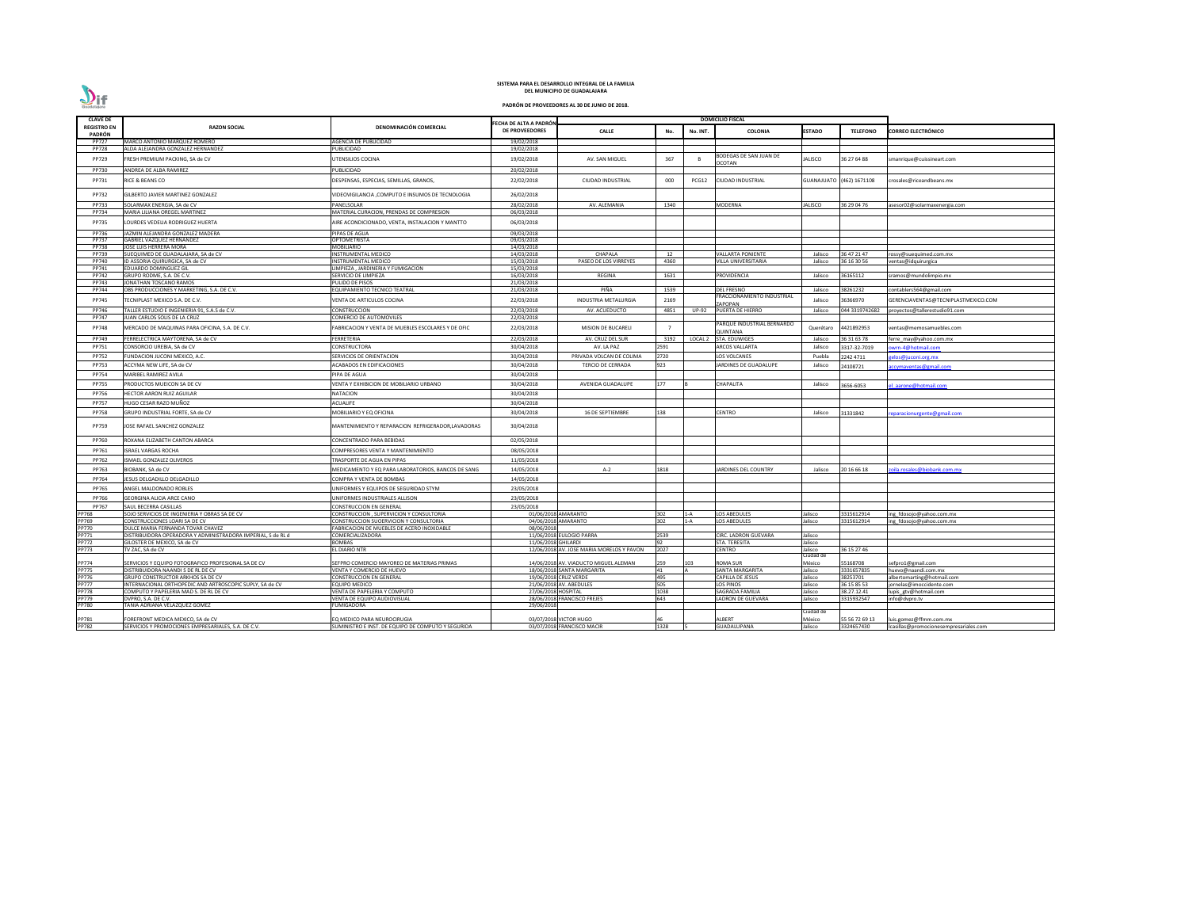# SISTEMA PARA EL DESARROLLO INTEGRAL DE LA FAMILIA DEL MUNICIPIO DE GUADALAJARA

## PADRÓN DE PROVEEDORES AL 30 DE JUNIO DE 2018.

| CLAVE DE REGISTRO EN PADRÓN | RAZON SOCIAL | DENOMINACIÓN COMERCIAL | FECHA DE ALTA A PADRÓN DE PROVEEDORES | DOMICILIO FISCAL CALLE | No. | No. INT. | COLONIA | ESTADO | TELEFONO | CORREO ELECTRÓNICO |
|---|---|---|---|---|---|---|---|---|---|---|
| PP727 | MARCO ANTONIO MARQUEZ ROMERO | AGENCIA DE PUBLICIDAD | 19/02/2018 | | | | | | | |
| PP728 | ALDA ALEJANDRA GONZALEZ HERNANDEZ | PUBLICIDAD | 19/02/2018 | | | | | | | |
| PP729 | FRESH PREMIUM PACKING, SA de CV | UTENSILIOS COCINA | 19/02/2018 | AV. SAN MIGUEL | 367 | B | BODEGAS DE SAN JUAN DE OCOTAN | JALISCO | 36 27 64 88 | smanrique@cuissineart.com |
| PP730 | ANDREA DE ALBA RAMIREZ | PUBLICIDAD | 20/02/2018 | | | | | | | |
| PP731 | RICE & BEANS CO | DESPENSAS, ESPECIAS, SEMILLAS, GRANOS, | 22/02/2018 | CIUDAD INDUSTRIAL | 000 | PCG12 | CIUDAD INDUSTRIAL | GUANAJUATO | (462) 1671108 | crosales@riceandbeans.mx |
| PP732 | GILBERTO JAVIER MARTINEZ GONZALEZ | VIDEOVIGILANCIA ,COMPUTO E INSUMOS DE TECNOLOGIA | 26/02/2018 | | | | | | | |
| PP733 | SOLARMAX ENERGIA, SA de CV | PANELSOLAR | 28/02/2018 | AV. ALEMANIA | 1340 | | MODERNA | JALISCO | 36 29 04 76 | asesor02@solarmaxenergia.com |
| PP734 | MARIA LILIANA OREGEL MARTINEZ | MATERIAL CURACION, PRENDAS DE COMPRESION | 06/03/2018 | | | | | | | |
| PP735 | LOURDES VEDELIA RODRIGUEZ HUERTA | AIRE ACONDICIONADO, VENTA, INSTALACION Y MANTTO | 06/03/2018 | | | | | | | |
| PP736 | JAZMIN ALEJANDRA GONZALEZ MADERA | PIPAS DE AGUA | 09/03/2018 | | | | | | | |
| PP737 | GABRIEL VAZQUEZ HERNANDEZ | OPTOMETRISTA | 09/03/2018 | | | | | | | |
| PP738 | JOSE LUIS HERRERA MORA | MOBILIARIO | 14/03/2018 | | | | | | | |
| PP739 | SUEQUIMED DE GUADALAJARA, SA de CV | INSTRUMENTAL MEDICO | 14/03/2018 | CHAPALA | 12 | | VALLARTA PONIENTE | Jalisco | 36 47 21 47 | rossy@suequimed.com.mx |
| PP740 | ID ASSORIA QUIRURGICA, SA de CV | INSTRUMENTAL MEDICO | 15/03/2018 | PASEO DE LOS VIRREYES | 4360 | | VILLA UNIVERSITARIA | Jalisco | 36 16 30 56 | ventas@idquirurgica |
| PP741 | EDUARDO DOMINGUEZ GIL | LIMPIEZA , JARDINERIA Y FUMIGACION | 15/03/2018 | | | | | | | |
| PP742 | GRUPO RODME, S.A. DE C.V. | SERVICIO DE LIMPIEZA | 16/03/2018 | REGINA | 1631 | | PROVIDENCIA | Jalisco | 36165112 | sramos@mundolimpio.mx |
| PP743 | JONATHAN TOSCANO RAMOS | PULIDO DE PISOS | 21/03/2018 | | | | | | | |
| PP744 | OBS PRODUCCIONES Y MARKETING, S.A. DE C.V. | EQUIPAMIENTO TECNICO TEATRAL | 21/03/2018 | PIÑA | 1539 | | DEL FRESNO | Jalisco | 38261232 | contablers564@gmail.com |
| PP745 | TECNIPLAST MEXICO S.A. DE C.V. | VENTA DE ARTICULOS COCINA | 22/03/2018 | INDUSTRIA METALURGIA | 2169 | | FRACCIONAMIENTO INDUSTRIAL ZAPOPAN | Jalisco | 36366970 | GERENCIAVENTAS@TECNIPLASTMEXICO.COM |
| PP746 | TALLER ESTUDIO E INGENIERIA 91, S.A.S de C.V. | CONSTRUCCION | 22/03/2018 | AV. ACUEDUCTO | 4851 | UP-92 | PUERTA DE HIERRO | Jalisco | 044 3319742682 | proyectos@tallerestudio91.com |
| PP747 | JUAN CARLOS SOLIS DE LA CRUZ | COMERCIO DE AUTOMOVILES | 22/03/2018 | | | | | | | |
| PP748 | MERCADO DE MAQUINAS PARA OFICINA, S.A. DE C.V. | FABRICACION Y VENTA DE MUEBLES ESCOLARES Y DE OFIC | 22/03/2018 | MISION DE BUCARELI | 7 | | PARQUE INDUSTRIAL BERNARDO QUINTANA | Querétaro | 4421892953 | ventas@memosamuebles.com |
| PP749 | FERRELECTRICA MAYTORENA, SA de CV | FERRETERIA | 22/03/2018 | AV. CRUZ DEL SUR | 3192 | LOCAL 2 | STA. EDUWIGES | Jalisco | 36 31 63 78 | ferre_may@yahoo.com.mx |
| PP751 | CONSORCIO UREBIA, SA de CV | CONSTRUCTORA | 30/04/2018 | AV. LA PAZ | 2591 | | ARCOS VALLARTA | Jalisco | 3317-32-7019 | owrn-4@hotmail.com |
| PP752 | FUNDACION JUCONI MEXICO, A.C. | SERVICIOS DE ORIENTACION | 30/04/2018 | PRIVADA VOLCAN DE COLIMA | 2720 | | LOS VOLCANES | Puebla | 2242 4711 | gelos@juconi.org.mx |
| PP753 | ACCYMA NEW LIFE, SA de CV | ACABADOS EN EDIFICACIONES | 30/04/2018 | TERCIO DE CERRADA | 923 | | JARDINES DE GUADALUPE | Jalisco | 24108721 | accymaventas@gmail.com |
| PP754 | MARIBEL RAMIREZ AVILA | PIPA DE AGUA | 30/04/2018 | | | | | | | |
| PP755 | PRODUCTOS MUEICON SA DE CV | VENTA Y EXHIBICION DE MOBILIARIO URBANO | 30/04/2018 | AVENIDA GUADALUPE | 177 | B | CHAPALITA | Jalisco | 3656-6053 | el_aarone@hotmail.com |
| PP756 | HECTOR AARON RUIZ AGUILAR | NATACION | 30/04/2018 | | | | | | | |
| PP757 | HUGO CESAR RAZO MUÑOZ | ACUAUFE | 30/04/2018 | | | | | | | |
| PP758 | GRUPO INDUSTRIAL FORTE, SA de CV | MOBILIARIO Y EQ OFICINA | 30/04/2018 | 16 DE SEPTIEMBRE | 138 | | CENTRO | Jalisco | 31331842 | reparacionurgente@gmail.com |
| PP759 | JOSE RAFAEL SANCHEZ GONZALEZ | MANTENIMIENTO Y REPARACION REFRIGERADOR,LAVADORAS | 30/04/2018 | | | | | | | |
| PP760 | ROXANA ELIZABETH CANTON ABARCA | CONCENTRADO PARA BEBIDAS | 02/05/2018 | | | | | | | |
| PP761 | ISRAEL VARGAS ROCHA | COMPRESORES VENTA Y MANTENIMIENTO | 08/05/2018 | | | | | | | |
| PP762 | ISMAEL GONZALEZ OLIVEROS | TRASPORTE DE AGUA EN PIPAS | 11/05/2018 | | | | | | | |
| PP763 | BIOBANK, SA de CV | MEDICAMENTO Y EQ PARA LABORATORIOS, BANCOS DE SANG | 14/05/2018 | A-2 | 1818 | | JARDINES DEL COUNTRY | Jalisco | 20 16 66 18 | zoila.rosales@biobank.com.mx |
| PP764 | JESUS DELGADILLO DELGADILLO | COMPRA Y VENTA DE BOMBAS | 14/05/2018 | | | | | | | |
| PP765 | ANGEL MALDONADO ROBLES | UNIFORMES Y EQUIPOS DE SEGURIDAD STYM | 23/05/2018 | | | | | | | |
| PP766 | GEORGINA ALICIA ARCE CANO | UNIFORMES INDUSTRIALES ALLISON | 23/05/2018 | | | | | | | |
| PP767 | SAUL BECERRA CASILLAS | CONSTRUCCION EN GENERAL | 23/05/2018 | | | | | | | |
| PP768 | SOJO SERVICIOS DE INGENIERIA Y OBRAS SA DE CV | CONSTRUCCION , SUPERVICION Y CONSULTORIA | 01/06/2018 | AMARANTO | 302 | 1-A | LOS ABEDULES | Jalisco | 3315612914 | ing_fdosojo@yahoo.com.mx |
| PP769 | CONSTRUCCIONES LOARI SA DE CV | CONSTRUCCION SUOERVICION Y CONSULTORIA | 04/06/2018 | AMARANTO | 302 | 1-A | LOS ABEDULES | Jalisco | 3315612914 | ing_fdosojo@yahoo.com.mx |
| PP770 | DULCE MARIA FERNANDA TOVAR CHAVEZ | FABRICACION DE MUEBLES DE ACERO INOXIDABLE | 08/06/2018 | | | | | | | |
| PP771 | DISTRIBUIDORA OPERADORA Y ADMINISTRADORA IMPERIAL, S de RL d | COMERCIALIZADORA | 11/06/2018 | EULOGIO PARRA | 2539 | | CIRC. LADRON GUEVARA | Jalisco | | |
| PP772 | GILOSTER DE MEXICO, SA de CV | BOMBAS | 11/06/2018 | GHILARDI | 92 | | STA. TERESITA | Jalisco | | |
| PP773 | TV ZAC, SA de CV | EL DIARIO NTR | 12/06/2018 | AV. JOSE MARIA MORELOS Y PAVON | 2027 | | CENTRO | Jalisco | 36 15 27 46 | |
| PP774 | SERVICIOS Y EQUIPO FOTOGRAFICO PROFESIONAL SA DE CV | SEFPRO COMERCIO MAYOREO DE MATERIAS PRIMAS | 14/06/2018 | AV. VIADUCTO MIGUEL ALEMAN | 259 | 103 | ROMA SUR | Ciudad de México | 55168708 | sefpro1@gmail.com |
| PP775 | DISTRIBUIDORA NAANDI S DE RL DE CV | VENTA Y COMERCIO DE HUEVO | 18/06/2018 | SANTA MARGARITA | 41 | A | SANTA MARGARITA | Jalisco | 3331657835 | huevo@naandi.com.mx |
| PP776 | GRUPO CONSTRUCTOR ARKHOS SA DE CV | CONSTRUCCION EN GENERAL | 19/06/2018 | CRUZ VERDE | 495 | | CAPILLA DE JESUS | Jalisco | 38253701 | albertomarting@hotmail.com |
| PP777 | INTERNACIONAL ORTHOPEDIC AND ARTROSCOPIC SUPLY, SA de CV | EQUIPO MEDICO | 21/06/2018 | AV. ABEDULES | 505 | | LOS PINOS | Jalisco | 36 15 85 53 | jornelas@imoccidente.com |
| PP778 | COMPUTO Y PAPELERIA MAD S. DE RL DE CV | VENTA DE PAPELERIA Y COMPUTO | 27/06/2018 | HOSPITAL | 1038 | | SAGRADA FAMILIA | Jalisco | 38.27.12.41 | lupis_gtv@hotmail.com |
| PP779 | DVPRO, S.A. DE C.V. | VENTA DE EQUIPO AUDIOVISUAL | 28/06/2018 | FRANCISCO FREJES | 643 | | LADRON DE GUEVARA | Jalisco | 3315932547 | info@dvpro.tv |
| PP780 | TANIA ADRIANA VELAZQUEZ GOMEZ | FUMIGADORA | 29/06/2018 | | | | | | | |
| PP781 | FOREFRONT MEDICA MEXICO, SA de CV | EQ MEDICO PARA NEUROCIRUGIA | 03/07/2018 | VICTOR HUGO | 46 | | ALBERT | Ciudad de México | 55 56 72 69 13 | luis.gomez@ffmm.com.mx |
| PP782 | SERVICIOS Y PROMOCIONES EMPRESARIALES, S.A. DE C.V. | SUMINISTRO E INST. DE EQUIPO DE COMPUTO Y SEGURIDA | 03/07/2018 | FRANCISCO MACIR | 1328 | 5 | GUADALUPANA | Jalisco | 3324657430 | lcasillas@promocionesempresariales.com |